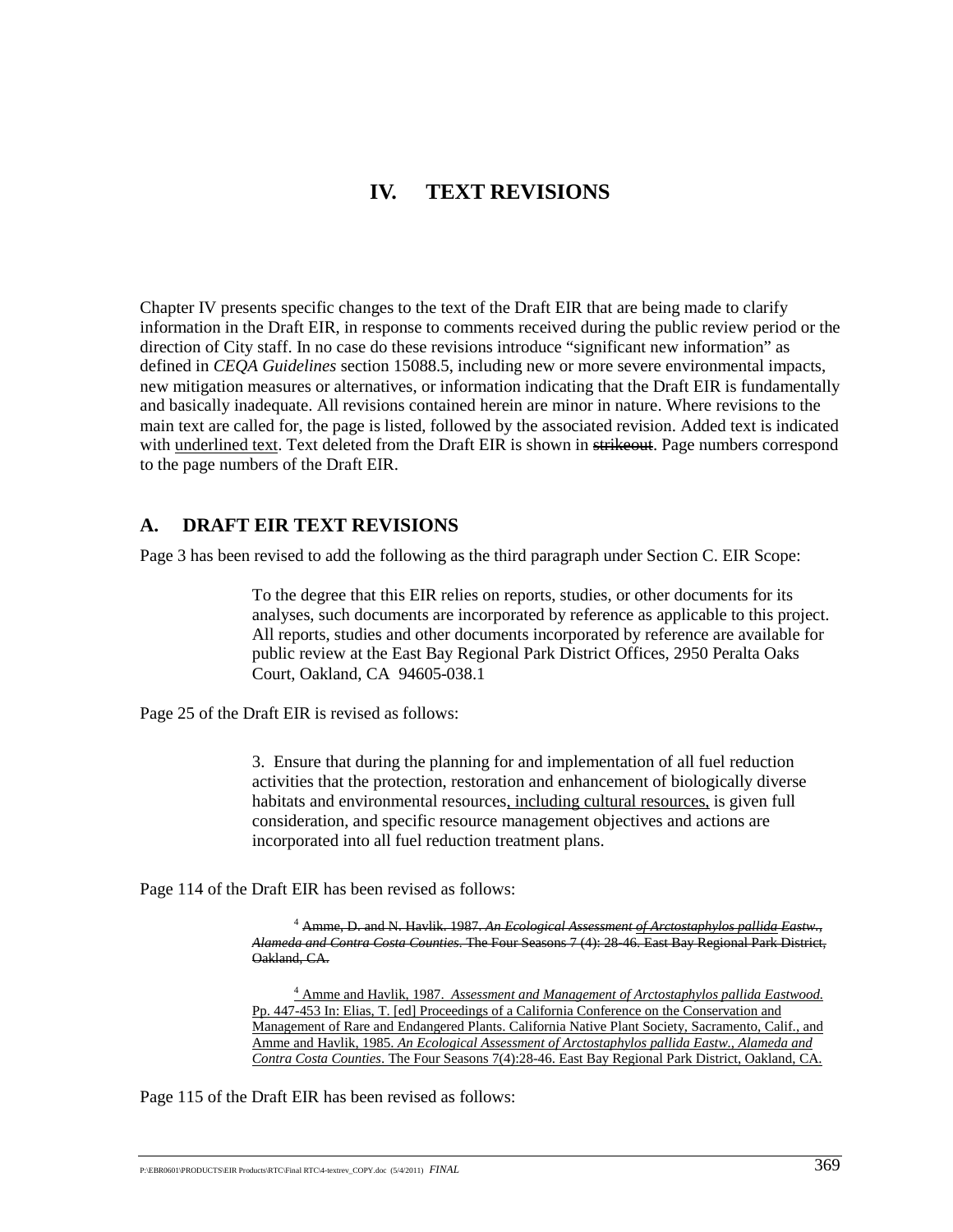# IV. TEXT REVISIONS

Chapter IV presents specific changes to the text of the Draft EIR that are being made to clarify information in the Draft EIR, in response to comments received during the public review period or the direction of City staff. In no case do these revisions introduce "significant new information" as defined in *CEQA Guidelines* section 15088.5, including new or more severe environmental impacts, new mitigation measures or alternatives, or information indicating that the Draft EIR is fundamentally and basically inadequate. All revisions contained herein are minor in nature. Where revisions to the main text are called for, the page is listed, followed by the associated revision. Added text is indicated with <u>underlined text</u>. Text deleted from the Draft EIR is shown in ~~strikeout~~. Page numbers correspond to the page numbers of the Draft EIR.

## A. DRAFT EIR TEXT REVISIONS

Page 3 has been revised to add the following as the third paragraph under Section C. EIR Scope:

> To the degree that this EIR relies on reports, studies, or other documents for its analyses, such documents are incorporated by reference as applicable to this project. All reports, studies and other documents incorporated by reference are available for public review at the East Bay Regional Park District Offices, 2950 Peralta Oaks Court, Oakland, CA 94605-038.1

Page 25 of the Draft EIR is revised as follows:

> 3. Ensure that during the planning for and implementation of all fuel reduction activities that the protection, restoration and enhancement of biologically diverse habitats and environmental resources<u>, including cultural resources,</u> is given full consideration, and specific resource management objectives and actions are incorporated into all fuel reduction treatment plans.

Page 114 of the Draft EIR has been revised as follows:

> ~~[4] Amme, D. and N. Havlik. 1987. *An Ecological Assessment of Arctostaphylos pallida Eastw., Alameda and Contra Costa Counties*. The Four Seasons 7 (4): 28-46. East Bay Regional Park District, Oakland, CA.~~
>
> <u>[4] Amme and Havlik, 1987. *Assessment and Management of Arctostaphylos pallida Eastwood.* Pp. 447-453 In: Elias, T. [ed] Proceedings of a California Conference on the Conservation and Management of Rare and Endangered Plants. California Native Plant Society, Sacramento, Calif., and Amme and Havlik, 1985. *An Ecological Assessment of Arctostaphylos pallida Eastw., Alameda and Contra Costa Counties*. The Four Seasons 7(4):28-46. East Bay Regional Park District, Oakland, CA.</u>

Page 115 of the Draft EIR has been revised as follows: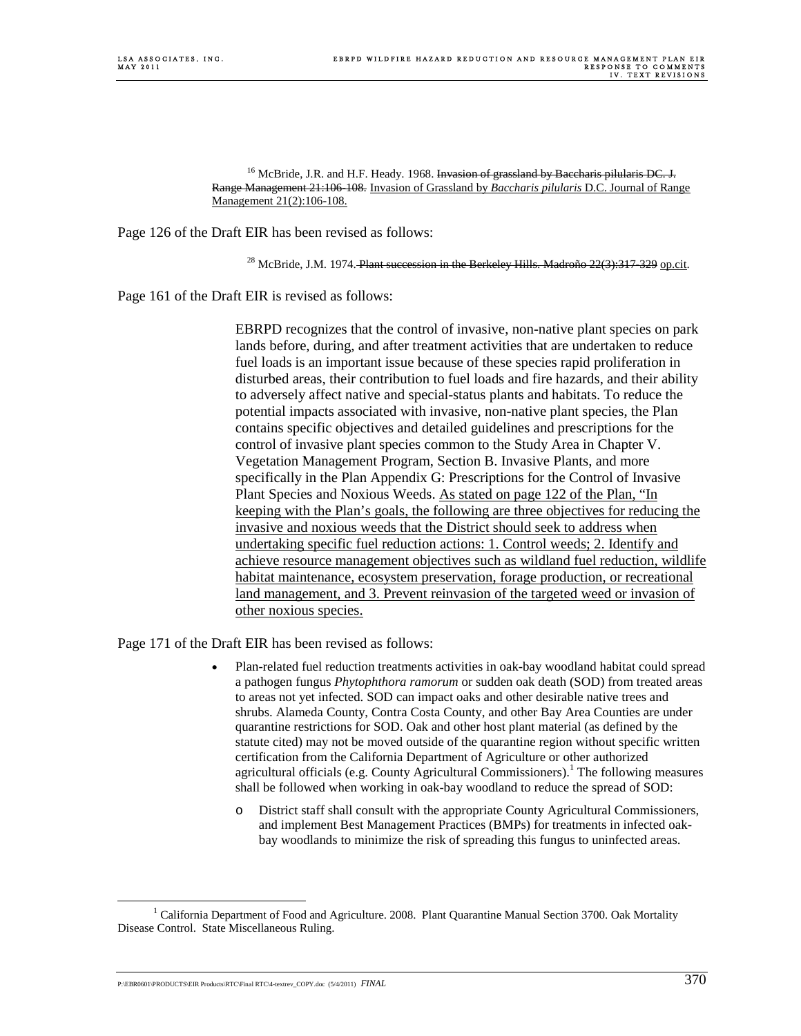[16] McBride, J.R. and H.F. Heady. 1968. ~~Invasion of grassland by Baccharis pilularis DC. J. Range Management 21:106-108.~~ <u>Invasion of Grassland by *Baccharis pilularis* D.C. Journal of Range Management 21(2):106-108.</u>

Page 126 of the Draft EIR has been revised as follows:

[28] McBride, J.M. 1974. ~~Plant succession in the Berkeley Hills. Madroño 22(3):317-329~~ <u>op.cit</u>.

Page 161 of the Draft EIR is revised as follows:

> EBRPD recognizes that the control of invasive, non-native plant species on park lands before, during, and after treatment activities that are undertaken to reduce fuel loads is an important issue because of these species rapid proliferation in disturbed areas, their contribution to fuel loads and fire hazards, and their ability to adversely affect native and special-status plants and habitats. To reduce the potential impacts associated with invasive, non-native plant species, the Plan contains specific objectives and detailed guidelines and prescriptions for the control of invasive plant species common to the Study Area in Chapter V. Vegetation Management Program, Section B. Invasive Plants, and more specifically in the Plan Appendix G: Prescriptions for the Control of Invasive Plant Species and Noxious Weeds. <u>As stated on page 122 of the Plan, "In keeping with the Plan's goals, the following are three objectives for reducing the invasive and noxious weeds that the District should seek to address when undertaking specific fuel reduction actions: 1. Control weeds; 2. Identify and achieve resource management objectives such as wildland fuel reduction, wildlife habitat maintenance, ecosystem preservation, forage production, or recreational land management, and 3. Prevent reinvasion of the targeted weed or invasion of other noxious species.</u>

Page 171 of the Draft EIR has been revised as follows:

- Plan-related fuel reduction treatments activities in oak-bay woodland habitat could spread a pathogen fungus *Phytophthora ramorum* or sudden oak death (SOD) from treated areas to areas not yet infected. SOD can impact oaks and other desirable native trees and shrubs. Alameda County, Contra Costa County, and other Bay Area Counties are under quarantine restrictions for SOD. Oak and other host plant material (as defined by the statute cited) may not be moved outside of the quarantine region without specific written certification from the California Department of Agriculture or other authorized agricultural officials (e.g. County Agricultural Commissioners).[1] The following measures shall be followed when working in oak-bay woodland to reduce the spread of SOD:
  - District staff shall consult with the appropriate County Agricultural Commissioners, and implement Best Management Practices (BMPs) for treatments in infected oak-bay woodlands to minimize the risk of spreading this fungus to uninfected areas.

[1] California Department of Food and Agriculture. 2008. Plant Quarantine Manual Section 3700. Oak Mortality Disease Control. State Miscellaneous Ruling.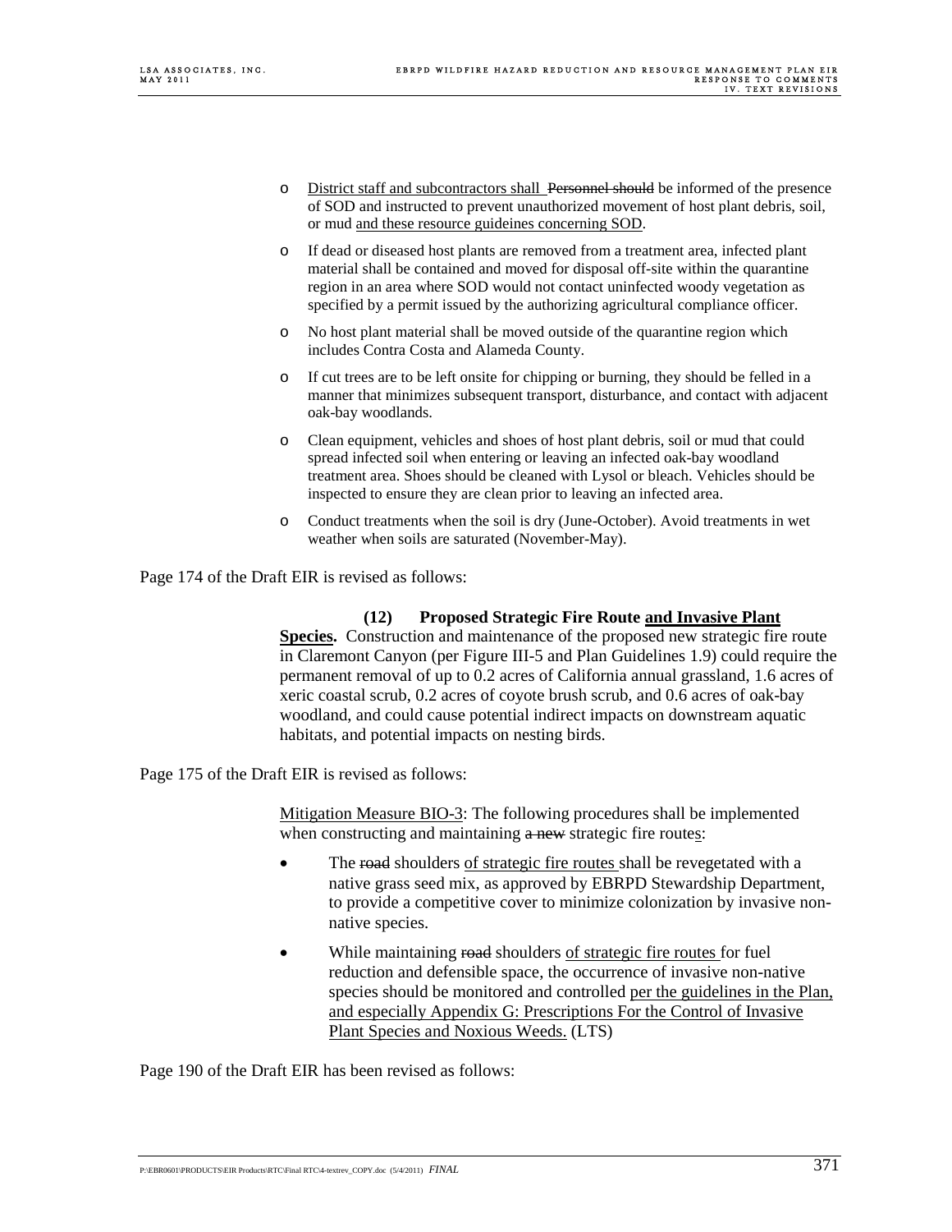- District staff and subcontractors shall ~~Personnel should~~ be informed of the presence of SOD and instructed to prevent unauthorized movement of host plant debris, soil, or mud and these resource guideines concerning SOD.
- If dead or diseased host plants are removed from a treatment area, infected plant material shall be contained and moved for disposal off-site within the quarantine region in an area where SOD would not contact uninfected woody vegetation as specified by a permit issued by the authorizing agricultural compliance officer.
- No host plant material shall be moved outside of the quarantine region which includes Contra Costa and Alameda County.
- If cut trees are to be left onsite for chipping or burning, they should be felled in a manner that minimizes subsequent transport, disturbance, and contact with adjacent oak-bay woodlands.
- Clean equipment, vehicles and shoes of host plant debris, soil or mud that could spread infected soil when entering or leaving an infected oak-bay woodland treatment area. Shoes should be cleaned with Lysol or bleach. Vehicles should be inspected to ensure they are clean prior to leaving an infected area.
- Conduct treatments when the soil is dry (June-October). Avoid treatments in wet weather when soils are saturated (November-May).

Page 174 of the Draft EIR is revised as follows:

**(12) Proposed Strategic Fire Route and Invasive Plant Species.** Construction and maintenance of the proposed new strategic fire route in Claremont Canyon (per Figure III-5 and Plan Guidelines 1.9) could require the permanent removal of up to 0.2 acres of California annual grassland, 1.6 acres of xeric coastal scrub, 0.2 acres of coyote brush scrub, and 0.6 acres of oak-bay woodland, and could cause potential indirect impacts on downstream aquatic habitats, and potential impacts on nesting birds.

Page 175 of the Draft EIR is revised as follows:

Mitigation Measure BIO-3: The following procedures shall be implemented when constructing and maintaining ~~a new~~ strategic fire routes:

- The ~~road~~ shoulders of strategic fire routes shall be revegetated with a native grass seed mix, as approved by EBRPD Stewardship Department, to provide a competitive cover to minimize colonization by invasive non-native species.
- While maintaining ~~road~~ shoulders of strategic fire routes for fuel reduction and defensible space, the occurrence of invasive non-native species should be monitored and controlled per the guidelines in the Plan, and especially Appendix G: Prescriptions For the Control of Invasive Plant Species and Noxious Weeds. (LTS)

Page 190 of the Draft EIR has been revised as follows: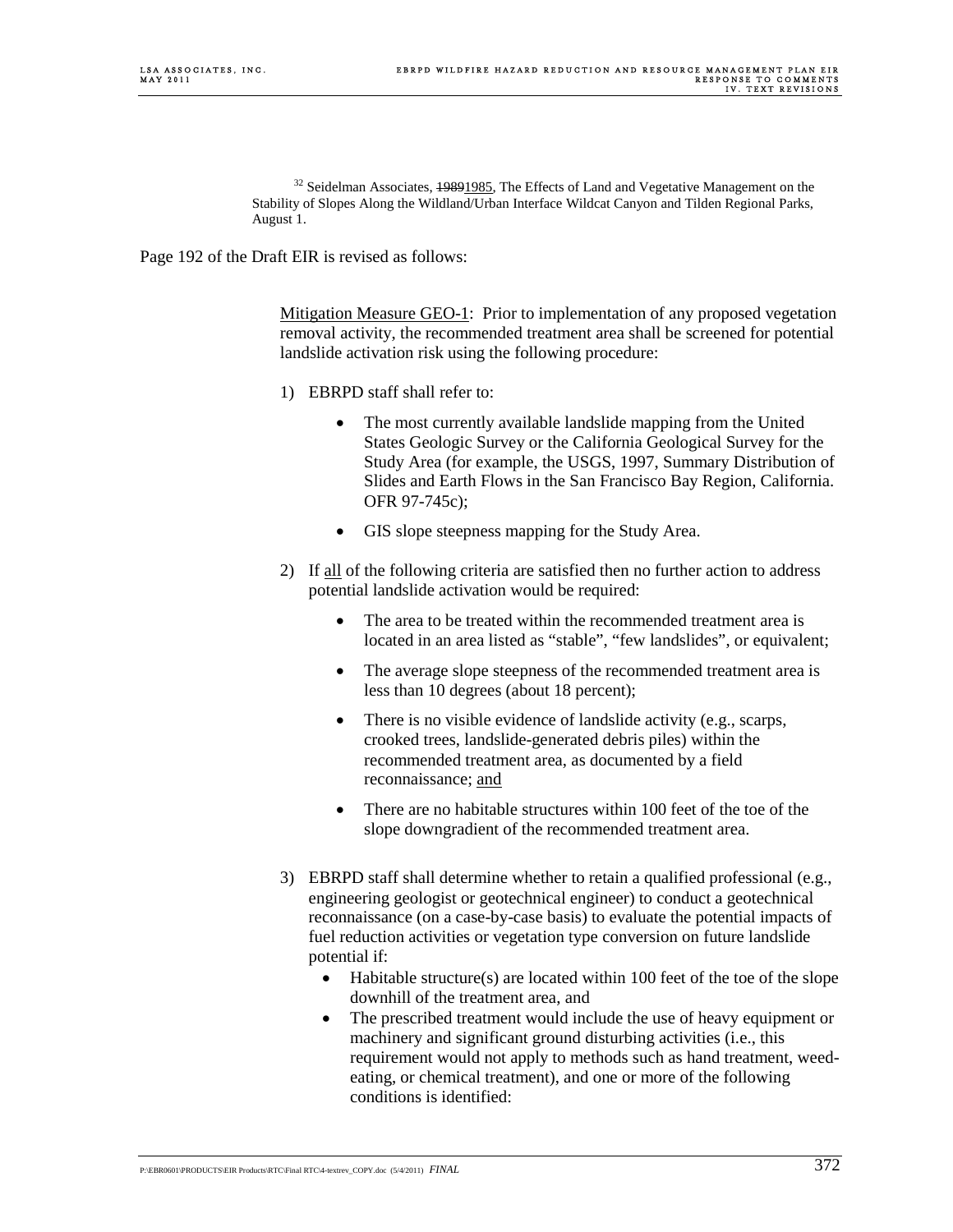[32] Seidelman Associates, ~~1989~~1985, The Effects of Land and Vegetative Management on the Stability of Slopes Along the Wildland/Urban Interface Wildcat Canyon and Tilden Regional Parks, August 1.

Page 192 of the Draft EIR is revised as follows:

<u>Mitigation Measure GEO-1</u>: Prior to implementation of any proposed vegetation removal activity, the recommended treatment area shall be screened for potential landslide activation risk using the following procedure:

1) EBRPD staff shall refer to:

   - The most currently available landslide mapping from the United States Geologic Survey or the California Geological Survey for the Study Area (for example, the USGS, 1997, Summary Distribution of Slides and Earth Flows in the San Francisco Bay Region, California. OFR 97-745c);

   - GIS slope steepness mapping for the Study Area.

2) If <u>all</u> of the following criteria are satisfied then no further action to address potential landslide activation would be required:

   - The area to be treated within the recommended treatment area is located in an area listed as "stable", "few landslides", or equivalent;

   - The average slope steepness of the recommended treatment area is less than 10 degrees (about 18 percent);

   - There is no visible evidence of landslide activity (e.g., scarps, crooked trees, landslide-generated debris piles) within the recommended treatment area, as documented by a field reconnaissance; <u>and</u>

   - There are no habitable structures within 100 feet of the toe of the slope downgradient of the recommended treatment area.

3) EBRPD staff shall determine whether to retain a qualified professional (e.g., engineering geologist or geotechnical engineer) to conduct a geotechnical reconnaissance (on a case-by-case basis) to evaluate the potential impacts of fuel reduction activities or vegetation type conversion on future landslide potential if:
   - Habitable structure(s) are located within 100 feet of the toe of the slope downhill of the treatment area, and
   - The prescribed treatment would include the use of heavy equipment or machinery and significant ground disturbing activities (i.e., this requirement would not apply to methods such as hand treatment, weed-eating, or chemical treatment), and one or more of the following conditions is identified: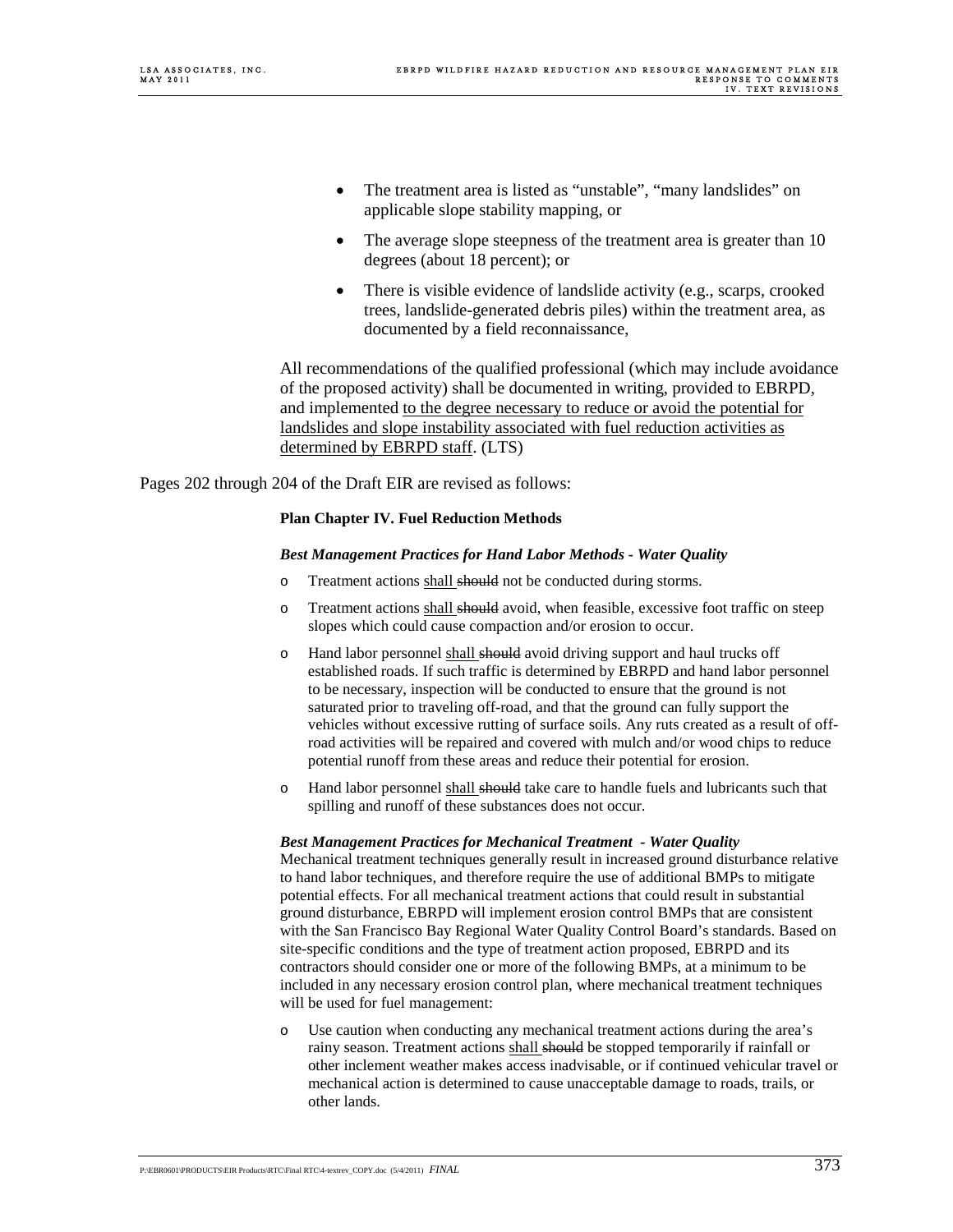- The treatment area is listed as “unstable”, “many landslides” on applicable slope stability mapping, or
- The average slope steepness of the treatment area is greater than 10 degrees (about 18 percent); or
- There is visible evidence of landslide activity (e.g., scarps, crooked trees, landslide-generated debris piles) within the treatment area, as documented by a field reconnaissance,

All recommendations of the qualified professional (which may include avoidance of the proposed activity) shall be documented in writing, provided to EBRPD, and implemented <u>to the degree necessary to reduce or avoid the potential for landslides and slope instability associated with fuel reduction activities as determined by EBRPD staff</u>. (LTS)

Pages 202 through 204 of the Draft EIR are revised as follows:

**Plan Chapter IV. Fuel Reduction Methods**

***Best Management Practices for Hand Labor Methods - Water Quality***

- Treatment actions <u>shall</u> ~~should~~ not be conducted during storms.
- Treatment actions <u>shall</u> ~~should~~ avoid, when feasible, excessive foot traffic on steep slopes which could cause compaction and/or erosion to occur.
- Hand labor personnel <u>shall</u> ~~should~~ avoid driving support and haul trucks off established roads. If such traffic is determined by EBRPD and hand labor personnel to be necessary, inspection will be conducted to ensure that the ground is not saturated prior to traveling off-road, and that the ground can fully support the vehicles without excessive rutting of surface soils. Any ruts created as a result of off-road activities will be repaired and covered with mulch and/or wood chips to reduce potential runoff from these areas and reduce their potential for erosion.
- Hand labor personnel <u>shall</u> ~~should~~ take care to handle fuels and lubricants such that spilling and runoff of these substances does not occur.

***Best Management Practices for Mechanical Treatment - Water Quality***

Mechanical treatment techniques generally result in increased ground disturbance relative to hand labor techniques, and therefore require the use of additional BMPs to mitigate potential effects. For all mechanical treatment actions that could result in substantial ground disturbance, EBRPD will implement erosion control BMPs that are consistent with the San Francisco Bay Regional Water Quality Control Board’s standards. Based on site-specific conditions and the type of treatment action proposed, EBRPD and its contractors should consider one or more of the following BMPs, at a minimum to be included in any necessary erosion control plan, where mechanical treatment techniques will be used for fuel management:

- Use caution when conducting any mechanical treatment actions during the area’s rainy season. Treatment actions <u>shall</u> ~~should~~ be stopped temporarily if rainfall or other inclement weather makes access inadvisable, or if continued vehicular travel or mechanical action is determined to cause unacceptable damage to roads, trails, or other lands.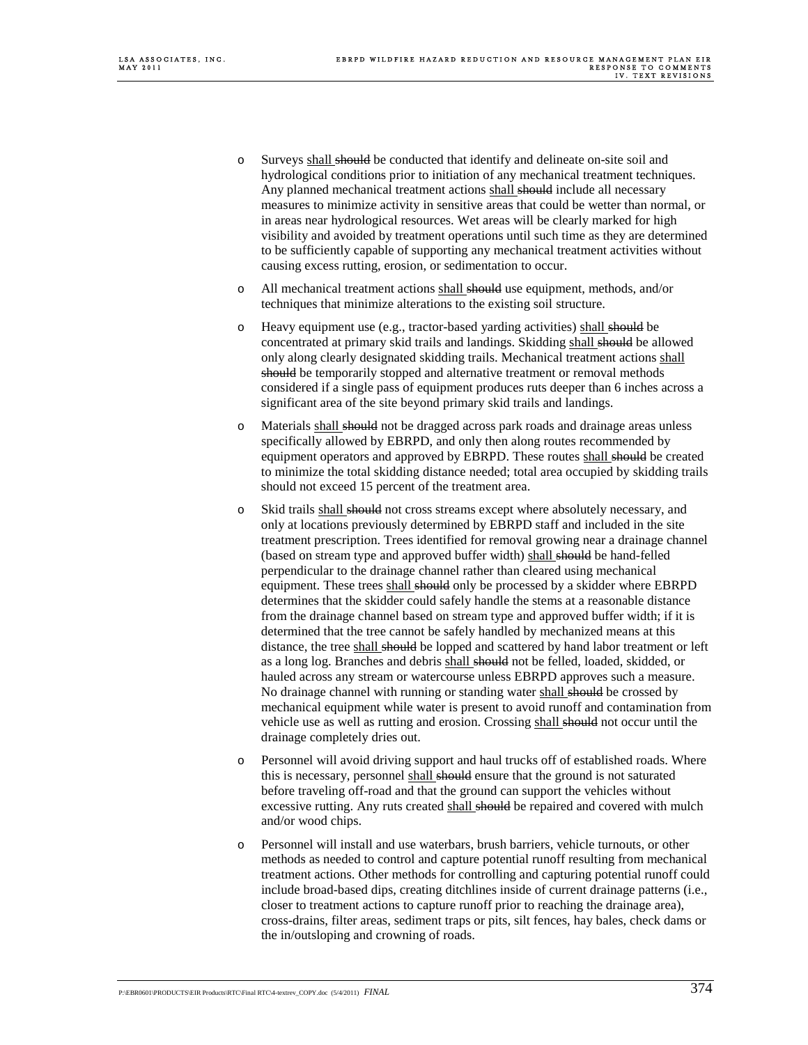- Surveys <u>shall</u> ~~should~~ be conducted that identify and delineate on-site soil and hydrological conditions prior to initiation of any mechanical treatment techniques. Any planned mechanical treatment actions <u>shall</u> ~~should~~ include all necessary measures to minimize activity in sensitive areas that could be wetter than normal, or in areas near hydrological resources. Wet areas will be clearly marked for high visibility and avoided by treatment operations until such time as they are determined to be sufficiently capable of supporting any mechanical treatment activities without causing excess rutting, erosion, or sedimentation to occur.

- All mechanical treatment actions <u>shall</u> ~~should~~ use equipment, methods, and/or techniques that minimize alterations to the existing soil structure.

- Heavy equipment use (e.g., tractor-based yarding activities) <u>shall</u> ~~should~~ be concentrated at primary skid trails and landings. Skidding <u>shall</u> ~~should~~ be allowed only along clearly designated skidding trails. Mechanical treatment actions <u>shall</u> ~~should~~ be temporarily stopped and alternative treatment or removal methods considered if a single pass of equipment produces ruts deeper than 6 inches across a significant area of the site beyond primary skid trails and landings.

- Materials <u>shall</u> ~~should~~ not be dragged across park roads and drainage areas unless specifically allowed by EBRPD, and only then along routes recommended by equipment operators and approved by EBRPD. These routes <u>shall</u> ~~should~~ be created to minimize the total skidding distance needed; total area occupied by skidding trails should not exceed 15 percent of the treatment area.

- Skid trails <u>shall</u> ~~should~~ not cross streams except where absolutely necessary, and only at locations previously determined by EBRPD staff and included in the site treatment prescription. Trees identified for removal growing near a drainage channel (based on stream type and approved buffer width) <u>shall</u> ~~should~~ be hand-felled perpendicular to the drainage channel rather than cleared using mechanical equipment. These trees <u>shall</u> ~~should~~ only be processed by a skidder where EBRPD determines that the skidder could safely handle the stems at a reasonable distance from the drainage channel based on stream type and approved buffer width; if it is determined that the tree cannot be safely handled by mechanized means at this distance, the tree <u>shall</u> ~~should~~ be lopped and scattered by hand labor treatment or left as a long log. Branches and debris <u>shall</u> ~~should~~ not be felled, loaded, skidded, or hauled across any stream or watercourse unless EBRPD approves such a measure. No drainage channel with running or standing water <u>shall</u> ~~should~~ be crossed by mechanical equipment while water is present to avoid runoff and contamination from vehicle use as well as rutting and erosion. Crossing <u>shall</u> ~~should~~ not occur until the drainage completely dries out.

- Personnel will avoid driving support and haul trucks off of established roads. Where this is necessary, personnel <u>shall</u> ~~should~~ ensure that the ground is not saturated before traveling off-road and that the ground can support the vehicles without excessive rutting. Any ruts created <u>shall</u> ~~should~~ be repaired and covered with mulch and/or wood chips.

- Personnel will install and use waterbars, brush barriers, vehicle turnouts, or other methods as needed to control and capture potential runoff resulting from mechanical treatment actions. Other methods for controlling and capturing potential runoff could include broad-based dips, creating ditchlines inside of current drainage patterns (i.e., closer to treatment actions to capture runoff prior to reaching the drainage area), cross-drains, filter areas, sediment traps or pits, silt fences, hay bales, check dams or the in/outsloping and crowning of roads.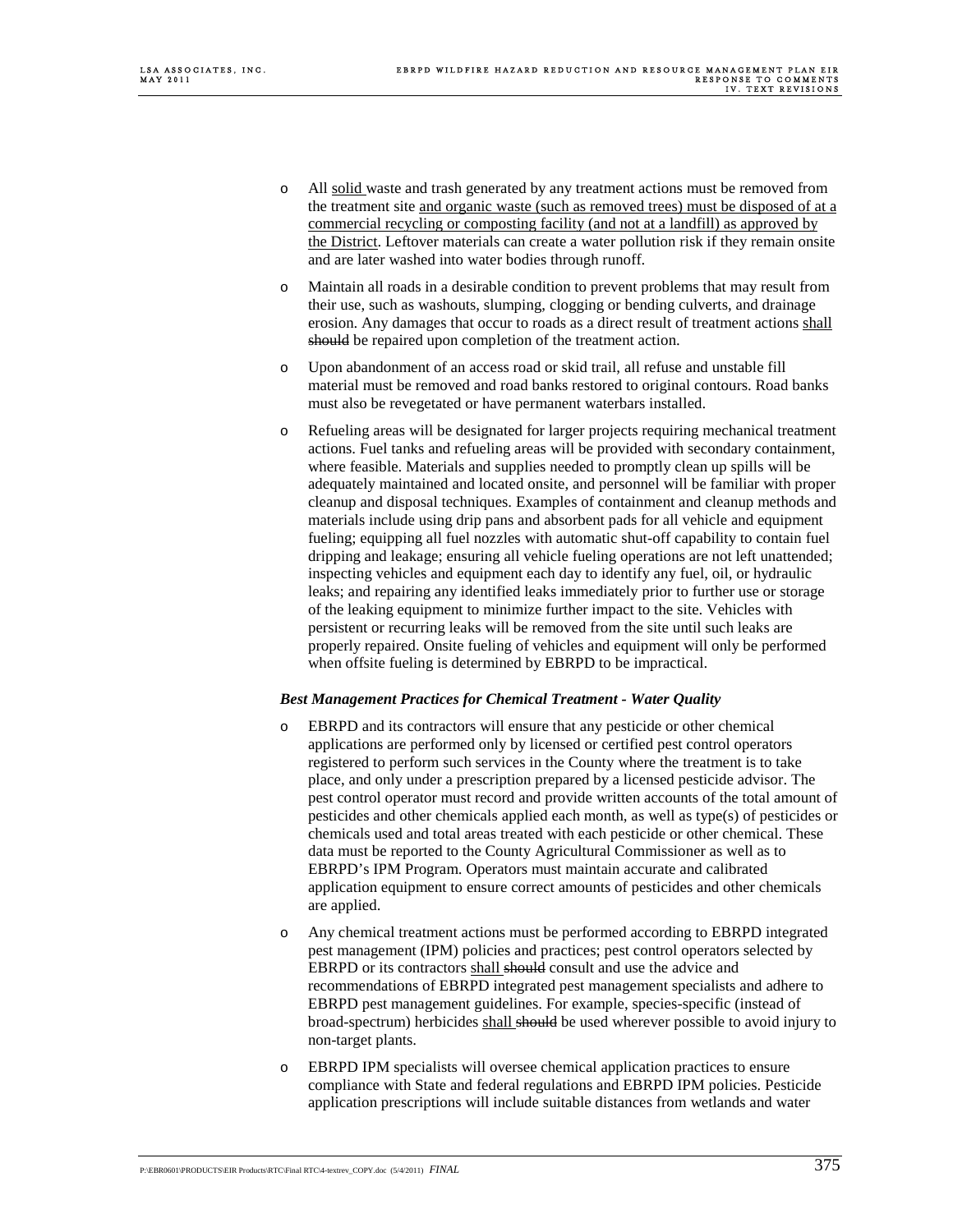- All <u>solid</u> waste and trash generated by any treatment actions must be removed from the treatment site <u>and organic waste (such as removed trees) must be disposed of at a commercial recycling or composting facility (and not at a landfill) as approved by the District</u>. Leftover materials can create a water pollution risk if they remain onsite and are later washed into water bodies through runoff.

- Maintain all roads in a desirable condition to prevent problems that may result from their use, such as washouts, slumping, clogging or bending culverts, and drainage erosion. Any damages that occur to roads as a direct result of treatment actions <u>shall</u> ~~should~~ be repaired upon completion of the treatment action.

- Upon abandonment of an access road or skid trail, all refuse and unstable fill material must be removed and road banks restored to original contours. Road banks must also be revegetated or have permanent waterbars installed.

- Refueling areas will be designated for larger projects requiring mechanical treatment actions. Fuel tanks and refueling areas will be provided with secondary containment, where feasible. Materials and supplies needed to promptly clean up spills will be adequately maintained and located onsite, and personnel will be familiar with proper cleanup and disposal techniques. Examples of containment and cleanup methods and materials include using drip pans and absorbent pads for all vehicle and equipment fueling; equipping all fuel nozzles with automatic shut-off capability to contain fuel dripping and leakage; ensuring all vehicle fueling operations are not left unattended; inspecting vehicles and equipment each day to identify any fuel, oil, or hydraulic leaks; and repairing any identified leaks immediately prior to further use or storage of the leaking equipment to minimize further impact to the site. Vehicles with persistent or recurring leaks will be removed from the site until such leaks are properly repaired. Onsite fueling of vehicles and equipment will only be performed when offsite fueling is determined by EBRPD to be impractical.

***Best Management Practices for Chemical Treatment - Water Quality***

- EBRPD and its contractors will ensure that any pesticide or other chemical applications are performed only by licensed or certified pest control operators registered to perform such services in the County where the treatment is to take place, and only under a prescription prepared by a licensed pesticide advisor. The pest control operator must record and provide written accounts of the total amount of pesticides and other chemicals applied each month, as well as type(s) of pesticides or chemicals used and total areas treated with each pesticide or other chemical. These data must be reported to the County Agricultural Commissioner as well as to EBRPD's IPM Program. Operators must maintain accurate and calibrated application equipment to ensure correct amounts of pesticides and other chemicals are applied.

- Any chemical treatment actions must be performed according to EBRPD integrated pest management (IPM) policies and practices; pest control operators selected by EBRPD or its contractors <u>shall</u> ~~should~~ consult and use the advice and recommendations of EBRPD integrated pest management specialists and adhere to EBRPD pest management guidelines. For example, species-specific (instead of broad-spectrum) herbicides <u>shall</u> ~~should~~ be used wherever possible to avoid injury to non-target plants.

- EBRPD IPM specialists will oversee chemical application practices to ensure compliance with State and federal regulations and EBRPD IPM policies. Pesticide application prescriptions will include suitable distances from wetlands and water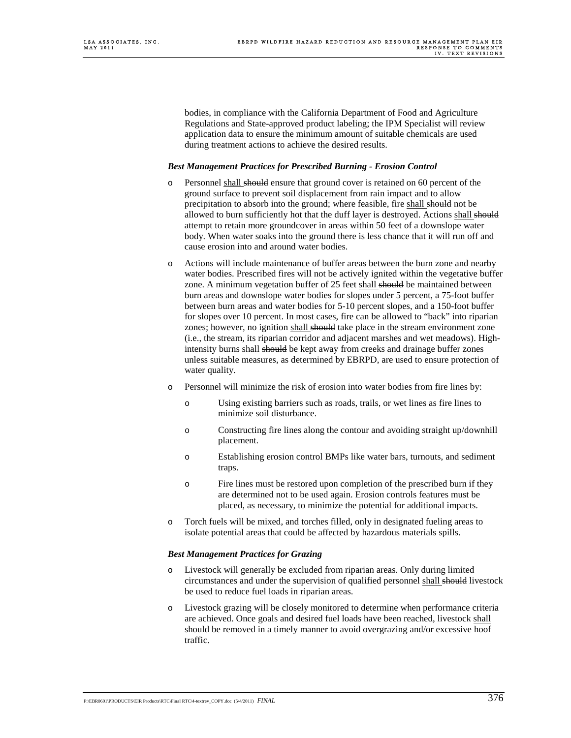bodies, in compliance with the California Department of Food and Agriculture Regulations and State-approved product labeling; the IPM Specialist will review application data to ensure the minimum amount of suitable chemicals are used during treatment actions to achieve the desired results.

***Best Management Practices for Prescribed Burning - Erosion Control***

- Personnel <u>shall</u> ~~should~~ ensure that ground cover is retained on 60 percent of the ground surface to prevent soil displacement from rain impact and to allow precipitation to absorb into the ground; where feasible, fire <u>shall</u> ~~should~~ not be allowed to burn sufficiently hot that the duff layer is destroyed. Actions <u>shall</u> ~~should~~ attempt to retain more groundcover in areas within 50 feet of a downslope water body. When water soaks into the ground there is less chance that it will run off and cause erosion into and around water bodies.
- Actions will include maintenance of buffer areas between the burn zone and nearby water bodies. Prescribed fires will not be actively ignited within the vegetative buffer zone. A minimum vegetation buffer of 25 feet <u>shall</u> ~~should~~ be maintained between burn areas and downslope water bodies for slopes under 5 percent, a 75-foot buffer between burn areas and water bodies for 5-10 percent slopes, and a 150-foot buffer for slopes over 10 percent. In most cases, fire can be allowed to "back" into riparian zones; however, no ignition <u>shall</u> ~~should~~ take place in the stream environment zone (i.e., the stream, its riparian corridor and adjacent marshes and wet meadows). High-intensity burns <u>shall</u> ~~should~~ be kept away from creeks and drainage buffer zones unless suitable measures, as determined by EBRPD, are used to ensure protection of water quality.
- Personnel will minimize the risk of erosion into water bodies from fire lines by:
  - Using existing barriers such as roads, trails, or wet lines as fire lines to minimize soil disturbance.
  - Constructing fire lines along the contour and avoiding straight up/downhill placement.
  - Establishing erosion control BMPs like water bars, turnouts, and sediment traps.
  - Fire lines must be restored upon completion of the prescribed burn if they are determined not to be used again. Erosion controls features must be placed, as necessary, to minimize the potential for additional impacts.
- Torch fuels will be mixed, and torches filled, only in designated fueling areas to isolate potential areas that could be affected by hazardous materials spills.

***Best Management Practices for Grazing***

- Livestock will generally be excluded from riparian areas. Only during limited circumstances and under the supervision of qualified personnel <u>shall</u> ~~should~~ livestock be used to reduce fuel loads in riparian areas.
- Livestock grazing will be closely monitored to determine when performance criteria are achieved. Once goals and desired fuel loads have been reached, livestock <u>shall</u> ~~should~~ be removed in a timely manner to avoid overgrazing and/or excessive hoof traffic.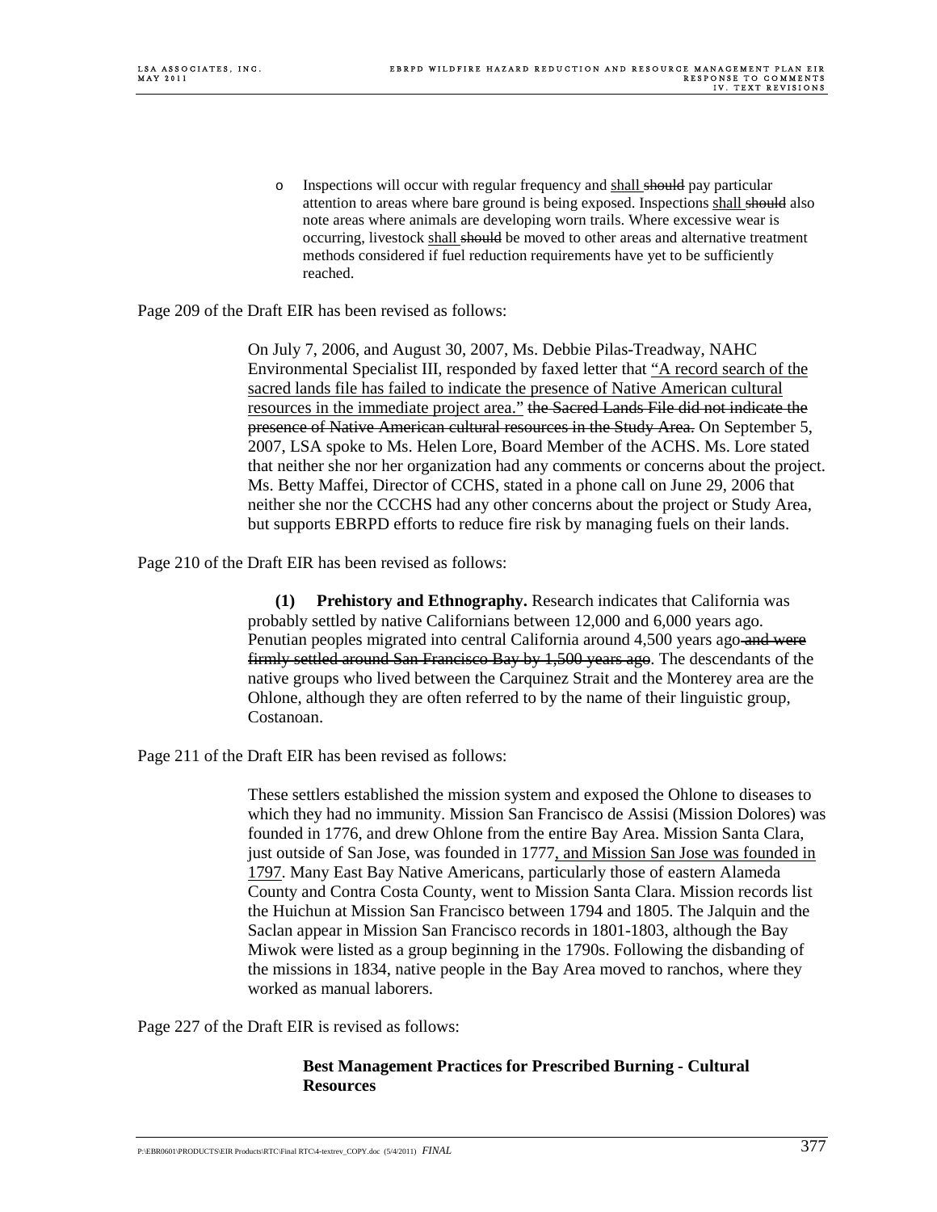- Inspections will occur with regular frequency and <u>shall</u> ~~should~~ pay particular attention to areas where bare ground is being exposed. Inspections <u>shall</u> ~~should~~ also note areas where animals are developing worn trails. Where excessive wear is occurring, livestock <u>shall</u> ~~should~~ be moved to other areas and alternative treatment methods considered if fuel reduction requirements have yet to be sufficiently reached.

Page 209 of the Draft EIR has been revised as follows:

> On July 7, 2006, and August 30, 2007, Ms. Debbie Pilas-Treadway, NAHC Environmental Specialist III, responded by faxed letter that <u>"A record search of the sacred lands file has failed to indicate the presence of Native American cultural resources in the immediate project area."</u> ~~the Sacred Lands File did not indicate the presence of Native American cultural resources in the Study Area.~~ On September 5, 2007, LSA spoke to Ms. Helen Lore, Board Member of the ACHS. Ms. Lore stated that neither she nor her organization had any comments or concerns about the project. Ms. Betty Maffei, Director of CCHS, stated in a phone call on June 29, 2006 that neither she nor the CCCHS had any other concerns about the project or Study Area, but supports EBRPD efforts to reduce fire risk by managing fuels on their lands.

Page 210 of the Draft EIR has been revised as follows:

> **(1) Prehistory and Ethnography.** Research indicates that California was probably settled by native Californians between 12,000 and 6,000 years ago. Penutian peoples migrated into central California around 4,500 years ago ~~and were firmly settled around San Francisco Bay by 1,500 years ago~~. The descendants of the native groups who lived between the Carquinez Strait and the Monterey area are the Ohlone, although they are often referred to by the name of their linguistic group, Costanoan.

Page 211 of the Draft EIR has been revised as follows:

> These settlers established the mission system and exposed the Ohlone to diseases to which they had no immunity. Mission San Francisco de Assisi (Mission Dolores) was founded in 1776, and drew Ohlone from the entire Bay Area. Mission Santa Clara, just outside of San Jose, was founded in 1777<u>, and Mission San Jose was founded in 1797</u>. Many East Bay Native Americans, particularly those of eastern Alameda County and Contra Costa County, went to Mission Santa Clara. Mission records list the Huichun at Mission San Francisco between 1794 and 1805. The Jalquin and the Saclan appear in Mission San Francisco records in 1801-1803, although the Bay Miwok were listed as a group beginning in the 1790s. Following the disbanding of the missions in 1834, native people in the Bay Area moved to ranchos, where they worked as manual laborers.

Page 227 of the Draft EIR is revised as follows:

> **Best Management Practices for Prescribed Burning - Cultural Resources**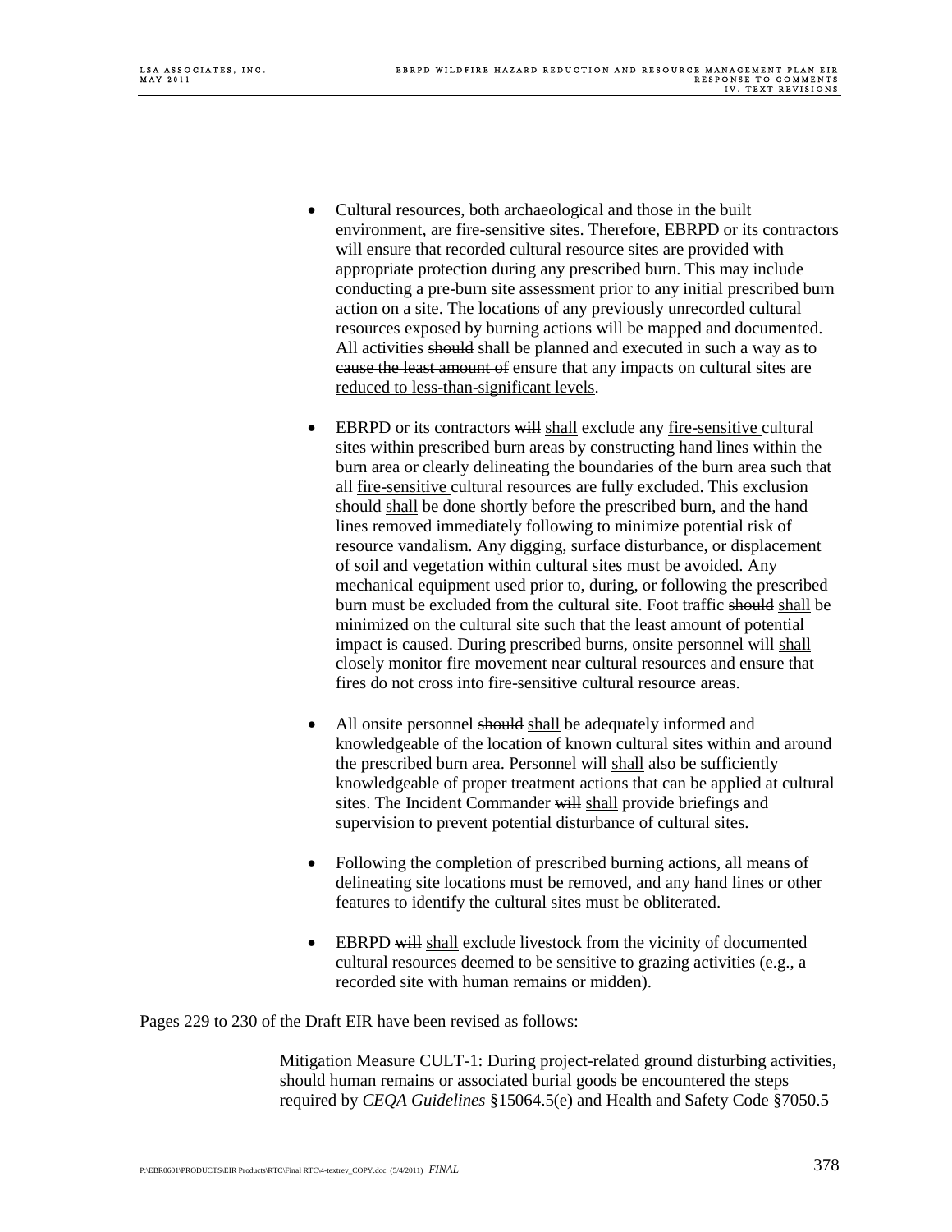- Cultural resources, both archaeological and those in the built environment, are fire-sensitive sites. Therefore, EBRPD or its contractors will ensure that recorded cultural resource sites are provided with appropriate protection during any prescribed burn. This may include conducting a pre-burn site assessment prior to any initial prescribed burn action on a site. The locations of any previously unrecorded cultural resources exposed by burning actions will be mapped and documented. All activities ~~should~~ <u>shall</u> be planned and executed in such a way as to ~~cause the least amount of~~ <u>ensure that any</u> impact<u>s</u> on cultural sites <u>are reduced to less-than-significant levels</u>.

- EBRPD or its contractors ~~will~~ <u>shall</u> exclude any <u>fire-sensitive</u> cultural sites within prescribed burn areas by constructing hand lines within the burn area or clearly delineating the boundaries of the burn area such that all <u>fire-sensitive</u> cultural resources are fully excluded. This exclusion ~~should~~ <u>shall</u> be done shortly before the prescribed burn, and the hand lines removed immediately following to minimize potential risk of resource vandalism. Any digging, surface disturbance, or displacement of soil and vegetation within cultural sites must be avoided. Any mechanical equipment used prior to, during, or following the prescribed burn must be excluded from the cultural site. Foot traffic ~~should~~ <u>shall</u> be minimized on the cultural site such that the least amount of potential impact is caused. During prescribed burns, onsite personnel ~~will~~ <u>shall</u> closely monitor fire movement near cultural resources and ensure that fires do not cross into fire-sensitive cultural resource areas.

- All onsite personnel ~~should~~ <u>shall</u> be adequately informed and knowledgeable of the location of known cultural sites within and around the prescribed burn area. Personnel ~~will~~ <u>shall</u> also be sufficiently knowledgeable of proper treatment actions that can be applied at cultural sites. The Incident Commander ~~will~~ <u>shall</u> provide briefings and supervision to prevent potential disturbance of cultural sites.

- Following the completion of prescribed burning actions, all means of delineating site locations must be removed, and any hand lines or other features to identify the cultural sites must be obliterated.

- EBRPD ~~will~~ <u>shall</u> exclude livestock from the vicinity of documented cultural resources deemed to be sensitive to grazing activities (e.g., a recorded site with human remains or midden).

Pages 229 to 230 of the Draft EIR have been revised as follows:

<u>Mitigation Measure CULT-1</u>: During project-related ground disturbing activities, should human remains or associated burial goods be encountered the steps required by *CEQA Guidelines* §15064.5(e) and Health and Safety Code §7050.5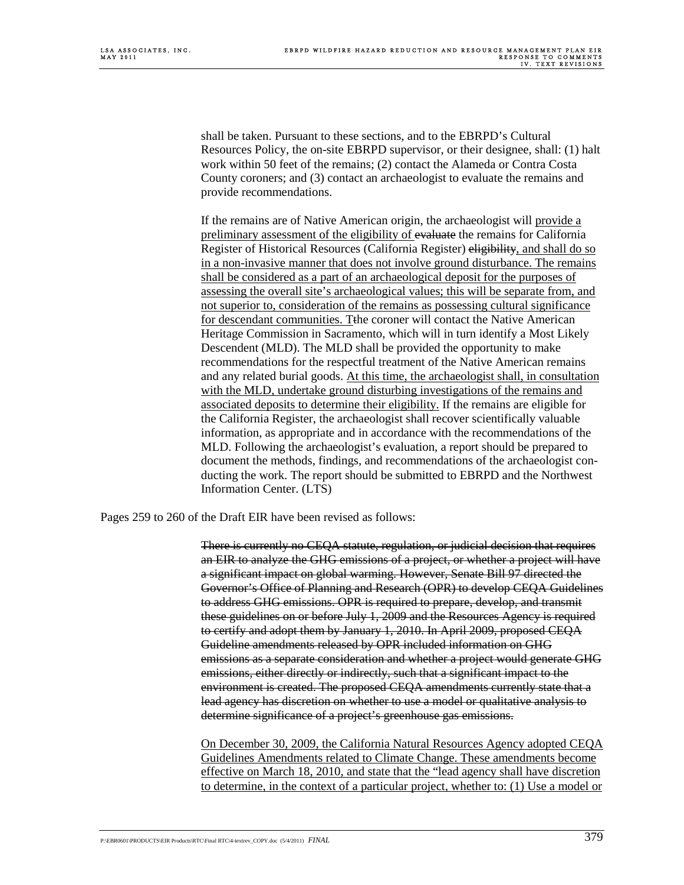shall be taken. Pursuant to these sections, and to the EBRPD's Cultural Resources Policy, the on-site EBRPD supervisor, or their designee, shall: (1) halt work within 50 feet of the remains; (2) contact the Alameda or Contra Costa County coroners; and (3) contact an archaeologist to evaluate the remains and provide recommendations.

If the remains are of Native American origin, the archaeologist will <u>provide a preliminary assessment of the eligibility of</u> ~~evaluate~~ the remains for California Register of Historical Resources (California Register) ~~eligibility~~<u>, and shall do so in a non-invasive manner that does not involve ground disturbance. The remains shall be considered as a part of an archaeological deposit for the purposes of assessing the overall site's archaeological values; this will be separate from, and not superior to, consideration of the remains as possessing cultural significance for descendant communities. T</u>~~t~~he coroner will contact the Native American Heritage Commission in Sacramento, which will in turn identify a Most Likely Descendent (MLD). The MLD shall be provided the opportunity to make recommendations for the respectful treatment of the Native American remains and any related burial goods. <u>At this time, the archaeologist shall, in consultation with the MLD, undertake ground disturbing investigations of the remains and associated deposits to determine their eligibility.</u> If the remains are eligible for the California Register, the archaeologist shall recover scientifically valuable information, as appropriate and in accordance with the recommendations of the MLD. Following the archaeologist's evaluation, a report should be prepared to document the methods, findings, and recommendations of the archaeologist conducting the work. The report should be submitted to EBRPD and the Northwest Information Center. (LTS)

Pages 259 to 260 of the Draft EIR have been revised as follows:

~~There is currently no CEQA statute, regulation, or judicial decision that requires an EIR to analyze the GHG emissions of a project, or whether a project will have a significant impact on global warming. However, Senate Bill 97 directed the Governor's Office of Planning and Research (OPR) to develop CEQA Guidelines to address GHG emissions. OPR is required to prepare, develop, and transmit these guidelines on or before July 1, 2009 and the Resources Agency is required to certify and adopt them by January 1, 2010. In April 2009, proposed CEQA Guideline amendments released by OPR included information on GHG emissions as a separate consideration and whether a project would generate GHG emissions, either directly or indirectly, such that a significant impact to the environment is created. The proposed CEQA amendments currently state that a lead agency has discretion on whether to use a model or qualitative analysis to determine significance of a project's greenhouse gas emissions.~~

<u>On December 30, 2009, the California Natural Resources Agency adopted CEQA Guidelines Amendments related to Climate Change. These amendments become effective on March 18, 2010, and state that the "lead agency shall have discretion to determine, in the context of a particular project, whether to: (1) Use a model or</u>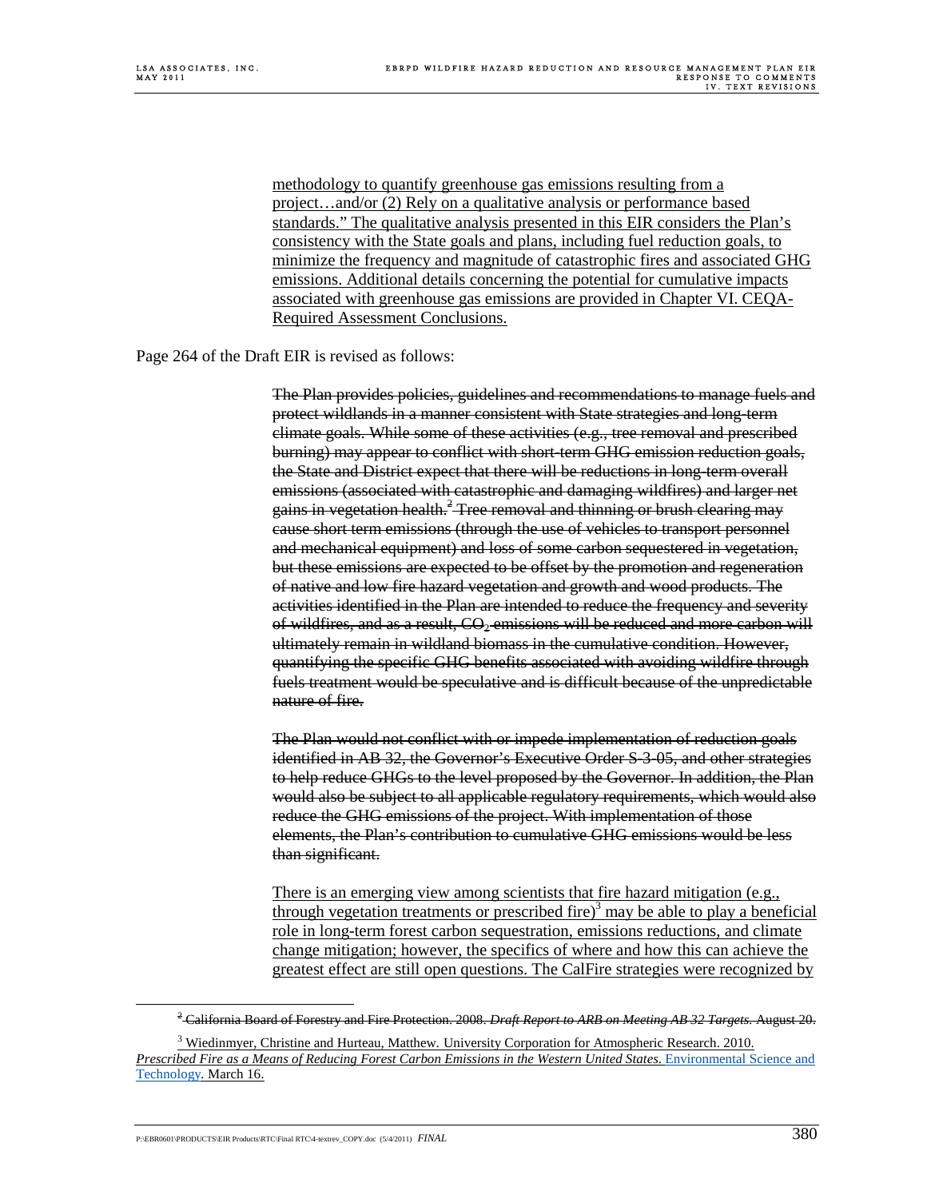<u>methodology to quantify greenhouse gas emissions resulting from a project…and/or (2) Rely on a qualitative analysis or performance based standards." The qualitative analysis presented in this EIR considers the Plan's consistency with the State goals and plans, including fuel reduction goals, to minimize the frequency and magnitude of catastrophic fires and associated GHG emissions. Additional details concerning the potential for cumulative impacts associated with greenhouse gas emissions are provided in Chapter VI. CEQA-Required Assessment Conclusions.</u>

Page 264 of the Draft EIR is revised as follows:

~~The Plan provides policies, guidelines and recommendations to manage fuels and protect wildlands in a manner consistent with State strategies and long-term climate goals. While some of these activities (e.g., tree removal and prescribed burning) may appear to conflict with short-term GHG emission reduction goals, the State and District expect that there will be reductions in long-term overall emissions (associated with catastrophic and damaging wildfires) and larger net gains in vegetation health.[2] Tree removal and thinning or brush clearing may cause short term emissions (through the use of vehicles to transport personnel and mechanical equipment) and loss of some carbon sequestered in vegetation, but these emissions are expected to be offset by the promotion and regeneration of native and low fire hazard vegetation and growth and wood products. The activities identified in the Plan are intended to reduce the frequency and severity of wildfires, and as a result,~~ $CO_2$ ~~emissions will be reduced and more carbon will ultimately remain in wildland biomass in the cumulative condition. However, quantifying the specific GHG benefits associated with avoiding wildfire through fuels treatment would be speculative and is difficult because of the unpredictable nature of fire.~~

~~The Plan would not conflict with or impede implementation of reduction goals identified in AB 32, the Governor's Executive Order S-3-05, and other strategies to help reduce GHGs to the level proposed by the Governor. In addition, the Plan would also be subject to all applicable regulatory requirements, which would also reduce the GHG emissions of the project. With implementation of those elements, the Plan's contribution to cumulative GHG emissions would be less than significant.~~

<u>There is an emerging view among scientists that fire hazard mitigation (e.g., through vegetation treatments or prescribed fire)[3] may be able to play a beneficial role in long-term forest carbon sequestration, emissions reductions, and climate change mitigation; however, the specifics of where and how this can achieve the greatest effect are still open questions. The CalFire strategies were recognized by</u>

---

~~[2] California Board of Forestry and Fire Protection. 2008. *Draft Report to ARB on Meeting AB 32 Targets.* August 20.~~

<u>[3] Wiedinmyer, Christine and Hurteau, Matthew. University Corporation for Atmospheric Research. 2010. *Prescribed Fire as a Means of Reducing Forest Carbon Emissions in the Western United States.* Environmental Science and Technology. March 16.</u>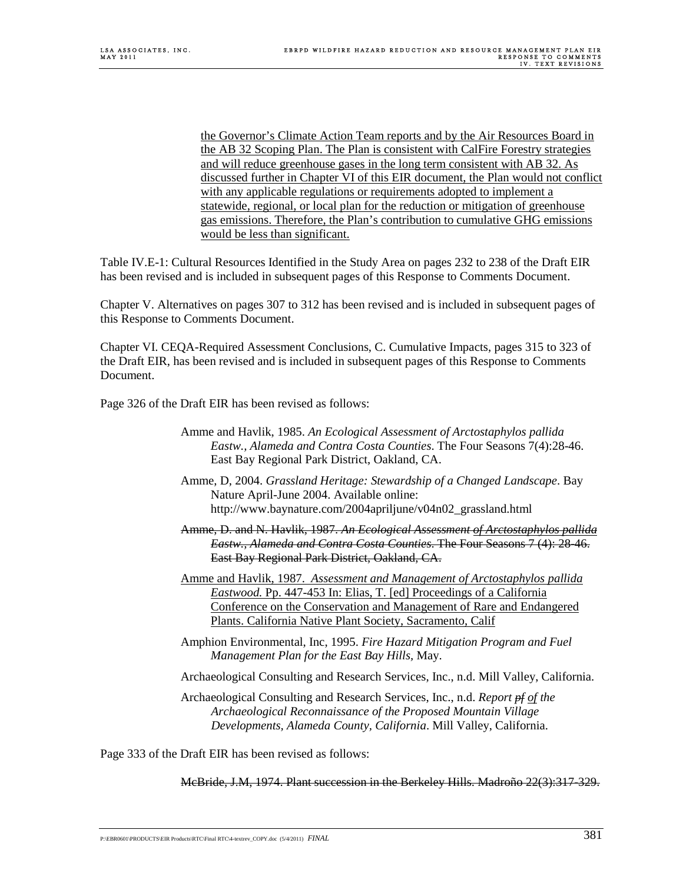<u>the Governor's Climate Action Team reports and by the Air Resources Board in the AB 32 Scoping Plan. The Plan is consistent with CalFire Forestry strategies and will reduce greenhouse gases in the long term consistent with AB 32. As discussed further in Chapter VI of this EIR document, the Plan would not conflict with any applicable regulations or requirements adopted to implement a statewide, regional, or local plan for the reduction or mitigation of greenhouse gas emissions. Therefore, the Plan's contribution to cumulative GHG emissions would be less than significant.</u>

Table IV.E-1: Cultural Resources Identified in the Study Area on pages 232 to 238 of the Draft EIR has been revised and is included in subsequent pages of this Response to Comments Document.

Chapter V. Alternatives on pages 307 to 312 has been revised and is included in subsequent pages of this Response to Comments Document.

Chapter VI. CEQA-Required Assessment Conclusions, C. Cumulative Impacts, pages 315 to 323 of the Draft EIR, has been revised and is included in subsequent pages of this Response to Comments Document.

Page 326 of the Draft EIR has been revised as follows:

Amme and Havlik, 1985. *An Ecological Assessment of Arctostaphylos pallida Eastw., Alameda and Contra Costa Counties*. The Four Seasons 7(4):28-46. East Bay Regional Park District, Oakland, CA.

Amme, D, 2004. *Grassland Heritage: Stewardship of a Changed Landscape*. Bay Nature April-June 2004. Available online: http://www.baynature.com/2004apriljune/v04n02_grassland.html

~~Amme, D. and N. Havlik, 1987. *An Ecological Assessment of Arctostaphylos pallida Eastw., Alameda and Contra Costa Counties*. The Four Seasons 7 (4): 28-46. East Bay Regional Park District, Oakland, CA.~~

<u>Amme and Havlik, 1987. *Assessment and Management of Arctostaphylos pallida Eastwood.* Pp. 447-453 In: Elias, T. [ed] Proceedings of a California Conference on the Conservation and Management of Rare and Endangered Plants. California Native Plant Society, Sacramento, Calif</u>

Amphion Environmental, Inc, 1995. *Fire Hazard Mitigation Program and Fuel Management Plan for the East Bay Hills*, May.

Archaeological Consulting and Research Services, Inc., n.d. Mill Valley, California.

Archaeological Consulting and Research Services, Inc., n.d. *Report ~~pf~~ <u>of</u> the Archaeological Reconnaissance of the Proposed Mountain Village Developments, Alameda County, California*. Mill Valley, California.

Page 333 of the Draft EIR has been revised as follows:

~~McBride, J.M, 1974. Plant succession in the Berkeley Hills. Madroño 22(3):317-329.~~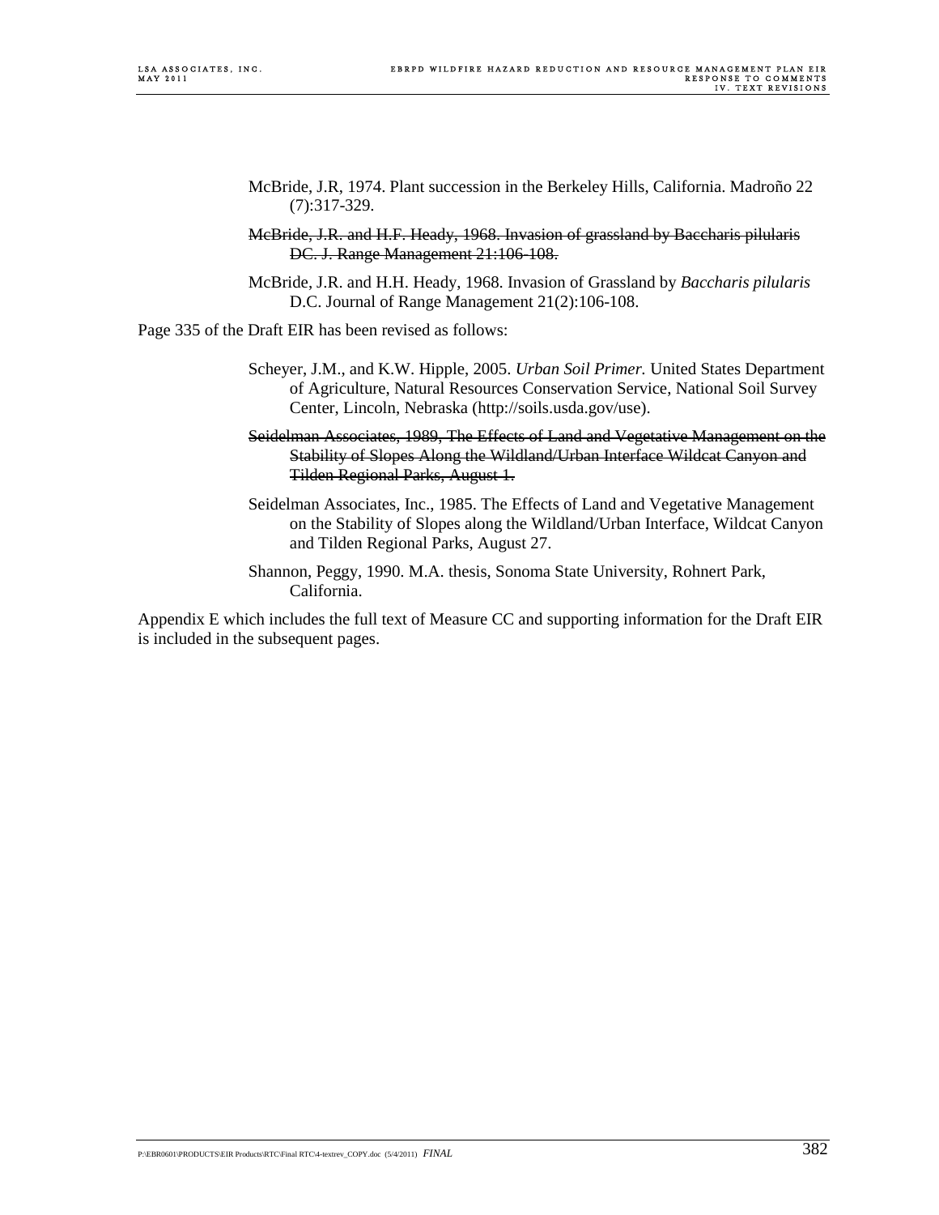McBride, J.R, 1974. Plant succession in the Berkeley Hills, California. Madroño 22 (7):317-329.

~~McBride, J.R. and H.F. Heady, 1968. Invasion of grassland by Baccharis pilularis DC. J. Range Management 21:106-108.~~

McBride, J.R. and H.H. Heady, 1968. Invasion of Grassland by *Baccharis pilularis* D.C. Journal of Range Management 21(2):106-108.

Page 335 of the Draft EIR has been revised as follows:

Scheyer, J.M., and K.W. Hipple, 2005. *Urban Soil Primer.* United States Department of Agriculture, Natural Resources Conservation Service, National Soil Survey Center, Lincoln, Nebraska (http://soils.usda.gov/use).

~~Seidelman Associates, 1989, The Effects of Land and Vegetative Management on the Stability of Slopes Along the Wildland/Urban Interface Wildcat Canyon and Tilden Regional Parks, August 1.~~

Seidelman Associates, Inc., 1985. The Effects of Land and Vegetative Management on the Stability of Slopes along the Wildland/Urban Interface, Wildcat Canyon and Tilden Regional Parks, August 27.

Shannon, Peggy, 1990. M.A. thesis, Sonoma State University, Rohnert Park, California.

Appendix E which includes the full text of Measure CC and supporting information for the Draft EIR is included in the subsequent pages.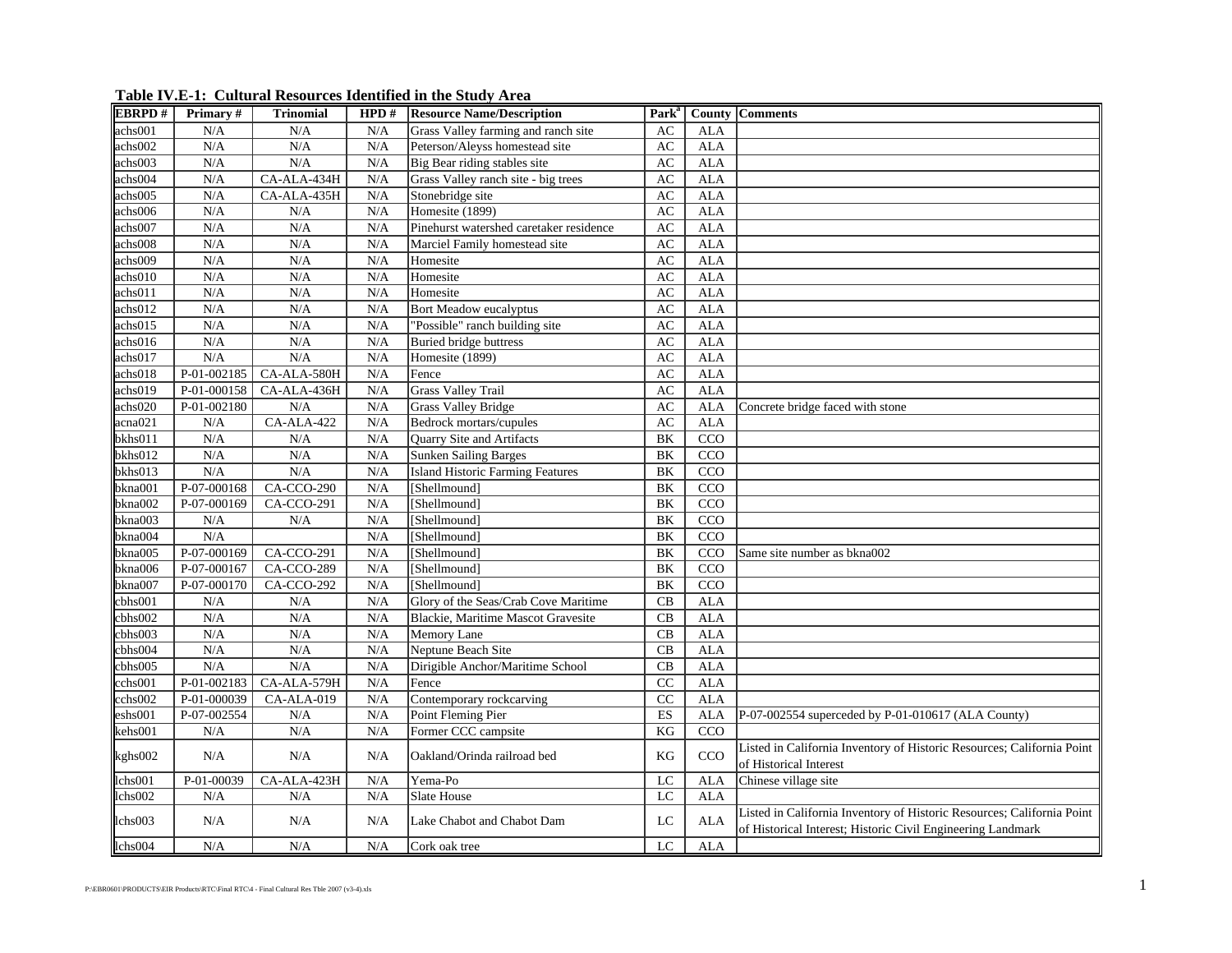**Table IV.E-1: Cultural Resources Identified in the Study Area**

| EBRPD # | Primary # | Trinomial | HPD # | Resource Name/Description | Park[a] | County | Comments |
|---|---|---|---|---|---|---|---|
| achs001 | N/A | N/A | N/A | Grass Valley farming and ranch site | AC | ALA | |
| achs002 | N/A | N/A | N/A | Peterson/Aleyss homestead site | AC | ALA | |
| achs003 | N/A | N/A | N/A | Big Bear riding stables site | AC | ALA | |
| achs004 | N/A | CA-ALA-434H | N/A | Grass Valley ranch site - big trees | AC | ALA | |
| achs005 | N/A | CA-ALA-435H | N/A | Stonebridge site | AC | ALA | |
| achs006 | N/A | N/A | N/A | Homesite (1899) | AC | ALA | |
| achs007 | N/A | N/A | N/A | Pinehurst watershed caretaker residence | AC | ALA | |
| achs008 | N/A | N/A | N/A | Marciel Family homestead site | AC | ALA | |
| achs009 | N/A | N/A | N/A | Homesite | AC | ALA | |
| achs010 | N/A | N/A | N/A | Homesite | AC | ALA | |
| achs011 | N/A | N/A | N/A | Homesite | AC | ALA | |
| achs012 | N/A | N/A | N/A | Bort Meadow eucalyptus | AC | ALA | |
| achs015 | N/A | N/A | N/A | "Possible" ranch building site | AC | ALA | |
| achs016 | N/A | N/A | N/A | Buried bridge buttress | AC | ALA | |
| achs017 | N/A | N/A | N/A | Homesite (1899) | AC | ALA | |
| achs018 | P-01-002185 | CA-ALA-580H | N/A | Fence | AC | ALA | |
| achs019 | P-01-000158 | CA-ALA-436H | N/A | Grass Valley Trail | AC | ALA | |
| achs020 | P-01-002180 | N/A | N/A | Grass Valley Bridge | AC | ALA | Concrete bridge faced with stone |
| acna021 | N/A | CA-ALA-422 | N/A | Bedrock mortars/cupules | AC | ALA | |
| bkhs011 | N/A | N/A | N/A | Quarry Site and Artifacts | BK | CCO | |
| bkhs012 | N/A | N/A | N/A | Sunken Sailing Barges | BK | CCO | |
| bkhs013 | N/A | N/A | N/A | Island Historic Farming Features | BK | CCO | |
| bkna001 | P-07-000168 | CA-CCO-290 | N/A | [Shellmound] | BK | CCO | |
| bkna002 | P-07-000169 | CA-CCO-291 | N/A | [Shellmound] | BK | CCO | |
| bkna003 | N/A | N/A | N/A | [Shellmound] | BK | CCO | |
| bkna004 | N/A | | N/A | [Shellmound] | BK | CCO | |
| bkna005 | P-07-000169 | CA-CCO-291 | N/A | [Shellmound] | BK | CCO | Same site number as bkna002 |
| bkna006 | P-07-000167 | CA-CCO-289 | N/A | [Shellmound] | BK | CCO | |
| bkna007 | P-07-000170 | CA-CCO-292 | N/A | [Shellmound] | BK | CCO | |
| cbhs001 | N/A | N/A | N/A | Glory of the Seas/Crab Cove Maritime | CB | ALA | |
| cbhs002 | N/A | N/A | N/A | Blackie, Maritime Mascot Gravesite | CB | ALA | |
| cbhs003 | N/A | N/A | N/A | Memory Lane | CB | ALA | |
| cbhs004 | N/A | N/A | N/A | Neptune Beach Site | CB | ALA | |
| cbhs005 | N/A | N/A | N/A | Dirigible Anchor/Maritime School | CB | ALA | |
| cchs001 | P-01-002183 | CA-ALA-579H | N/A | Fence | CC | ALA | |
| cchs002 | P-01-000039 | CA-ALA-019 | N/A | Contemporary rockcarving | CC | ALA | |
| eshs001 | P-07-002554 | N/A | N/A | Point Fleming Pier | ES | ALA | P-07-002554 superceded by P-01-010617 (ALA County) |
| kehs001 | N/A | N/A | N/A | Former CCC campsite | KG | CCO | |
| kghs002 | N/A | N/A | N/A | Oakland/Orinda railroad bed | KG | CCO | Listed in California Inventory of Historic Resources; California Point of Historical Interest |
| lchs001 | P-01-00039 | CA-ALA-423H | N/A | Yema-Po | LC | ALA | Chinese village site |
| lchs002 | N/A | N/A | N/A | Slate House | LC | ALA | |
| lchs003 | N/A | N/A | N/A | Lake Chabot and Chabot Dam | LC | ALA | Listed in California Inventory of Historic Resources; California Point of Historical Interest; Historic Civil Engineering Landmark |
| lchs004 | N/A | N/A | N/A | Cork oak tree | LC | ALA | |

P:\EBR0601\PRODUCTS\EIR Products\RTC\Final RTC\4 - Final Cultural Res Tble 2007 (v3-4).xls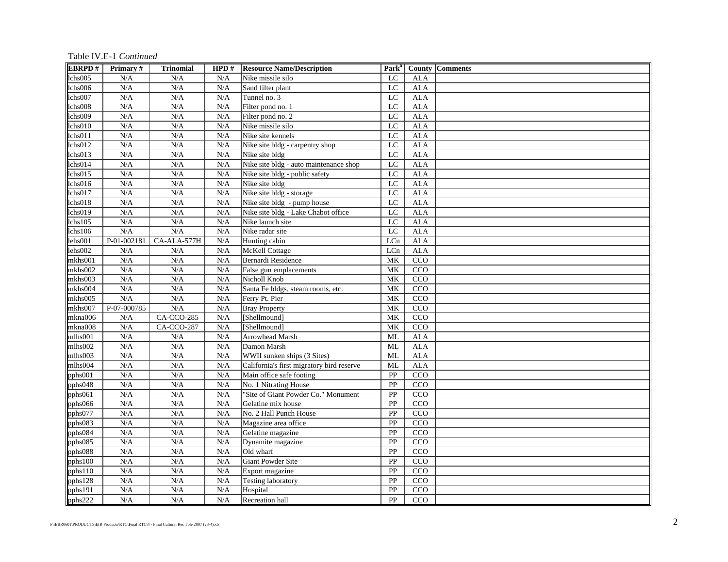Table IV.E-1 *Continued*

| EBRPD # | Primary # | Trinomial | HPD # | Resource Name/Description | Park[a] | County | Comments |
|---|---|---|---|---|---|---|---|
| lchs005 | N/A | N/A | N/A | Nike missile silo | LC | ALA | |
| lchs006 | N/A | N/A | N/A | Sand filter plant | LC | ALA | |
| lchs007 | N/A | N/A | N/A | Tunnel no. 3 | LC | ALA | |
| lchs008 | N/A | N/A | N/A | Filter pond no. 1 | LC | ALA | |
| lchs009 | N/A | N/A | N/A | Filter pond no. 2 | LC | ALA | |
| lchs010 | N/A | N/A | N/A | Nike missile silo | LC | ALA | |
| lchs011 | N/A | N/A | N/A | Nike site kennels | LC | ALA | |
| lchs012 | N/A | N/A | N/A | Nike site bldg - carpentry shop | LC | ALA | |
| lchs013 | N/A | N/A | N/A | Nike site bldg | LC | ALA | |
| lchs014 | N/A | N/A | N/A | Nike site bldg - auto maintenance shop | LC | ALA | |
| lchs015 | N/A | N/A | N/A | Nike site bldg - public safety | LC | ALA | |
| lchs016 | N/A | N/A | N/A | Nike site bldg | LC | ALA | |
| lchs017 | N/A | N/A | N/A | Nike site bldg - storage | LC | ALA | |
| lchs018 | N/A | N/A | N/A | Nike site bldg - pump house | LC | ALA | |
| lchs019 | N/A | N/A | N/A | Nike site bldg - Lake Chabot office | LC | ALA | |
| lchs105 | N/A | N/A | N/A | Nike launch site | LC | ALA | |
| lchs106 | N/A | N/A | N/A | Nike radar site | LC | ALA | |
| lehs001 | P-01-002181 | CA-ALA-577H | N/A | Hunting cabin | LCn | ALA | |
| lehs002 | N/A | N/A | N/A | McKell Cottage | LCn | ALA | |
| mkhs001 | N/A | N/A | N/A | Bernardi Residence | MK | CCO | |
| mkhs002 | N/A | N/A | N/A | False gun emplacements | MK | CCO | |
| mkhs003 | N/A | N/A | N/A | Nicholl Knob | MK | CCO | |
| mkhs004 | N/A | N/A | N/A | Santa Fe bldgs, steam rooms, etc. | MK | CCO | |
| mkhs005 | N/A | N/A | N/A | Ferry Pt. Pier | MK | CCO | |
| mkhs007 | P-07-000785 | N/A | N/A | Bray Property | MK | CCO | |
| mkna006 | N/A | CA-CCO-285 | N/A | [Shellmound] | MK | CCO | |
| mkna008 | N/A | CA-CCO-287 | N/A | [Shellmound] | MK | CCO | |
| mlhs001 | N/A | N/A | N/A | Arrowhead Marsh | ML | ALA | |
| mlhs002 | N/A | N/A | N/A | Damon Marsh | ML | ALA | |
| mlhs003 | N/A | N/A | N/A | WWII sunken ships (3 Sites) | ML | ALA | |
| mlhs004 | N/A | N/A | N/A | California's first migratory bird reserve | ML | ALA | |
| pphs001 | N/A | N/A | N/A | Main office safe footing | PP | CCO | |
| pphs048 | N/A | N/A | N/A | No. 1 Nitrating House | PP | CCO | |
| pphs061 | N/A | N/A | N/A | "Site of Giant Powder Co." Monument | PP | CCO | |
| pphs066 | N/A | N/A | N/A | Gelatine mix house | PP | CCO | |
| pphs077 | N/A | N/A | N/A | No. 2 Hall Punch House | PP | CCO | |
| pphs083 | N/A | N/A | N/A | Magazine area office | PP | CCO | |
| pphs084 | N/A | N/A | N/A | Gelatine magazine | PP | CCO | |
| pphs085 | N/A | N/A | N/A | Dynamite magazine | PP | CCO | |
| pphs088 | N/A | N/A | N/A | Old wharf | PP | CCO | |
| pphs100 | N/A | N/A | N/A | Giant Powder Site | PP | CCO | |
| pphs110 | N/A | N/A | N/A | Export magazine | PP | CCO | |
| pphs128 | N/A | N/A | N/A | Testing laboratory | PP | CCO | |
| pphs191 | N/A | N/A | N/A | Hospital | PP | CCO | |
| pphs222 | N/A | N/A | N/A | Recreation hall | PP | CCO | |

P:\EBR0601\PRODUCTS\EIR Products\RTC\Final RTC\4 - Final Cultural Res Tble 2007 (v3-4).xls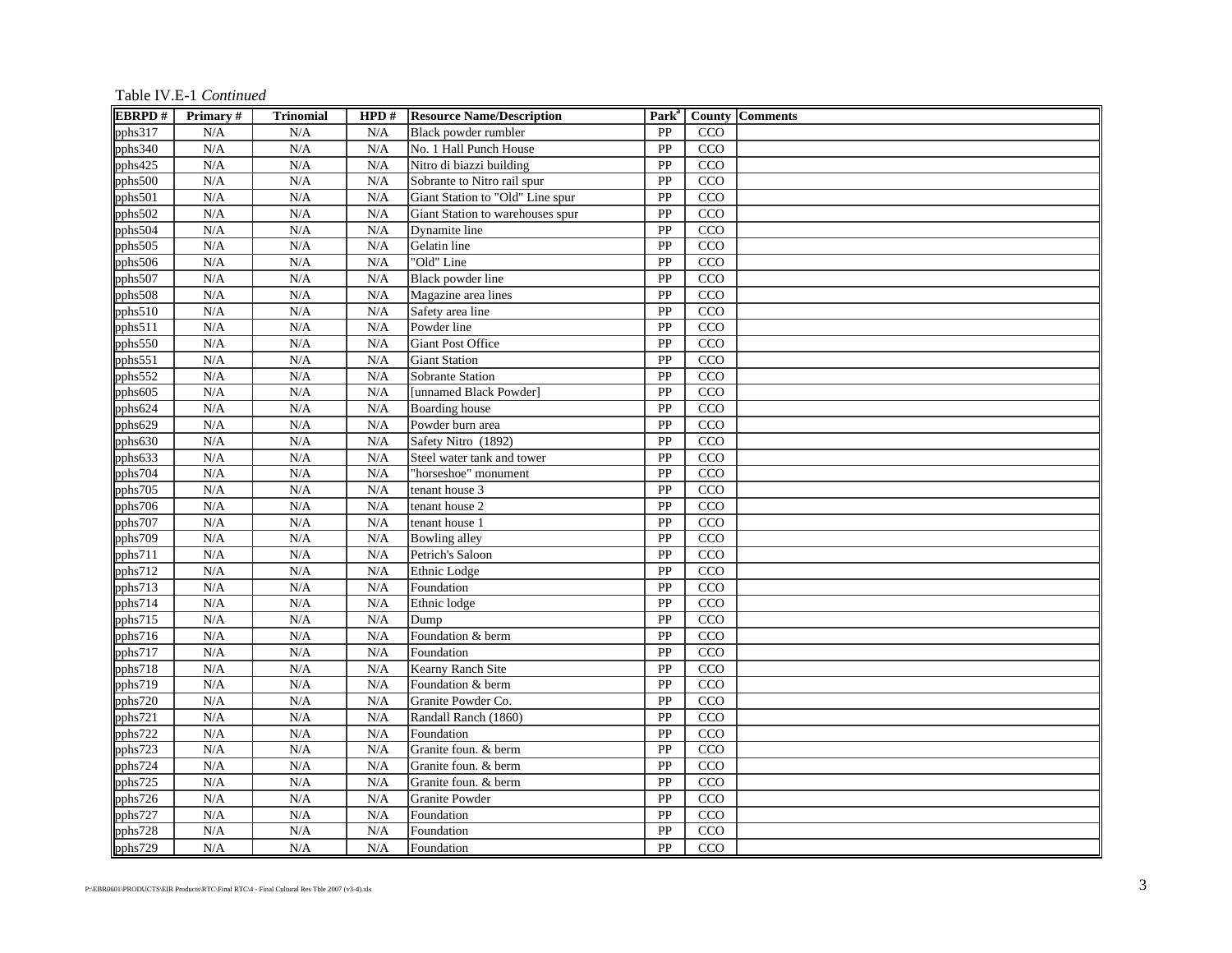Table IV.E-1 *Continued*

| EBRPD # | Primary # | Trinomial | HPD # | Resource Name/Description | Park[a] | County | Comments |
|---|---|---|---|---|---|---|---|
| pphs317 | N/A | N/A | N/A | Black powder rumbler | PP | CCO | |
| pphs340 | N/A | N/A | N/A | No. 1 Hall Punch House | PP | CCO | |
| pphs425 | N/A | N/A | N/A | Nitro di biazzi building | PP | CCO | |
| pphs500 | N/A | N/A | N/A | Sobrante to Nitro rail spur | PP | CCO | |
| pphs501 | N/A | N/A | N/A | Giant Station to "Old" Line spur | PP | CCO | |
| pphs502 | N/A | N/A | N/A | Giant Station to warehouses spur | PP | CCO | |
| pphs504 | N/A | N/A | N/A | Dynamite line | PP | CCO | |
| pphs505 | N/A | N/A | N/A | Gelatin line | PP | CCO | |
| pphs506 | N/A | N/A | N/A | "Old" Line | PP | CCO | |
| pphs507 | N/A | N/A | N/A | Black powder line | PP | CCO | |
| pphs508 | N/A | N/A | N/A | Magazine area lines | PP | CCO | |
| pphs510 | N/A | N/A | N/A | Safety area line | PP | CCO | |
| pphs511 | N/A | N/A | N/A | Powder line | PP | CCO | |
| pphs550 | N/A | N/A | N/A | Giant Post Office | PP | CCO | |
| pphs551 | N/A | N/A | N/A | Giant Station | PP | CCO | |
| pphs552 | N/A | N/A | N/A | Sobrante Station | PP | CCO | |
| pphs605 | N/A | N/A | N/A | [unnamed Black Powder] | PP | CCO | |
| pphs624 | N/A | N/A | N/A | Boarding house | PP | CCO | |
| pphs629 | N/A | N/A | N/A | Powder burn area | PP | CCO | |
| pphs630 | N/A | N/A | N/A | Safety Nitro (1892) | PP | CCO | |
| pphs633 | N/A | N/A | N/A | Steel water tank and tower | PP | CCO | |
| pphs704 | N/A | N/A | N/A | "horseshoe" monument | PP | CCO | |
| pphs705 | N/A | N/A | N/A | tenant house 3 | PP | CCO | |
| pphs706 | N/A | N/A | N/A | tenant house 2 | PP | CCO | |
| pphs707 | N/A | N/A | N/A | tenant house 1 | PP | CCO | |
| pphs709 | N/A | N/A | N/A | Bowling alley | PP | CCO | |
| pphs711 | N/A | N/A | N/A | Petrich's Saloon | PP | CCO | |
| pphs712 | N/A | N/A | N/A | Ethnic Lodge | PP | CCO | |
| pphs713 | N/A | N/A | N/A | Foundation | PP | CCO | |
| pphs714 | N/A | N/A | N/A | Ethnic lodge | PP | CCO | |
| pphs715 | N/A | N/A | N/A | Dump | PP | CCO | |
| pphs716 | N/A | N/A | N/A | Foundation & berm | PP | CCO | |
| pphs717 | N/A | N/A | N/A | Foundation | PP | CCO | |
| pphs718 | N/A | N/A | N/A | Kearny Ranch Site | PP | CCO | |
| pphs719 | N/A | N/A | N/A | Foundation & berm | PP | CCO | |
| pphs720 | N/A | N/A | N/A | Granite Powder Co. | PP | CCO | |
| pphs721 | N/A | N/A | N/A | Randall Ranch (1860) | PP | CCO | |
| pphs722 | N/A | N/A | N/A | Foundation | PP | CCO | |
| pphs723 | N/A | N/A | N/A | Granite foun. & berm | PP | CCO | |
| pphs724 | N/A | N/A | N/A | Granite foun. & berm | PP | CCO | |
| pphs725 | N/A | N/A | N/A | Granite foun. & berm | PP | CCO | |
| pphs726 | N/A | N/A | N/A | Granite Powder | PP | CCO | |
| pphs727 | N/A | N/A | N/A | Foundation | PP | CCO | |
| pphs728 | N/A | N/A | N/A | Foundation | PP | CCO | |
| pphs729 | N/A | N/A | N/A | Foundation | PP | CCO | |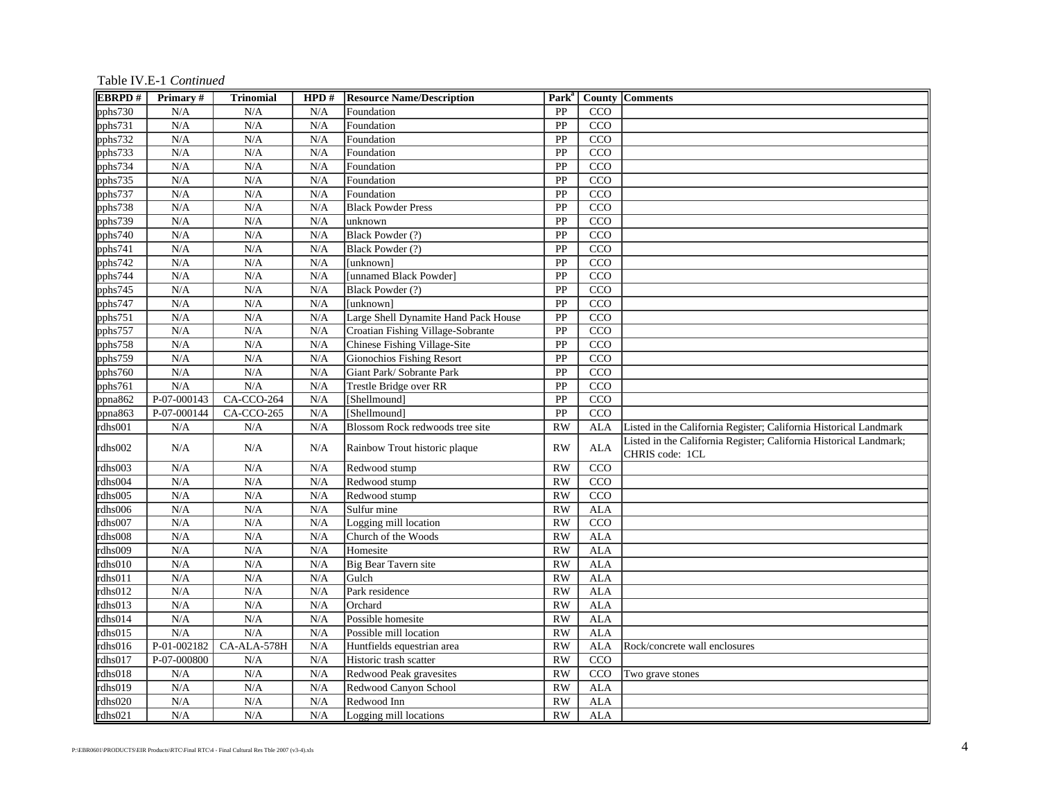Table IV.E-1 *Continued*

| EBRPD # | Primary # | Trinomial | HPD # | Resource Name/Description | Park[a] | County | Comments |
|---|---|---|---|---|---|---|---|
| pphs730 | N/A | N/A | N/A | Foundation | PP | CCO | |
| pphs731 | N/A | N/A | N/A | Foundation | PP | CCO | |
| pphs732 | N/A | N/A | N/A | Foundation | PP | CCO | |
| pphs733 | N/A | N/A | N/A | Foundation | PP | CCO | |
| pphs734 | N/A | N/A | N/A | Foundation | PP | CCO | |
| pphs735 | N/A | N/A | N/A | Foundation | PP | CCO | |
| pphs737 | N/A | N/A | N/A | Foundation | PP | CCO | |
| pphs738 | N/A | N/A | N/A | Black Powder Press | PP | CCO | |
| pphs739 | N/A | N/A | N/A | unknown | PP | CCO | |
| pphs740 | N/A | N/A | N/A | Black Powder (?) | PP | CCO | |
| pphs741 | N/A | N/A | N/A | Black Powder (?) | PP | CCO | |
| pphs742 | N/A | N/A | N/A | [unknown] | PP | CCO | |
| pphs744 | N/A | N/A | N/A | [unnamed Black Powder] | PP | CCO | |
| pphs745 | N/A | N/A | N/A | Black Powder (?) | PP | CCO | |
| pphs747 | N/A | N/A | N/A | [unknown] | PP | CCO | |
| pphs751 | N/A | N/A | N/A | Large Shell Dynamite Hand Pack House | PP | CCO | |
| pphs757 | N/A | N/A | N/A | Croatian Fishing Village-Sobrante | PP | CCO | |
| pphs758 | N/A | N/A | N/A | Chinese Fishing Village-Site | PP | CCO | |
| pphs759 | N/A | N/A | N/A | Gionochios Fishing Resort | PP | CCO | |
| pphs760 | N/A | N/A | N/A | Giant Park/ Sobrante Park | PP | CCO | |
| pphs761 | N/A | N/A | N/A | Trestle Bridge over RR | PP | CCO | |
| ppna862 | P-07-000143 | CA-CCO-264 | N/A | [Shellmound] | PP | CCO | |
| ppna863 | P-07-000144 | CA-CCO-265 | N/A | [Shellmound] | PP | CCO | |
| rdhs001 | N/A | N/A | N/A | Blossom Rock redwoods tree site | RW | ALA | Listed in the California Register; California Historical Landmark |
| rdhs002 | N/A | N/A | N/A | Rainbow Trout historic plaque | RW | ALA | Listed in the California Register; California Historical Landmark; CHRIS code: 1CL |
| rdhs003 | N/A | N/A | N/A | Redwood stump | RW | CCO | |
| rdhs004 | N/A | N/A | N/A | Redwood stump | RW | CCO | |
| rdhs005 | N/A | N/A | N/A | Redwood stump | RW | CCO | |
| rdhs006 | N/A | N/A | N/A | Sulfur mine | RW | ALA | |
| rdhs007 | N/A | N/A | N/A | Logging mill location | RW | CCO | |
| rdhs008 | N/A | N/A | N/A | Church of the Woods | RW | ALA | |
| rdhs009 | N/A | N/A | N/A | Homesite | RW | ALA | |
| rdhs010 | N/A | N/A | N/A | Big Bear Tavern site | RW | ALA | |
| rdhs011 | N/A | N/A | N/A | Gulch | RW | ALA | |
| rdhs012 | N/A | N/A | N/A | Park residence | RW | ALA | |
| rdhs013 | N/A | N/A | N/A | Orchard | RW | ALA | |
| rdhs014 | N/A | N/A | N/A | Possible homesite | RW | ALA | |
| rdhs015 | N/A | N/A | N/A | Possible mill location | RW | ALA | |
| rdhs016 | P-01-002182 | CA-ALA-578H | N/A | Huntfields equestrian area | RW | ALA | Rock/concrete wall enclosures |
| rdhs017 | P-07-000800 | N/A | N/A | Historic trash scatter | RW | CCO | |
| rdhs018 | N/A | N/A | N/A | Redwood Peak gravesites | RW | CCO | Two grave stones |
| rdhs019 | N/A | N/A | N/A | Redwood Canyon School | RW | ALA | |
| rdhs020 | N/A | N/A | N/A | Redwood Inn | RW | ALA | |
| rdhs021 | N/A | N/A | N/A | Logging mill locations | RW | ALA | |

P:\EBR0601\PRODUCTS\EIR Products\RTC\Final RTC\4 - Final Cultural Res Tble 2007 (v3-4).xls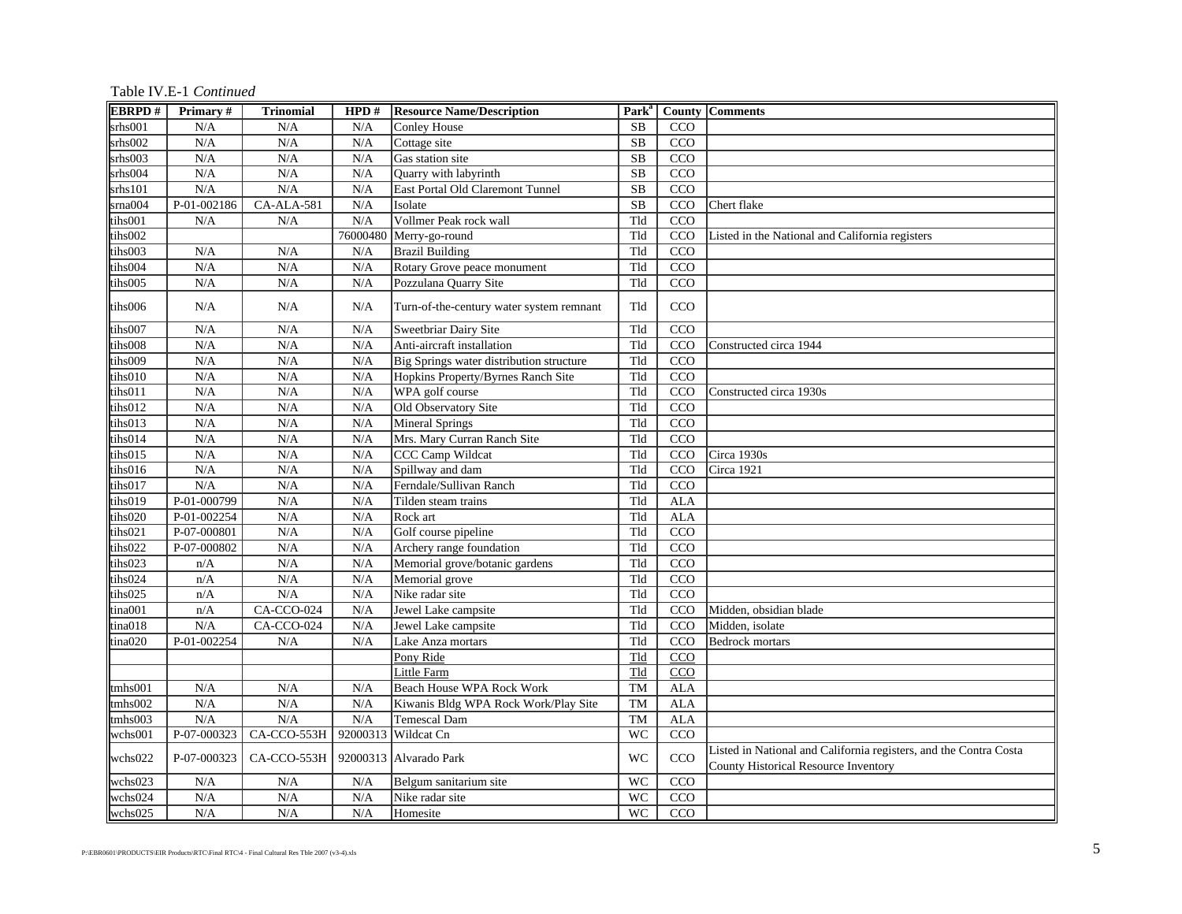Table IV.E-1 *Continued*

| EBRPD # | Primary # | Trinomial | HPD # | Resource Name/Description | Park[a] | County | Comments |
|---|---|---|---|---|---|---|---|
| srhs001 | N/A | N/A | N/A | Conley House | SB | CCO | |
| srhs002 | N/A | N/A | N/A | Cottage site | SB | CCO | |
| srhs003 | N/A | N/A | N/A | Gas station site | SB | CCO | |
| srhs004 | N/A | N/A | N/A | Quarry with labyrinth | SB | CCO | |
| srhs101 | N/A | N/A | N/A | East Portal Old Claremont Tunnel | SB | CCO | |
| srna004 | P-01-002186 | CA-ALA-581 | N/A | Isolate | SB | CCO | Chert flake |
| tihs001 | N/A | N/A | N/A | Vollmer Peak rock wall | Tld | CCO | |
| tihs002 | | | 76000480 | Merry-go-round | Tld | CCO | Listed in the National and California registers |
| tihs003 | N/A | N/A | N/A | Brazil Building | Tld | CCO | |
| tihs004 | N/A | N/A | N/A | Rotary Grove peace monument | Tld | CCO | |
| tihs005 | N/A | N/A | N/A | Pozzulana Quarry Site | Tld | CCO | |
| tihs006 | N/A | N/A | N/A | Turn-of-the-century water system remnant | Tld | CCO | |
| tihs007 | N/A | N/A | N/A | Sweetbriar Dairy Site | Tld | CCO | |
| tihs008 | N/A | N/A | N/A | Anti-aircraft installation | Tld | CCO | Constructed circa 1944 |
| tihs009 | N/A | N/A | N/A | Big Springs water distribution structure | Tld | CCO | |
| tihs010 | N/A | N/A | N/A | Hopkins Property/Byrnes Ranch Site | Tld | CCO | |
| tihs011 | N/A | N/A | N/A | WPA golf course | Tld | CCO | Constructed circa 1930s |
| tihs012 | N/A | N/A | N/A | Old Observatory Site | Tld | CCO | |
| tihs013 | N/A | N/A | N/A | Mineral Springs | Tld | CCO | |
| tihs014 | N/A | N/A | N/A | Mrs. Mary Curran Ranch Site | Tld | CCO | |
| tihs015 | N/A | N/A | N/A | CCC Camp Wildcat | Tld | CCO | Circa 1930s |
| tihs016 | N/A | N/A | N/A | Spillway and dam | Tld | CCO | Circa 1921 |
| tihs017 | N/A | N/A | N/A | Ferndale/Sullivan Ranch | Tld | CCO | |
| tihs019 | P-01-000799 | N/A | N/A | Tilden steam trains | Tld | ALA | |
| tihs020 | P-01-002254 | N/A | N/A | Rock art | Tld | ALA | |
| tihs021 | P-07-000801 | N/A | N/A | Golf course pipeline | Tld | CCO | |
| tihs022 | P-07-000802 | N/A | N/A | Archery range foundation | Tld | CCO | |
| tihs023 | n/A | N/A | N/A | Memorial grove/botanic gardens | Tld | CCO | |
| tihs024 | n/A | N/A | N/A | Memorial grove | Tld | CCO | |
| tihs025 | n/A | N/A | N/A | Nike radar site | Tld | CCO | |
| tina001 | n/A | CA-CCO-024 | N/A | Jewel Lake campsite | Tld | CCO | Midden, obsidian blade |
| tina018 | N/A | CA-CCO-024 | N/A | Jewel Lake campsite | Tld | CCO | Midden, isolate |
| tina020 | P-01-002254 | N/A | N/A | Lake Anza mortars | Tld | CCO | Bedrock mortars |
| | | | | Pony Ride | Tld | CCO | |
| | | | | Little Farm | Tld | CCO | |
| tmhs001 | N/A | N/A | N/A | Beach House WPA Rock Work | TM | ALA | |
| tmhs002 | N/A | N/A | N/A | Kiwanis Bldg WPA Rock Work/Play Site | TM | ALA | |
| tmhs003 | N/A | N/A | N/A | Temescal Dam | TM | ALA | |
| wchs001 | P-07-000323 | CA-CCO-553H | 92000313 | Wildcat Cn | WC | CCO | |
| wchs022 | P-07-000323 | CA-CCO-553H | 92000313 | Alvarado Park | WC | CCO | Listed in National and California registers, and the Contra Costa County Historical Resource Inventory |
| wchs023 | N/A | N/A | N/A | Belgum sanitarium site | WC | CCO | |
| wchs024 | N/A | N/A | N/A | Nike radar site | WC | CCO | |
| wchs025 | N/A | N/A | N/A | Homesite | WC | CCO | |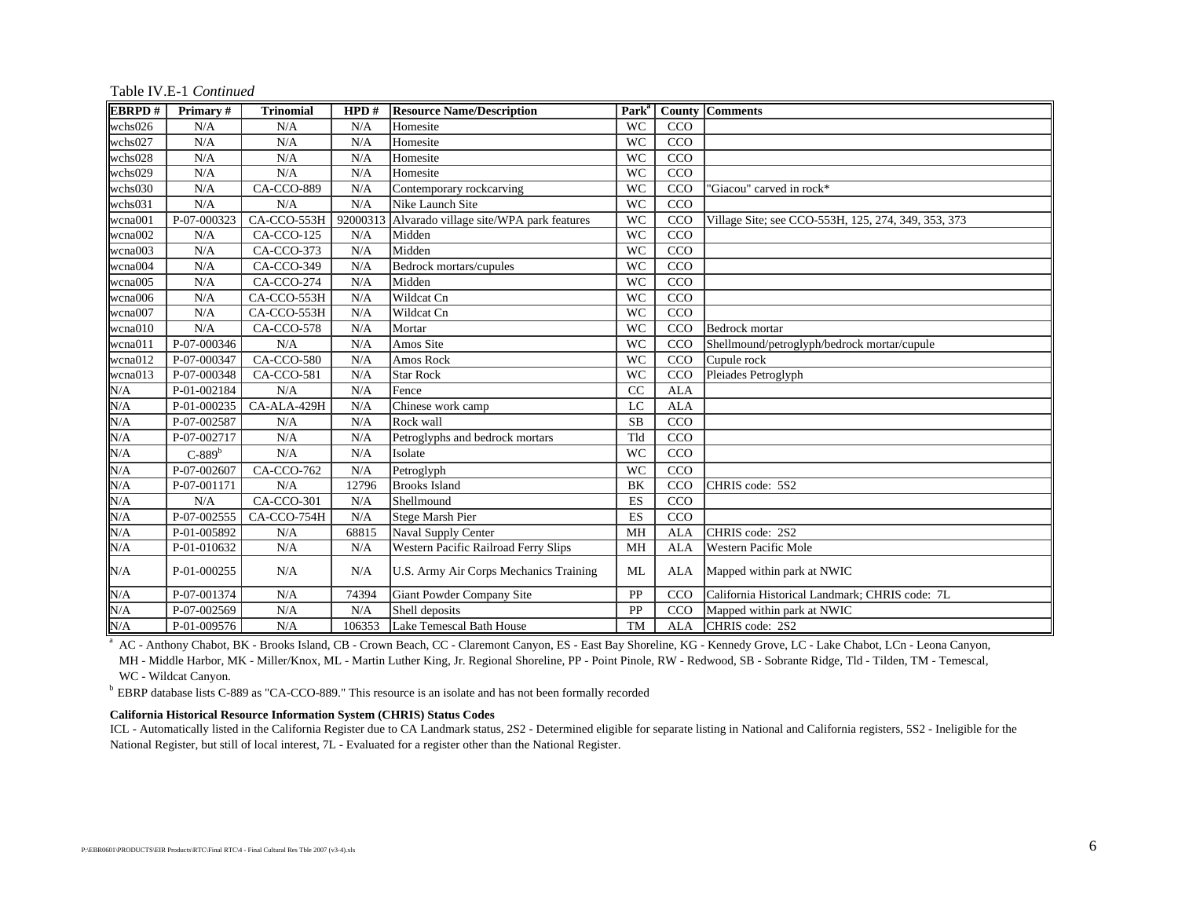Table IV.E-1 *Continued*

| EBRPD # | Primary # | Trinomial | HPD # | Resource Name/Description | Park[a] | County | Comments |
|---|---|---|---|---|---|---|---|
| wchs026 | N/A | N/A | N/A | Homesite | WC | CCO | |
| wchs027 | N/A | N/A | N/A | Homesite | WC | CCO | |
| wchs028 | N/A | N/A | N/A | Homesite | WC | CCO | |
| wchs029 | N/A | N/A | N/A | Homesite | WC | CCO | |
| wchs030 | N/A | CA-CCO-889 | N/A | Contemporary rockcarving | WC | CCO | "Giacou" carved in rock* |
| wchs031 | N/A | N/A | N/A | Nike Launch Site | WC | CCO | |
| wcna001 | P-07-000323 | CA-CCO-553H | 92000313 | Alvarado village site/WPA park features | WC | CCO | Village Site; see CCO-553H, 125, 274, 349, 353, 373 |
| wcna002 | N/A | CA-CCO-125 | N/A | Midden | WC | CCO | |
| wcna003 | N/A | CA-CCO-373 | N/A | Midden | WC | CCO | |
| wcna004 | N/A | CA-CCO-349 | N/A | Bedrock mortars/cupules | WC | CCO | |
| wcna005 | N/A | CA-CCO-274 | N/A | Midden | WC | CCO | |
| wcna006 | N/A | CA-CCO-553H | N/A | Wildcat Cn | WC | CCO | |
| wcna007 | N/A | CA-CCO-553H | N/A | Wildcat Cn | WC | CCO | |
| wcna010 | N/A | CA-CCO-578 | N/A | Mortar | WC | CCO | Bedrock mortar |
| wcna011 | P-07-000346 | N/A | N/A | Amos Site | WC | CCO | Shellmound/petroglyph/bedrock mortar/cupule |
| wcna012 | P-07-000347 | CA-CCO-580 | N/A | Amos Rock | WC | CCO | Cupule rock |
| wcna013 | P-07-000348 | CA-CCO-581 | N/A | Star Rock | WC | CCO | Pleiades Petroglyph |
| N/A | P-01-002184 | N/A | N/A | Fence | CC | ALA | |
| N/A | P-01-000235 | CA-ALA-429H | N/A | Chinese work camp | LC | ALA | |
| N/A | P-07-002587 | N/A | N/A | Rock wall | SB | CCO | |
| N/A | P-07-002717 | N/A | N/A | Petroglyphs and bedrock mortars | Tld | CCO | |
| N/A | C-889[b] | N/A | N/A | Isolate | WC | CCO | |
| N/A | P-07-002607 | CA-CCO-762 | N/A | Petroglyph | WC | CCO | |
| N/A | P-07-001171 | N/A | 12796 | Brooks Island | BK | CCO | CHRIS code: 5S2 |
| N/A | N/A | CA-CCO-301 | N/A | Shellmound | ES | CCO | |
| N/A | P-07-002555 | CA-CCO-754H | N/A | Stege Marsh Pier | ES | CCO | |
| N/A | P-01-005892 | N/A | 68815 | Naval Supply Center | MH | ALA | CHRIS code: 2S2 |
| N/A | P-01-010632 | N/A | N/A | Western Pacific Railroad Ferry Slips | MH | ALA | Western Pacific Mole |
| N/A | P-01-000255 | N/A | N/A | U.S. Army Air Corps Mechanics Training | ML | ALA | Mapped within park at NWIC |
| N/A | P-07-001374 | N/A | 74394 | Giant Powder Company Site | PP | CCO | California Historical Landmark; CHRIS code: 7L |
| N/A | P-07-002569 | N/A | N/A | Shell deposits | PP | CCO | Mapped within park at NWIC |
| N/A | P-01-009576 | N/A | 106353 | Lake Temescal Bath House | TM | ALA | CHRIS code: 2S2 |

[a] AC - Anthony Chabot, BK - Brooks Island, CB - Crown Beach, CC - Claremont Canyon, ES - East Bay Shoreline, KG - Kennedy Grove, LC - Lake Chabot, LCn - Leona Canyon, MH - Middle Harbor, MK - Miller/Knox, ML - Martin Luther King, Jr. Regional Shoreline, PP - Point Pinole, RW - Redwood, SB - Sobrante Ridge, Tld - Tilden, TM - Temescal, WC - Wildcat Canyon.

[b] EBRP database lists C-889 as "CA-CCO-889." This resource is an isolate and has not been formally recorded

**California Historical Resource Information System (CHRIS) Status Codes**

ICL - Automatically listed in the California Register due to CA Landmark status, 2S2 - Determined eligible for separate listing in National and California registers, 5S2 - Ineligible for the National Register, but still of local interest, 7L - Evaluated for a register other than the National Register.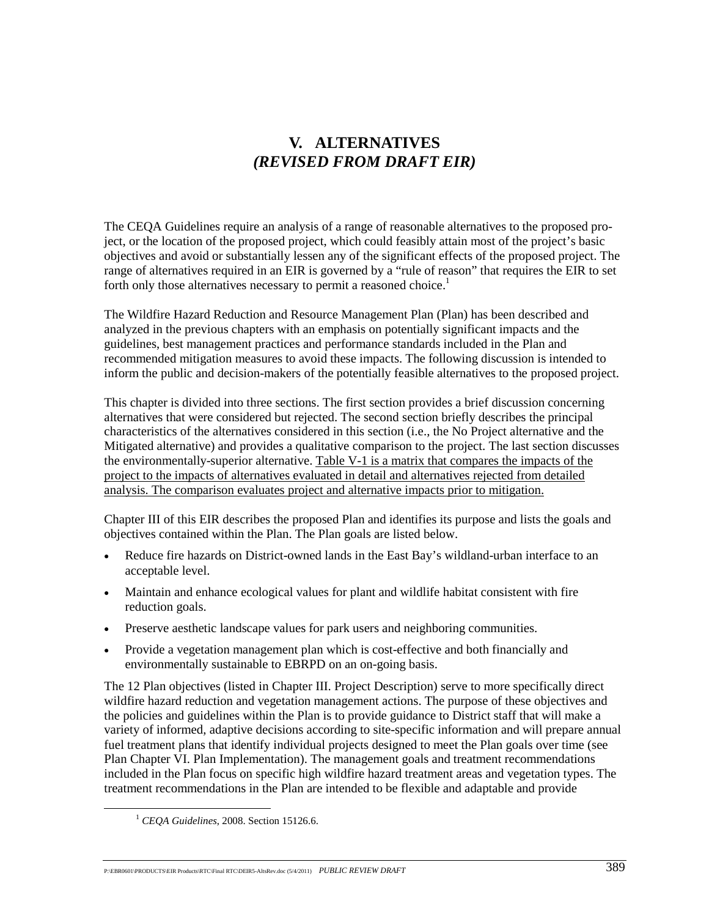# V. ALTERNATIVES
## *(REVISED FROM DRAFT EIR)*

The CEQA Guidelines require an analysis of a range of reasonable alternatives to the proposed project, or the location of the proposed project, which could feasibly attain most of the project's basic objectives and avoid or substantially lessen any of the significant effects of the proposed project. The range of alternatives required in an EIR is governed by a "rule of reason" that requires the EIR to set forth only those alternatives necessary to permit a reasoned choice.[1]

The Wildfire Hazard Reduction and Resource Management Plan (Plan) has been described and analyzed in the previous chapters with an emphasis on potentially significant impacts and the guidelines, best management practices and performance standards included in the Plan and recommended mitigation measures to avoid these impacts. The following discussion is intended to inform the public and decision-makers of the potentially feasible alternatives to the proposed project.

This chapter is divided into three sections. The first section provides a brief discussion concerning alternatives that were considered but rejected. The second section briefly describes the principal characteristics of the alternatives considered in this section (i.e., the No Project alternative and the Mitigated alternative) and provides a qualitative comparison to the project. The last section discusses the environmentally-superior alternative. <u>Table V-1 is a matrix that compares the impacts of the project to the impacts of alternatives evaluated in detail and alternatives rejected from detailed analysis. The comparison evaluates project and alternative impacts prior to mitigation.</u>

Chapter III of this EIR describes the proposed Plan and identifies its purpose and lists the goals and objectives contained within the Plan. The Plan goals are listed below.

- Reduce fire hazards on District-owned lands in the East Bay's wildland-urban interface to an acceptable level.
- Maintain and enhance ecological values for plant and wildlife habitat consistent with fire reduction goals.
- Preserve aesthetic landscape values for park users and neighboring communities.
- Provide a vegetation management plan which is cost-effective and both financially and environmentally sustainable to EBRPD on an on-going basis.

The 12 Plan objectives (listed in Chapter III. Project Description) serve to more specifically direct wildfire hazard reduction and vegetation management actions. The purpose of these objectives and the policies and guidelines within the Plan is to provide guidance to District staff that will make a variety of informed, adaptive decisions according to site-specific information and will prepare annual fuel treatment plans that identify individual projects designed to meet the Plan goals over time (see Plan Chapter VI. Plan Implementation). The management goals and treatment recommendations included in the Plan focus on specific high wildfire hazard treatment areas and vegetation types. The treatment recommendations in the Plan are intended to be flexible and adaptable and provide

[1] *CEQA Guidelines*, 2008. Section 15126.6.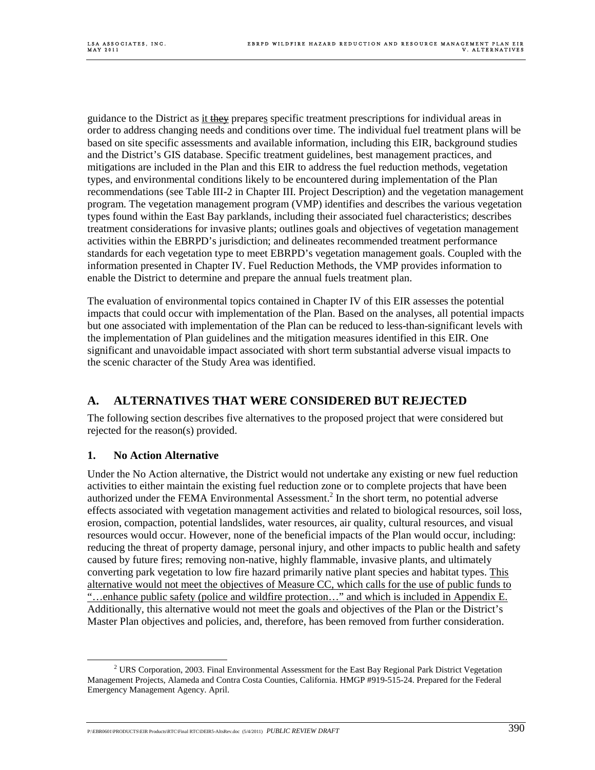guidance to the District as it ~~they~~ prepares specific treatment prescriptions for individual areas in order to address changing needs and conditions over time. The individual fuel treatment plans will be based on site specific assessments and available information, including this EIR, background studies and the District's GIS database. Specific treatment guidelines, best management practices, and mitigations are included in the Plan and this EIR to address the fuel reduction methods, vegetation types, and environmental conditions likely to be encountered during implementation of the Plan recommendations (see Table III-2 in Chapter III. Project Description) and the vegetation management program. The vegetation management program (VMP) identifies and describes the various vegetation types found within the East Bay parklands, including their associated fuel characteristics; describes treatment considerations for invasive plants; outlines goals and objectives of vegetation management activities within the EBRPD's jurisdiction; and delineates recommended treatment performance standards for each vegetation type to meet EBRPD's vegetation management goals. Coupled with the information presented in Chapter IV. Fuel Reduction Methods, the VMP provides information to enable the District to determine and prepare the annual fuels treatment plan.

The evaluation of environmental topics contained in Chapter IV of this EIR assesses the potential impacts that could occur with implementation of the Plan. Based on the analyses, all potential impacts but one associated with implementation of the Plan can be reduced to less-than-significant levels with the implementation of Plan guidelines and the mitigation measures identified in this EIR. One significant and unavoidable impact associated with short term substantial adverse visual impacts to the scenic character of the Study Area was identified.

## A. ALTERNATIVES THAT WERE CONSIDERED BUT REJECTED

The following section describes five alternatives to the proposed project that were considered but rejected for the reason(s) provided.

### 1. No Action Alternative

Under the No Action alternative, the District would not undertake any existing or new fuel reduction activities to either maintain the existing fuel reduction zone or to complete projects that have been authorized under the FEMA Environmental Assessment.[2] In the short term, no potential adverse effects associated with vegetation management activities and related to biological resources, soil loss, erosion, compaction, potential landslides, water resources, air quality, cultural resources, and visual resources would occur. However, none of the beneficial impacts of the Plan would occur, including: reducing the threat of property damage, personal injury, and other impacts to public health and safety caused by future fires; removing non-native, highly flammable, invasive plants, and ultimately converting park vegetation to low fire hazard primarily native plant species and habitat types. This alternative would not meet the objectives of Measure CC, which calls for the use of public funds to "…enhance public safety (police and wildfire protection…" and which is included in Appendix E. Additionally, this alternative would not meet the goals and objectives of the Plan or the District's Master Plan objectives and policies, and, therefore, has been removed from further consideration.

[2] URS Corporation, 2003. Final Environmental Assessment for the East Bay Regional Park District Vegetation Management Projects, Alameda and Contra Costa Counties, California. HMGP #919-515-24. Prepared for the Federal Emergency Management Agency. April.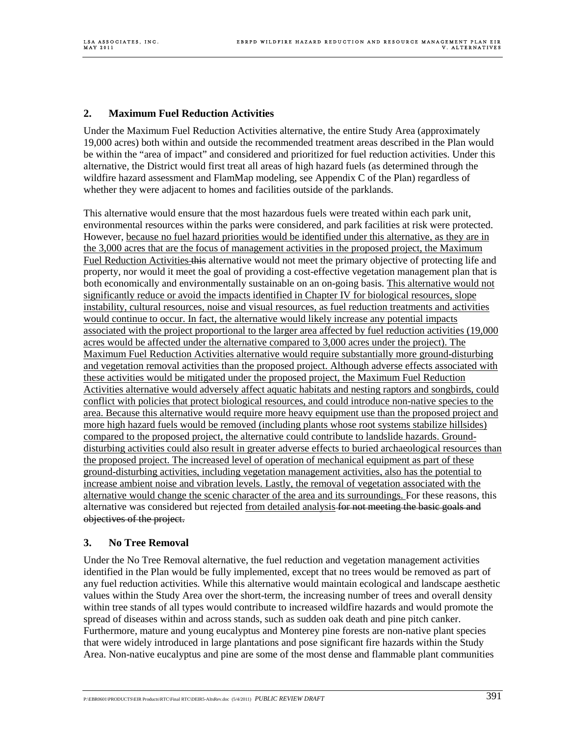## 2. Maximum Fuel Reduction Activities

Under the Maximum Fuel Reduction Activities alternative, the entire Study Area (approximately 19,000 acres) both within and outside the recommended treatment areas described in the Plan would be within the "area of impact" and considered and prioritized for fuel reduction activities. Under this alternative, the District would first treat all areas of high hazard fuels (as determined through the wildfire hazard assessment and FlamMap modeling, see Appendix C of the Plan) regardless of whether they were adjacent to homes and facilities outside of the parklands.

This alternative would ensure that the most hazardous fuels were treated within each park unit, environmental resources within the parks were considered, and park facilities at risk were protected. However, because no fuel hazard priorities would be identified under this alternative, as they are in the 3,000 acres that are the focus of management activities in the proposed project, the Maximum Fuel Reduction Activities ~~this~~ alternative would not meet the primary objective of protecting life and property, nor would it meet the goal of providing a cost-effective vegetation management plan that is both economically and environmentally sustainable on an on-going basis. This alternative would not significantly reduce or avoid the impacts identified in Chapter IV for biological resources, slope instability, cultural resources, noise and visual resources, as fuel reduction treatments and activities would continue to occur. In fact, the alternative would likely increase any potential impacts associated with the project proportional to the larger area affected by fuel reduction activities (19,000 acres would be affected under the alternative compared to 3,000 acres under the project). The Maximum Fuel Reduction Activities alternative would require substantially more ground-disturbing and vegetation removal activities than the proposed project. Although adverse effects associated with these activities would be mitigated under the proposed project, the Maximum Fuel Reduction Activities alternative would adversely affect aquatic habitats and nesting raptors and songbirds, could conflict with policies that protect biological resources, and could introduce non-native species to the area. Because this alternative would require more heavy equipment use than the proposed project and more high hazard fuels would be removed (including plants whose root systems stabilize hillsides) compared to the proposed project, the alternative could contribute to landslide hazards. Ground-disturbing activities could also result in greater adverse effects to buried archaeological resources than the proposed project. The increased level of operation of mechanical equipment as part of these ground-disturbing activities, including vegetation management activities, also has the potential to increase ambient noise and vibration levels. Lastly, the removal of vegetation associated with the alternative would change the scenic character of the area and its surroundings. For these reasons, this alternative was considered but rejected from detailed analysis ~~for not meeting the basic goals and objectives of the project.~~

## 3. No Tree Removal

Under the No Tree Removal alternative, the fuel reduction and vegetation management activities identified in the Plan would be fully implemented, except that no trees would be removed as part of any fuel reduction activities. While this alternative would maintain ecological and landscape aesthetic values within the Study Area over the short-term, the increasing number of trees and overall density within tree stands of all types would contribute to increased wildfire hazards and would promote the spread of diseases within and across stands, such as sudden oak death and pine pitch canker. Furthermore, mature and young eucalyptus and Monterey pine forests are non-native plant species that were widely introduced in large plantations and pose significant fire hazards within the Study Area. Non-native eucalyptus and pine are some of the most dense and flammable plant communities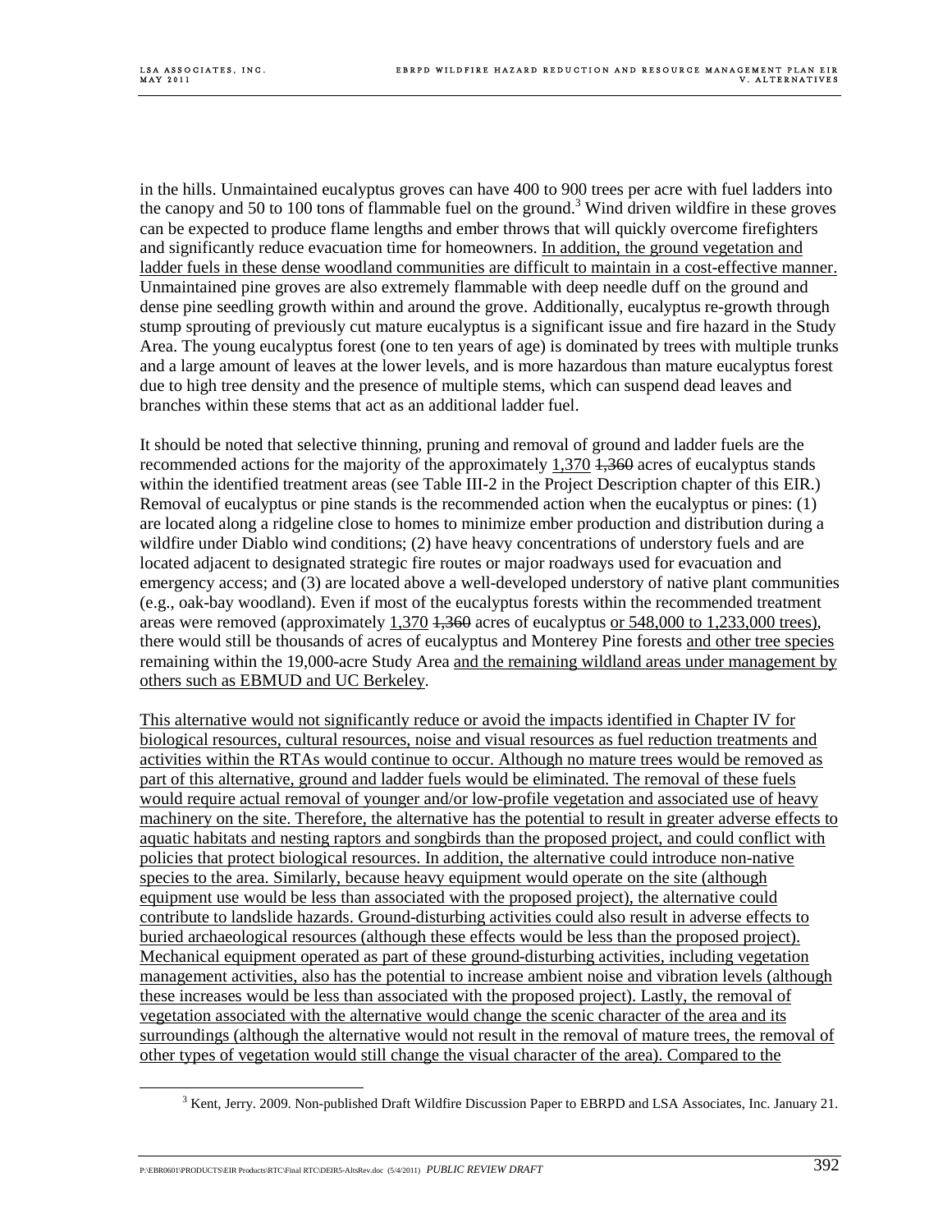in the hills. Unmaintained eucalyptus groves can have 400 to 900 trees per acre with fuel ladders into the canopy and 50 to 100 tons of flammable fuel on the ground.[3] Wind driven wildfire in these groves can be expected to produce flame lengths and ember throws that will quickly overcome firefighters and significantly reduce evacuation time for homeowners. <u>In addition, the ground vegetation and ladder fuels in these dense woodland communities are difficult to maintain in a cost-effective manner.</u> Unmaintained pine groves are also extremely flammable with deep needle duff on the ground and dense pine seedling growth within and around the grove. Additionally, eucalyptus re-growth through stump sprouting of previously cut mature eucalyptus is a significant issue and fire hazard in the Study Area. The young eucalyptus forest (one to ten years of age) is dominated by trees with multiple trunks and a large amount of leaves at the lower levels, and is more hazardous than mature eucalyptus forest due to high tree density and the presence of multiple stems, which can suspend dead leaves and branches within these stems that act as an additional ladder fuel.

It should be noted that selective thinning, pruning and removal of ground and ladder fuels are the recommended actions for the majority of the approximately <u>1,370</u> ~~1,360~~ acres of eucalyptus stands within the identified treatment areas (see Table III-2 in the Project Description chapter of this EIR.) Removal of eucalyptus or pine stands is the recommended action when the eucalyptus or pines: (1) are located along a ridgeline close to homes to minimize ember production and distribution during a wildfire under Diablo wind conditions; (2) have heavy concentrations of understory fuels and are located adjacent to designated strategic fire routes or major roadways used for evacuation and emergency access; and (3) are located above a well-developed understory of native plant communities (e.g., oak-bay woodland). Even if most of the eucalyptus forests within the recommended treatment areas were removed (approximately <u>1,370</u> ~~1,360~~ acres of eucalyptus <u>or 548,000 to 1,233,000 trees)</u>, there would still be thousands of acres of eucalyptus and Monterey Pine forests <u>and other tree species</u> remaining within the 19,000-acre Study Area <u>and the remaining wildland areas under management by others such as EBMUD and UC Berkeley</u>.

<u>This alternative would not significantly reduce or avoid the impacts identified in Chapter IV for biological resources, cultural resources, noise and visual resources as fuel reduction treatments and activities within the RTAs would continue to occur. Although no mature trees would be removed as part of this alternative, ground and ladder fuels would be eliminated. The removal of these fuels would require actual removal of younger and/or low-profile vegetation and associated use of heavy machinery on the site. Therefore, the alternative has the potential to result in greater adverse effects to aquatic habitats and nesting raptors and songbirds than the proposed project, and could conflict with policies that protect biological resources. In addition, the alternative could introduce non-native species to the area. Similarly, because heavy equipment would operate on the site (although equipment use would be less than associated with the proposed project), the alternative could contribute to landslide hazards. Ground-disturbing activities could also result in adverse effects to buried archaeological resources (although these effects would be less than the proposed project). Mechanical equipment operated as part of these ground-disturbing activities, including vegetation management activities, also has the potential to increase ambient noise and vibration levels (although these increases would be less than associated with the proposed project). Lastly, the removal of vegetation associated with the alternative would change the scenic character of the area and its surroundings (although the alternative would not result in the removal of mature trees, the removal of other types of vegetation would still change the visual character of the area). Compared to the</u>

[3] Kent, Jerry. 2009. Non-published Draft Wildfire Discussion Paper to EBRPD and LSA Associates, Inc. January 21.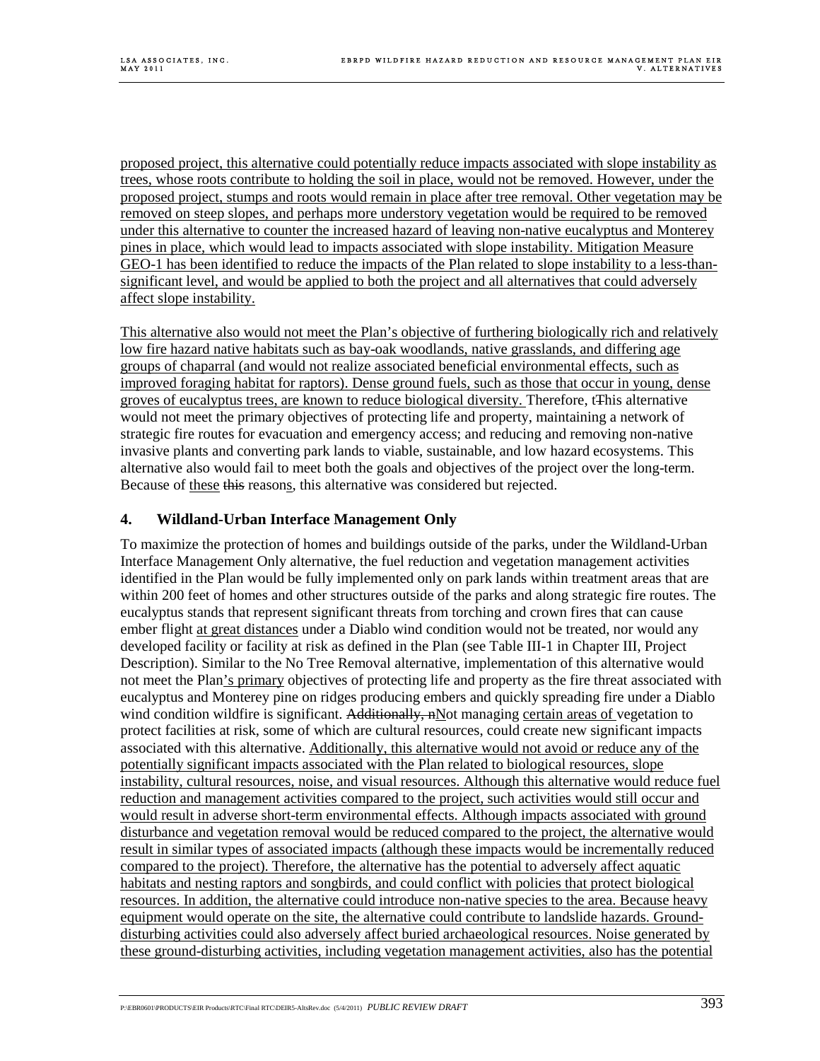proposed project, this alternative could potentially reduce impacts associated with slope instability as trees, whose roots contribute to holding the soil in place, would not be removed. However, under the proposed project, stumps and roots would remain in place after tree removal. Other vegetation may be removed on steep slopes, and perhaps more understory vegetation would be required to be removed under this alternative to counter the increased hazard of leaving non-native eucalyptus and Monterey pines in place, which would lead to impacts associated with slope instability. Mitigation Measure GEO-1 has been identified to reduce the impacts of the Plan related to slope instability to a less-than-significant level, and would be applied to both the project and all alternatives that could adversely affect slope instability.

This alternative also would not meet the Plan's objective of furthering biologically rich and relatively low fire hazard native habitats such as bay-oak woodlands, native grasslands, and differing age groups of chaparral (and would not realize associated beneficial environmental effects, such as improved foraging habitat for raptors). Dense ground fuels, such as those that occur in young, dense groves of eucalyptus trees, are known to reduce biological diversity. Therefore, tThis alternative would not meet the primary objectives of protecting life and property, maintaining a network of strategic fire routes for evacuation and emergency access; and reducing and removing non-native invasive plants and converting park lands to viable, sustainable, and low hazard ecosystems. This alternative also would fail to meet both the goals and objectives of the project over the long-term. Because of these this reasons, this alternative was considered but rejected.

### 4. Wildland-Urban Interface Management Only

To maximize the protection of homes and buildings outside of the parks, under the Wildland-Urban Interface Management Only alternative, the fuel reduction and vegetation management activities identified in the Plan would be fully implemented only on park lands within treatment areas that are within 200 feet of homes and other structures outside of the parks and along strategic fire routes. The eucalyptus stands that represent significant threats from torching and crown fires that can cause ember flight at great distances under a Diablo wind condition would not be treated, nor would any developed facility or facility at risk as defined in the Plan (see Table III-1 in Chapter III, Project Description). Similar to the No Tree Removal alternative, implementation of this alternative would not meet the Plan's primary objectives of protecting life and property as the fire threat associated with eucalyptus and Monterey pine on ridges producing embers and quickly spreading fire under a Diablo wind condition wildfire is significant. Additionally, nNot managing certain areas of vegetation to protect facilities at risk, some of which are cultural resources, could create new significant impacts associated with this alternative. Additionally, this alternative would not avoid or reduce any of the potentially significant impacts associated with the Plan related to biological resources, slope instability, cultural resources, noise, and visual resources. Although this alternative would reduce fuel reduction and management activities compared to the project, such activities would still occur and would result in adverse short-term environmental effects. Although impacts associated with ground disturbance and vegetation removal would be reduced compared to the project, the alternative would result in similar types of associated impacts (although these impacts would be incrementally reduced compared to the project). Therefore, the alternative has the potential to adversely affect aquatic habitats and nesting raptors and songbirds, and could conflict with policies that protect biological resources. In addition, the alternative could introduce non-native species to the area. Because heavy equipment would operate on the site, the alternative could contribute to landslide hazards. Ground-disturbing activities could also adversely affect buried archaeological resources. Noise generated by these ground-disturbing activities, including vegetation management activities, also has the potential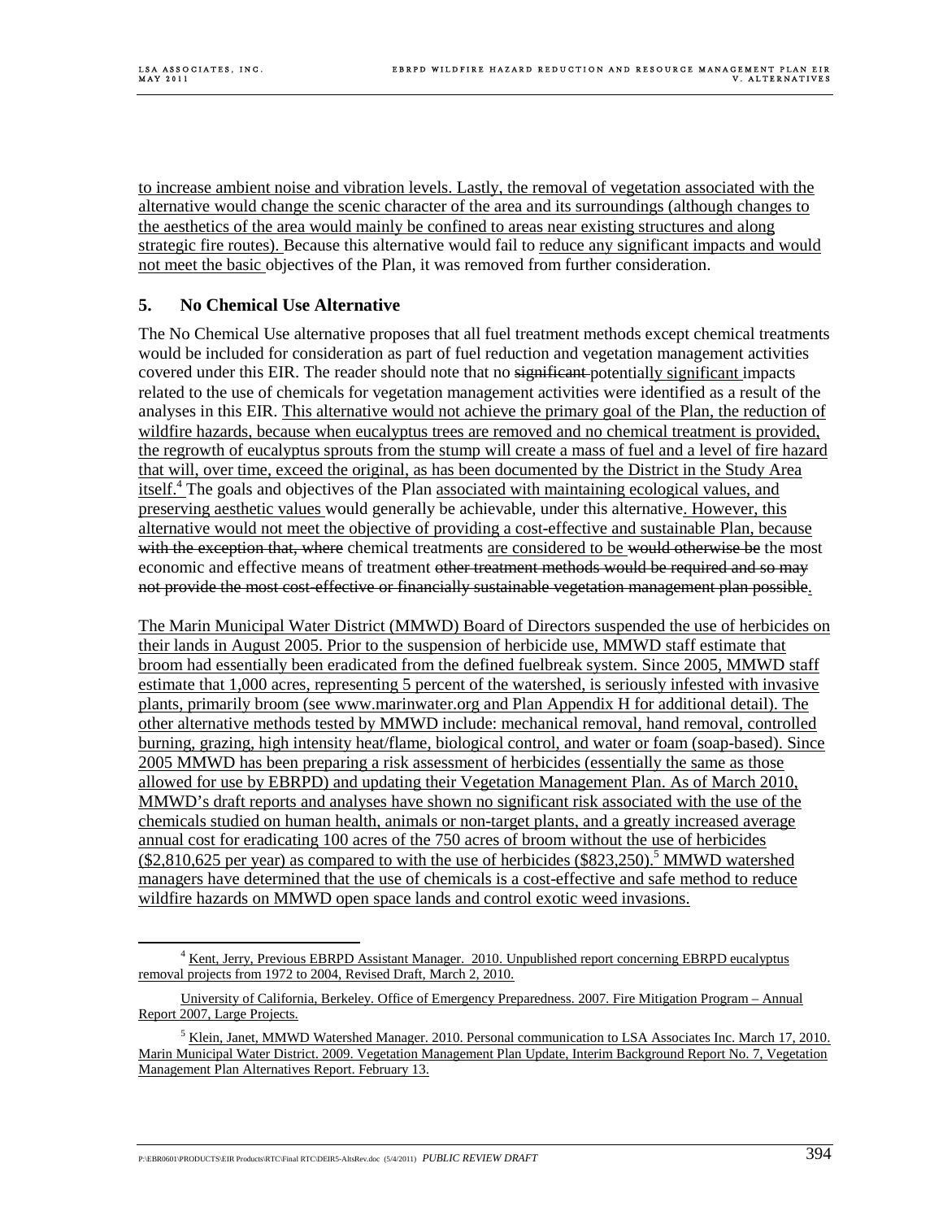to increase ambient noise and vibration levels. Lastly, the removal of vegetation associated with the alternative would change the scenic character of the area and its surroundings (although changes to the aesthetics of the area would mainly be confined to areas near existing structures and along strategic fire routes). Because this alternative would fail to reduce any significant impacts and would not meet the basic objectives of the Plan, it was removed from further consideration.

### 5. No Chemical Use Alternative

The No Chemical Use alternative proposes that all fuel treatment methods except chemical treatments would be included for consideration as part of fuel reduction and vegetation management activities covered under this EIR. The reader should note that no ~~significant~~ potentially significant impacts related to the use of chemicals for vegetation management activities were identified as a result of the analyses in this EIR. This alternative would not achieve the primary goal of the Plan, the reduction of wildfire hazards, because when eucalyptus trees are removed and no chemical treatment is provided, the regrowth of eucalyptus sprouts from the stump will create a mass of fuel and a level of fire hazard that will, over time, exceed the original, as has been documented by the District in the Study Area itself.[4] The goals and objectives of the Plan associated with maintaining ecological values, and preserving aesthetic values would generally be achievable, under this alternative. However, this alternative would not meet the objective of providing a cost-effective and sustainable Plan, because ~~with the exception that, where~~ chemical treatments are considered to be ~~would otherwise be~~ the most economic and effective means of treatment ~~other treatment methods would be required and so may not provide the most cost-effective or financially sustainable vegetation management plan possible~~.

The Marin Municipal Water District (MMWD) Board of Directors suspended the use of herbicides on their lands in August 2005. Prior to the suspension of herbicide use, MMWD staff estimate that broom had essentially been eradicated from the defined fuelbreak system. Since 2005, MMWD staff estimate that 1,000 acres, representing 5 percent of the watershed, is seriously infested with invasive plants, primarily broom (see www.marinwater.org and Plan Appendix H for additional detail). The other alternative methods tested by MMWD include: mechanical removal, hand removal, controlled burning, grazing, high intensity heat/flame, biological control, and water or foam (soap-based). Since 2005 MMWD has been preparing a risk assessment of herbicides (essentially the same as those allowed for use by EBRPD) and updating their Vegetation Management Plan. As of March 2010, MMWD's draft reports and analyses have shown no significant risk associated with the use of the chemicals studied on human health, animals or non-target plants, and a greatly increased average annual cost for eradicating 100 acres of the 750 acres of broom without the use of herbicides ($2,810,625 per year) as compared to with the use of herbicides ($823,250).[5] MMWD watershed managers have determined that the use of chemicals is a cost-effective and safe method to reduce wildfire hazards on MMWD open space lands and control exotic weed invasions.

---

[4] Kent, Jerry, Previous EBRPD Assistant Manager. 2010. Unpublished report concerning EBRPD eucalyptus removal projects from 1972 to 2004, Revised Draft, March 2, 2010.

University of California, Berkeley. Office of Emergency Preparedness. 2007. Fire Mitigation Program – Annual Report 2007, Large Projects.

[5] Klein, Janet, MMWD Watershed Manager. 2010. Personal communication to LSA Associates Inc. March 17, 2010. Marin Municipal Water District. 2009. Vegetation Management Plan Update, Interim Background Report No. 7, Vegetation Management Plan Alternatives Report. February 13.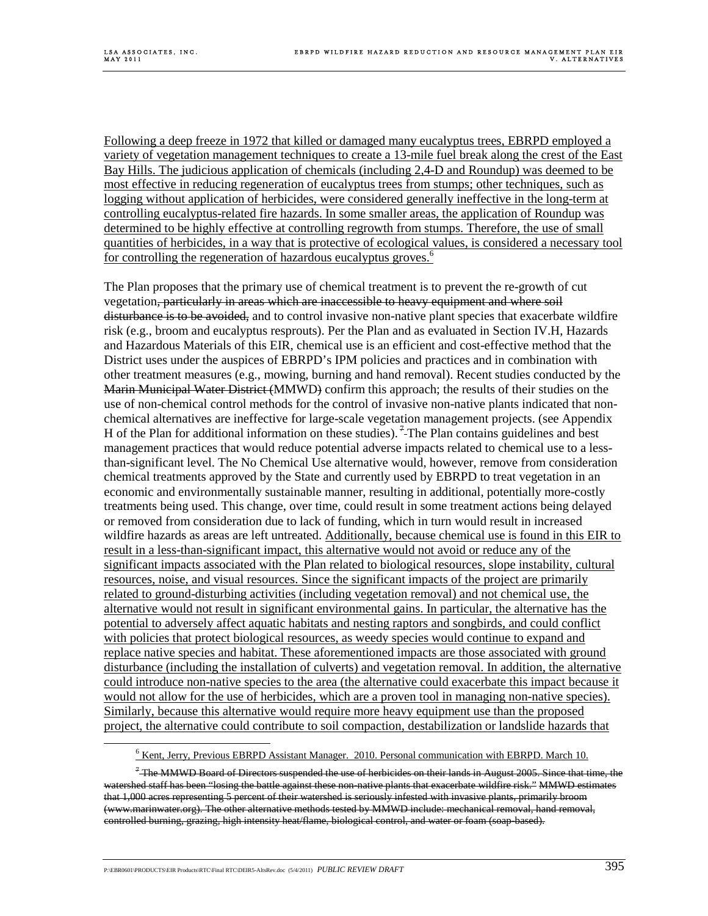Following a deep freeze in 1972 that killed or damaged many eucalyptus trees, EBRPD employed a variety of vegetation management techniques to create a 13-mile fuel break along the crest of the East Bay Hills. The judicious application of chemicals (including 2,4-D and Roundup) was deemed to be most effective in reducing regeneration of eucalyptus trees from stumps; other techniques, such as logging without application of herbicides, were considered generally ineffective in the long-term at controlling eucalyptus-related fire hazards. In some smaller areas, the application of Roundup was determined to be highly effective at controlling regrowth from stumps. Therefore, the use of small quantities of herbicides, in a way that is protective of ecological values, is considered a necessary tool for controlling the regeneration of hazardous eucalyptus groves.[6]

The Plan proposes that the primary use of chemical treatment is to prevent the re-growth of cut vegetation~~, particularly in areas which are inaccessible to heavy equipment and where soil disturbance is to be avoided,~~ and to control invasive non-native plant species that exacerbate wildfire risk (e.g., broom and eucalyptus resprouts). Per the Plan and as evaluated in Section IV.H, Hazards and Hazardous Materials of this EIR, chemical use is an efficient and cost-effective method that the District uses under the auspices of EBRPD's IPM policies and practices and in combination with other treatment measures (e.g., mowing, burning and hand removal). Recent studies conducted by the ~~Marin Municipal Water District (~~MMWD~~)~~ confirm this approach; the results of their studies on the use of non-chemical control methods for the control of invasive non-native plants indicated that non-chemical alternatives are ineffective for large-scale vegetation management projects. (see Appendix H of the Plan for additional information on these studies). ~~[7]~~ The Plan contains guidelines and best management practices that would reduce potential adverse impacts related to chemical use to a less-than-significant level. The No Chemical Use alternative would, however, remove from consideration chemical treatments approved by the State and currently used by EBRPD to treat vegetation in an economic and environmentally sustainable manner, resulting in additional, potentially more-costly treatments being used. This change, over time, could result in some treatment actions being delayed or removed from consideration due to lack of funding, which in turn would result in increased wildfire hazards as areas are left untreated. Additionally, because chemical use is found in this EIR to result in a less-than-significant impact, this alternative would not avoid or reduce any of the significant impacts associated with the Plan related to biological resources, slope instability, cultural resources, noise, and visual resources. Since the significant impacts of the project are primarily related to ground-disturbing activities (including vegetation removal) and not chemical use, the alternative would not result in significant environmental gains. In particular, the alternative has the potential to adversely affect aquatic habitats and nesting raptors and songbirds, and could conflict with policies that protect biological resources, as weedy species would continue to expand and replace native species and habitat. These aforementioned impacts are those associated with ground disturbance (including the installation of culverts) and vegetation removal. In addition, the alternative could introduce non-native species to the area (the alternative could exacerbate this impact because it would not allow for the use of herbicides, which are a proven tool in managing non-native species). Similarly, because this alternative would require more heavy equipment use than the proposed project, the alternative could contribute to soil compaction, destabilization or landslide hazards that

[6] Kent, Jerry, Previous EBRPD Assistant Manager. 2010. Personal communication with EBRPD. March 10.

~~[7] The MMWD Board of Directors suspended the use of herbicides on their lands in August 2005. Since that time, the watershed staff has been "losing the battle against these non-native plants that exacerbate wildfire risk." MMWD estimates that 1,000 acres representing 5 percent of their watershed is seriously infested with invasive plants, primarily broom (www.marinwater.org). The other alternative methods tested by MMWD include: mechanical removal, hand removal, controlled burning, grazing, high intensity heat/flame, biological control, and water or foam (soap-based).~~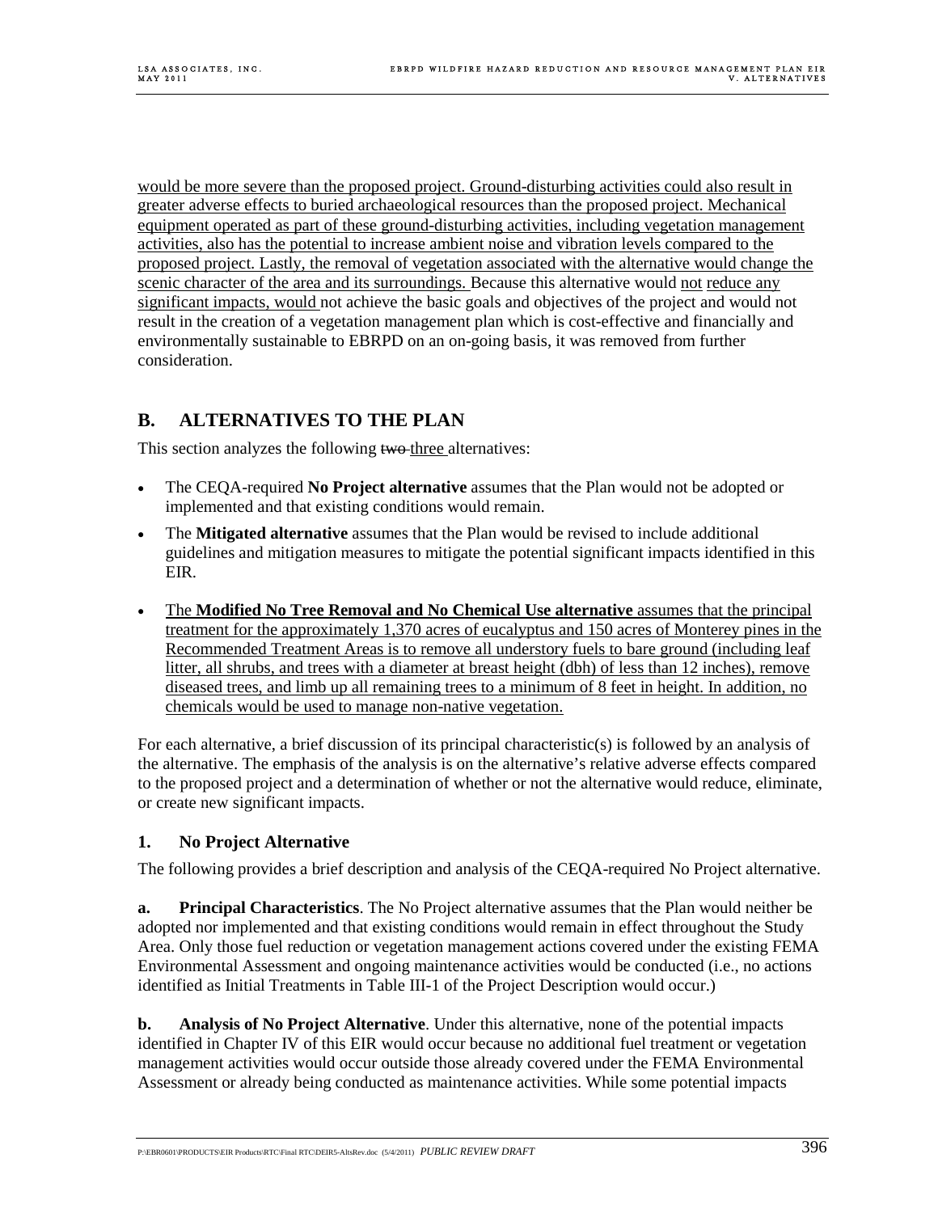would be more severe than the proposed project. Ground-disturbing activities could also result in greater adverse effects to buried archaeological resources than the proposed project. Mechanical equipment operated as part of these ground-disturbing activities, including vegetation management activities, also has the potential to increase ambient noise and vibration levels compared to the proposed project. Lastly, the removal of vegetation associated with the alternative would change the scenic character of the area and its surroundings. Because this alternative would not reduce any significant impacts, would not achieve the basic goals and objectives of the project and would not result in the creation of a vegetation management plan which is cost-effective and financially and environmentally sustainable to EBRPD on an on-going basis, it was removed from further consideration.

## B. ALTERNATIVES TO THE PLAN

This section analyzes the following ~~two~~ three alternatives:

- The CEQA-required **No Project alternative** assumes that the Plan would not be adopted or implemented and that existing conditions would remain.
- The **Mitigated alternative** assumes that the Plan would be revised to include additional guidelines and mitigation measures to mitigate the potential significant impacts identified in this EIR.
- The **Modified No Tree Removal and No Chemical Use alternative** assumes that the principal treatment for the approximately 1,370 acres of eucalyptus and 150 acres of Monterey pines in the Recommended Treatment Areas is to remove all understory fuels to bare ground (including leaf litter, all shrubs, and trees with a diameter at breast height (dbh) of less than 12 inches), remove diseased trees, and limb up all remaining trees to a minimum of 8 feet in height. In addition, no chemicals would be used to manage non-native vegetation.

For each alternative, a brief discussion of its principal characteristic(s) is followed by an analysis of the alternative. The emphasis of the analysis is on the alternative's relative adverse effects compared to the proposed project and a determination of whether or not the alternative would reduce, eliminate, or create new significant impacts.

### 1. No Project Alternative

The following provides a brief description and analysis of the CEQA-required No Project alternative.

**a. Principal Characteristics**. The No Project alternative assumes that the Plan would neither be adopted nor implemented and that existing conditions would remain in effect throughout the Study Area. Only those fuel reduction or vegetation management actions covered under the existing FEMA Environmental Assessment and ongoing maintenance activities would be conducted (i.e., no actions identified as Initial Treatments in Table III-1 of the Project Description would occur.)

**b. Analysis of No Project Alternative**. Under this alternative, none of the potential impacts identified in Chapter IV of this EIR would occur because no additional fuel treatment or vegetation management activities would occur outside those already covered under the FEMA Environmental Assessment or already being conducted as maintenance activities. While some potential impacts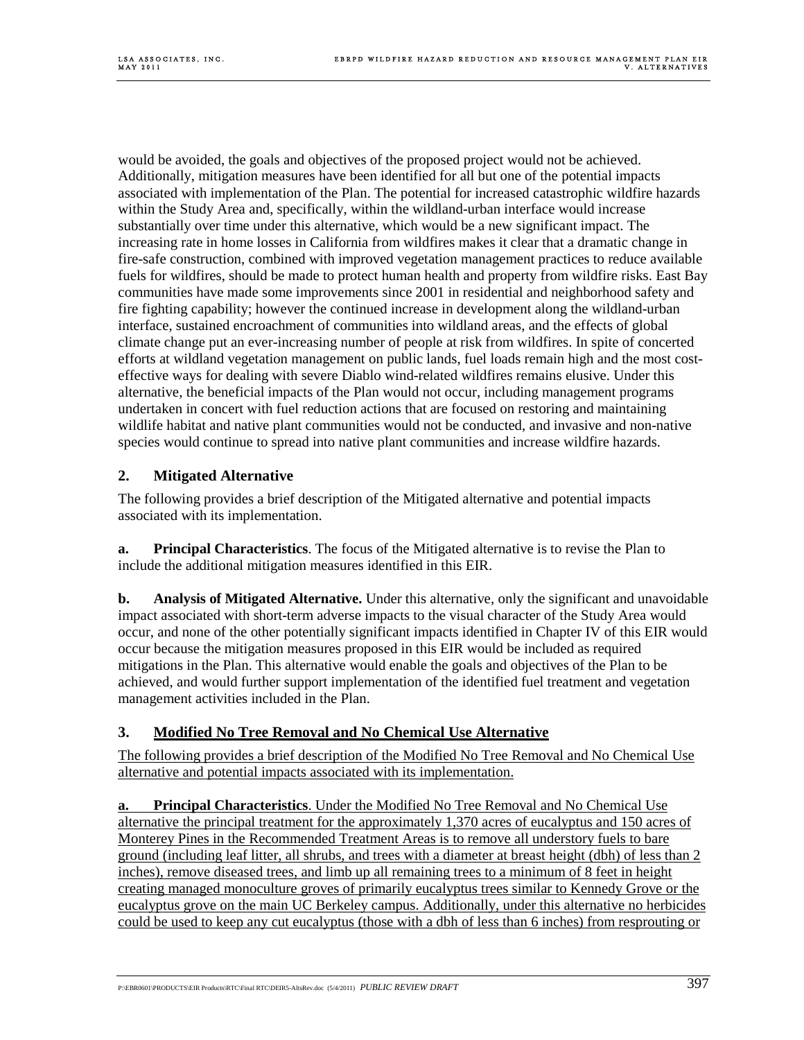would be avoided, the goals and objectives of the proposed project would not be achieved. Additionally, mitigation measures have been identified for all but one of the potential impacts associated with implementation of the Plan. The potential for increased catastrophic wildfire hazards within the Study Area and, specifically, within the wildland-urban interface would increase substantially over time under this alternative, which would be a new significant impact. The increasing rate in home losses in California from wildfires makes it clear that a dramatic change in fire-safe construction, combined with improved vegetation management practices to reduce available fuels for wildfires, should be made to protect human health and property from wildfire risks. East Bay communities have made some improvements since 2001 in residential and neighborhood safety and fire fighting capability; however the continued increase in development along the wildland-urban interface, sustained encroachment of communities into wildland areas, and the effects of global climate change put an ever-increasing number of people at risk from wildfires. In spite of concerted efforts at wildland vegetation management on public lands, fuel loads remain high and the most cost-effective ways for dealing with severe Diablo wind-related wildfires remains elusive. Under this alternative, the beneficial impacts of the Plan would not occur, including management programs undertaken in concert with fuel reduction actions that are focused on restoring and maintaining wildlife habitat and native plant communities would not be conducted, and invasive and non-native species would continue to spread into native plant communities and increase wildfire hazards.

### 2. Mitigated Alternative

The following provides a brief description of the Mitigated alternative and potential impacts associated with its implementation.

**a. Principal Characteristics**. The focus of the Mitigated alternative is to revise the Plan to include the additional mitigation measures identified in this EIR.

**b. Analysis of Mitigated Alternative.** Under this alternative, only the significant and unavoidable impact associated with short-term adverse impacts to the visual character of the Study Area would occur, and none of the other potentially significant impacts identified in Chapter IV of this EIR would occur because the mitigation measures proposed in this EIR would be included as required mitigations in the Plan. This alternative would enable the goals and objectives of the Plan to be achieved, and would further support implementation of the identified fuel treatment and vegetation management activities included in the Plan.

### 3. Modified No Tree Removal and No Chemical Use Alternative

The following provides a brief description of the Modified No Tree Removal and No Chemical Use alternative and potential impacts associated with its implementation.

**a. Principal Characteristics**. Under the Modified No Tree Removal and No Chemical Use alternative the principal treatment for the approximately 1,370 acres of eucalyptus and 150 acres of Monterey Pines in the Recommended Treatment Areas is to remove all understory fuels to bare ground (including leaf litter, all shrubs, and trees with a diameter at breast height (dbh) of less than 2 inches), remove diseased trees, and limb up all remaining trees to a minimum of 8 feet in height creating managed monoculture groves of primarily eucalyptus trees similar to Kennedy Grove or the eucalyptus grove on the main UC Berkeley campus. Additionally, under this alternative no herbicides could be used to keep any cut eucalyptus (those with a dbh of less than 6 inches) from resprouting or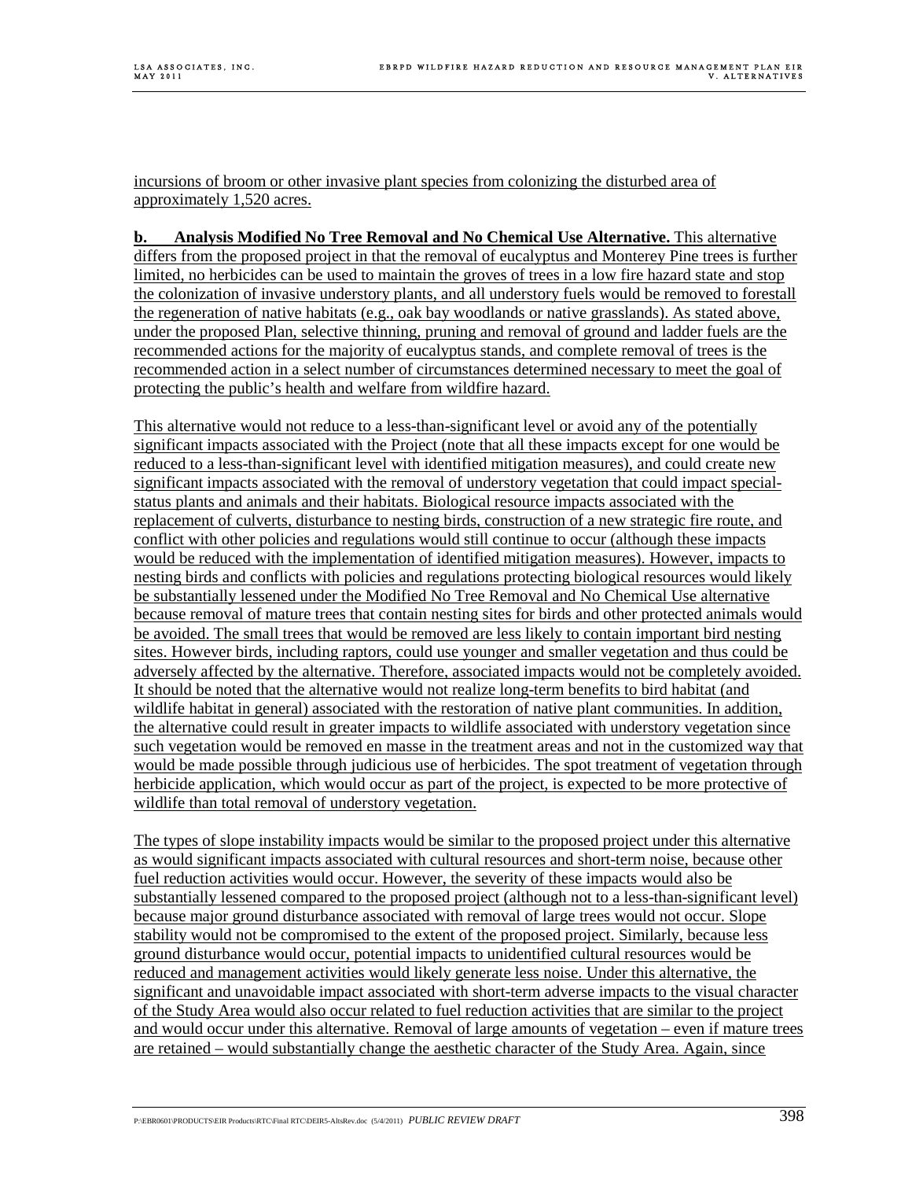incursions of broom or other invasive plant species from colonizing the disturbed area of approximately 1,520 acres.

**b. Analysis Modified No Tree Removal and No Chemical Use Alternative.** This alternative differs from the proposed project in that the removal of eucalyptus and Monterey Pine trees is further limited, no herbicides can be used to maintain the groves of trees in a low fire hazard state and stop the colonization of invasive understory plants, and all understory fuels would be removed to forestall the regeneration of native habitats (e.g., oak bay woodlands or native grasslands). As stated above, under the proposed Plan, selective thinning, pruning and removal of ground and ladder fuels are the recommended actions for the majority of eucalyptus stands, and complete removal of trees is the recommended action in a select number of circumstances determined necessary to meet the goal of protecting the public's health and welfare from wildfire hazard.

This alternative would not reduce to a less-than-significant level or avoid any of the potentially significant impacts associated with the Project (note that all these impacts except for one would be reduced to a less-than-significant level with identified mitigation measures), and could create new significant impacts associated with the removal of understory vegetation that could impact special-status plants and animals and their habitats. Biological resource impacts associated with the replacement of culverts, disturbance to nesting birds, construction of a new strategic fire route, and conflict with other policies and regulations would still continue to occur (although these impacts would be reduced with the implementation of identified mitigation measures). However, impacts to nesting birds and conflicts with policies and regulations protecting biological resources would likely be substantially lessened under the Modified No Tree Removal and No Chemical Use alternative because removal of mature trees that contain nesting sites for birds and other protected animals would be avoided. The small trees that would be removed are less likely to contain important bird nesting sites. However birds, including raptors, could use younger and smaller vegetation and thus could be adversely affected by the alternative. Therefore, associated impacts would not be completely avoided. It should be noted that the alternative would not realize long-term benefits to bird habitat (and wildlife habitat in general) associated with the restoration of native plant communities. In addition, the alternative could result in greater impacts to wildlife associated with understory vegetation since such vegetation would be removed en masse in the treatment areas and not in the customized way that would be made possible through judicious use of herbicides. The spot treatment of vegetation through herbicide application, which would occur as part of the project, is expected to be more protective of wildlife than total removal of understory vegetation.

The types of slope instability impacts would be similar to the proposed project under this alternative as would significant impacts associated with cultural resources and short-term noise, because other fuel reduction activities would occur. However, the severity of these impacts would also be substantially lessened compared to the proposed project (although not to a less-than-significant level) because major ground disturbance associated with removal of large trees would not occur. Slope stability would not be compromised to the extent of the proposed project. Similarly, because less ground disturbance would occur, potential impacts to unidentified cultural resources would be reduced and management activities would likely generate less noise. Under this alternative, the significant and unavoidable impact associated with short-term adverse impacts to the visual character of the Study Area would also occur related to fuel reduction activities that are similar to the project and would occur under this alternative. Removal of large amounts of vegetation – even if mature trees are retained – would substantially change the aesthetic character of the Study Area. Again, since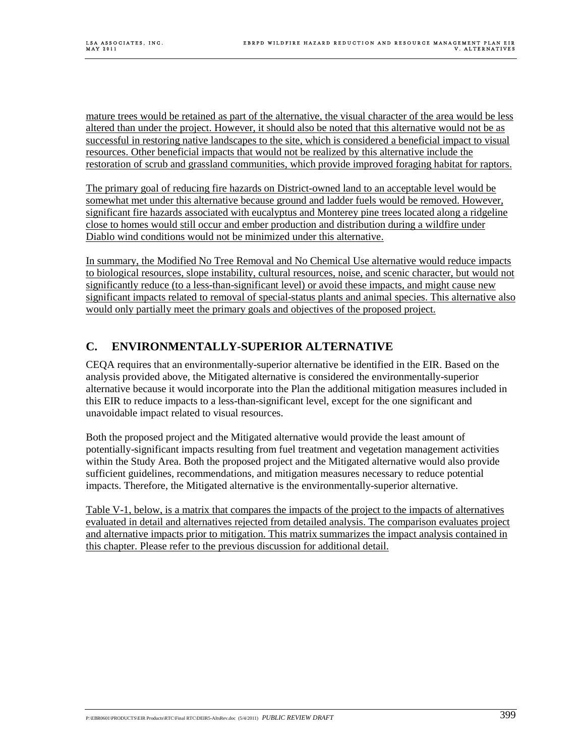mature trees would be retained as part of the alternative, the visual character of the area would be less altered than under the project. However, it should also be noted that this alternative would not be as successful in restoring native landscapes to the site, which is considered a beneficial impact to visual resources. Other beneficial impacts that would not be realized by this alternative include the restoration of scrub and grassland communities, which provide improved foraging habitat for raptors.

The primary goal of reducing fire hazards on District-owned land to an acceptable level would be somewhat met under this alternative because ground and ladder fuels would be removed. However, significant fire hazards associated with eucalyptus and Monterey pine trees located along a ridgeline close to homes would still occur and ember production and distribution during a wildfire under Diablo wind conditions would not be minimized under this alternative.

In summary, the Modified No Tree Removal and No Chemical Use alternative would reduce impacts to biological resources, slope instability, cultural resources, noise, and scenic character, but would not significantly reduce (to a less-than-significant level) or avoid these impacts, and might cause new significant impacts related to removal of special-status plants and animal species. This alternative also would only partially meet the primary goals and objectives of the proposed project.

## C. ENVIRONMENTALLY-SUPERIOR ALTERNATIVE

CEQA requires that an environmentally-superior alternative be identified in the EIR. Based on the analysis provided above, the Mitigated alternative is considered the environmentally-superior alternative because it would incorporate into the Plan the additional mitigation measures included in this EIR to reduce impacts to a less-than-significant level, except for the one significant and unavoidable impact related to visual resources.

Both the proposed project and the Mitigated alternative would provide the least amount of potentially-significant impacts resulting from fuel treatment and vegetation management activities within the Study Area. Both the proposed project and the Mitigated alternative would also provide sufficient guidelines, recommendations, and mitigation measures necessary to reduce potential impacts. Therefore, the Mitigated alternative is the environmentally-superior alternative.

Table V-1, below, is a matrix that compares the impacts of the project to the impacts of alternatives evaluated in detail and alternatives rejected from detailed analysis. The comparison evaluates project and alternative impacts prior to mitigation. This matrix summarizes the impact analysis contained in this chapter. Please refer to the previous discussion for additional detail.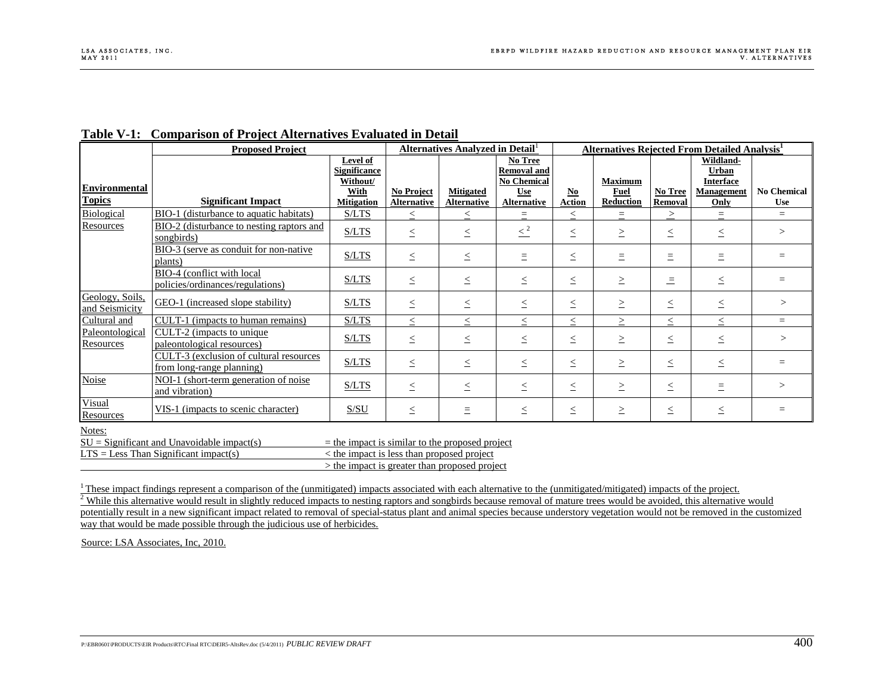**Table V-1: Comparison of Project Alternatives Evaluated in Detail**

| Environmental Topics | Proposed Project | | Alternatives Analyzed in Detail[1] | | | Alternatives Rejected From Detailed Analysis[1] | | | | |
|---|---|---|---|---|---|---|---|---|---|---|
| | Significant Impact | Level of Significance Without/ With Mitigation | No Project Alternative | Mitigated Alternative | No Tree Removal and No Chemical Use Alternative | No Action | Maximum Fuel Reduction | No Tree Removal | Wildland-Urban Interface Management Only | No Chemical Use |
| Biological Resources | BIO-1 (disturbance to aquatic habitats) | S/LTS | ≤ | ≤ | = | ≤ | = | ≥ | = | = |
| | BIO-2 (disturbance to nesting raptors and songbirds) | S/LTS | ≤ | ≤ | ≤ [2] | ≤ | ≥ | ≤ | ≤ | > |
| | BIO-3 (serve as conduit for non-native plants) | S/LTS | ≤ | ≤ | = | ≤ | = | = | = | = |
| | BIO-4 (conflict with local policies/ordinances/regulations) | S/LTS | ≤ | ≤ | ≤ | ≤ | ≥ | = | ≤ | = |
| Geology, Soils, and Seismicity | GEO-1 (increased slope stability) | S/LTS | ≤ | ≤ | ≤ | ≤ | ≥ | ≤ | ≤ | > |
| Cultural and Paleontological Resources | CULT-1 (impacts to human remains) | S/LTS | ≤ | ≤ | ≤ | ≤ | ≥ | ≤ | ≤ | = |
| | CULT-2 (impacts to unique paleontological resources) | S/LTS | ≤ | ≤ | ≤ | ≤ | ≥ | ≤ | ≤ | > |
| | CULT-3 (exclusion of cultural resources from long-range planning) | S/LTS | ≤ | ≤ | ≤ | ≤ | ≥ | ≤ | ≤ | = |
| Noise | NOI-1 (short-term generation of noise and vibration) | S/LTS | ≤ | ≤ | ≤ | ≤ | ≥ | ≤ | = | > |
| Visual Resources | VIS-1 (impacts to scenic character) | S/SU | ≤ | = | ≤ | ≤ | ≥ | ≤ | ≤ | = |

Notes:

SU = Significant and Unavoidable impact(s) = the impact is similar to the proposed project

LTS = Less Than Significant impact(s) < the impact is less than proposed project

> the impact is greater than proposed project

[1] These impact findings represent a comparison of the (unmitigated) impacts associated with each alternative to the (unmitigated/mitigated) impacts of the project.

[2] While this alternative would result in slightly reduced impacts to nesting raptors and songbirds because removal of mature trees would be avoided, this alternative would potentially result in a new significant impact related to removal of special-status plant and animal species because understory vegetation would not be removed in the customized way that would be made possible through the judicious use of herbicides.

Source: LSA Associates, Inc, 2010.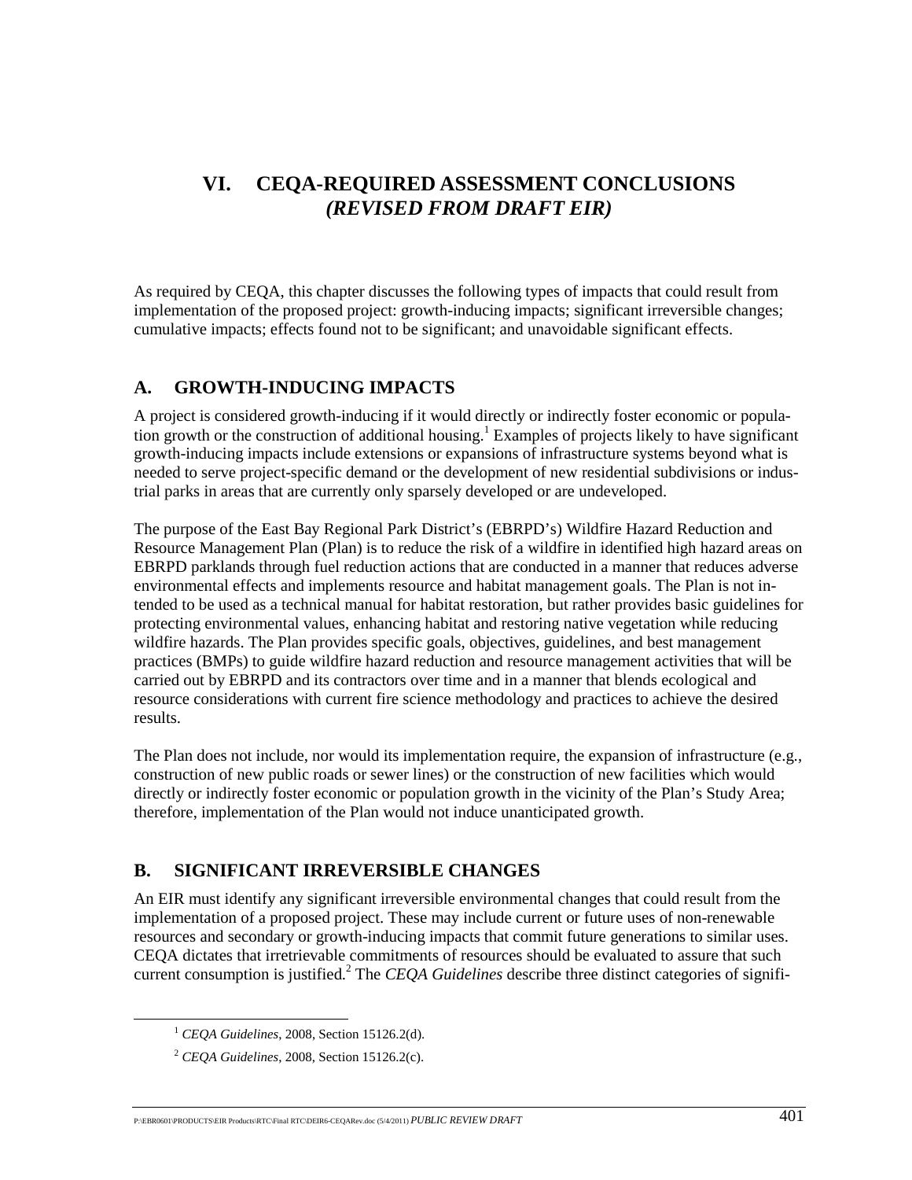# VI. CEQA-REQUIRED ASSESSMENT CONCLUSIONS *(REVISED FROM DRAFT EIR)*

As required by CEQA, this chapter discusses the following types of impacts that could result from implementation of the proposed project: growth-inducing impacts; significant irreversible changes; cumulative impacts; effects found not to be significant; and unavoidable significant effects.

## A. GROWTH-INDUCING IMPACTS

A project is considered growth-inducing if it would directly or indirectly foster economic or population growth or the construction of additional housing.[1] Examples of projects likely to have significant growth-inducing impacts include extensions or expansions of infrastructure systems beyond what is needed to serve project-specific demand or the development of new residential subdivisions or industrial parks in areas that are currently only sparsely developed or are undeveloped.

The purpose of the East Bay Regional Park District's (EBRPD's) Wildfire Hazard Reduction and Resource Management Plan (Plan) is to reduce the risk of a wildfire in identified high hazard areas on EBRPD parklands through fuel reduction actions that are conducted in a manner that reduces adverse environmental effects and implements resource and habitat management goals. The Plan is not intended to be used as a technical manual for habitat restoration, but rather provides basic guidelines for protecting environmental values, enhancing habitat and restoring native vegetation while reducing wildfire hazards. The Plan provides specific goals, objectives, guidelines, and best management practices (BMPs) to guide wildfire hazard reduction and resource management activities that will be carried out by EBRPD and its contractors over time and in a manner that blends ecological and resource considerations with current fire science methodology and practices to achieve the desired results.

The Plan does not include, nor would its implementation require, the expansion of infrastructure (e.g., construction of new public roads or sewer lines) or the construction of new facilities which would directly or indirectly foster economic or population growth in the vicinity of the Plan's Study Area; therefore, implementation of the Plan would not induce unanticipated growth.

## B. SIGNIFICANT IRREVERSIBLE CHANGES

An EIR must identify any significant irreversible environmental changes that could result from the implementation of a proposed project. These may include current or future uses of non-renewable resources and secondary or growth-inducing impacts that commit future generations to similar uses. CEQA dictates that irretrievable commitments of resources should be evaluated to assure that such current consumption is justified.[2] The *CEQA Guidelines* describe three distinct categories of signifi-

[1] *CEQA Guidelines*, 2008, Section 15126.2(d).

[2] *CEQA Guidelines*, 2008, Section 15126.2(c).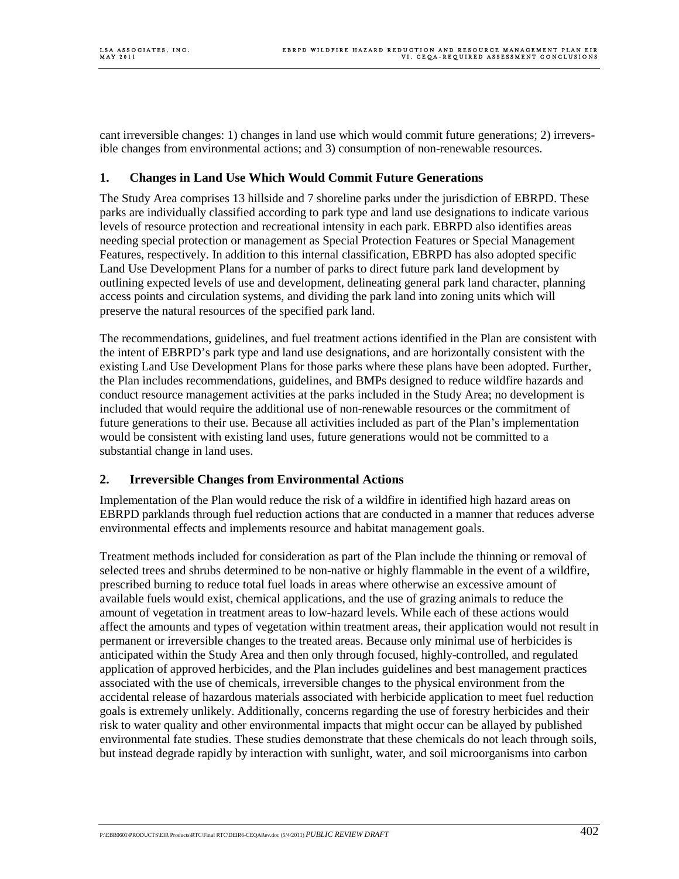cant irreversible changes: 1) changes in land use which would commit future generations; 2) irreversible changes from environmental actions; and 3) consumption of non-renewable resources.

### 1. Changes in Land Use Which Would Commit Future Generations

The Study Area comprises 13 hillside and 7 shoreline parks under the jurisdiction of EBRPD. These parks are individually classified according to park type and land use designations to indicate various levels of resource protection and recreational intensity in each park. EBRPD also identifies areas needing special protection or management as Special Protection Features or Special Management Features, respectively. In addition to this internal classification, EBRPD has also adopted specific Land Use Development Plans for a number of parks to direct future park land development by outlining expected levels of use and development, delineating general park land character, planning access points and circulation systems, and dividing the park land into zoning units which will preserve the natural resources of the specified park land.

The recommendations, guidelines, and fuel treatment actions identified in the Plan are consistent with the intent of EBRPD's park type and land use designations, and are horizontally consistent with the existing Land Use Development Plans for those parks where these plans have been adopted. Further, the Plan includes recommendations, guidelines, and BMPs designed to reduce wildfire hazards and conduct resource management activities at the parks included in the Study Area; no development is included that would require the additional use of non-renewable resources or the commitment of future generations to their use. Because all activities included as part of the Plan's implementation would be consistent with existing land uses, future generations would not be committed to a substantial change in land uses.

### 2. Irreversible Changes from Environmental Actions

Implementation of the Plan would reduce the risk of a wildfire in identified high hazard areas on EBRPD parklands through fuel reduction actions that are conducted in a manner that reduces adverse environmental effects and implements resource and habitat management goals.

Treatment methods included for consideration as part of the Plan include the thinning or removal of selected trees and shrubs determined to be non-native or highly flammable in the event of a wildfire, prescribed burning to reduce total fuel loads in areas where otherwise an excessive amount of available fuels would exist, chemical applications, and the use of grazing animals to reduce the amount of vegetation in treatment areas to low-hazard levels. While each of these actions would affect the amounts and types of vegetation within treatment areas, their application would not result in permanent or irreversible changes to the treated areas. Because only minimal use of herbicides is anticipated within the Study Area and then only through focused, highly-controlled, and regulated application of approved herbicides, and the Plan includes guidelines and best management practices associated with the use of chemicals, irreversible changes to the physical environment from the accidental release of hazardous materials associated with herbicide application to meet fuel reduction goals is extremely unlikely. Additionally, concerns regarding the use of forestry herbicides and their risk to water quality and other environmental impacts that might occur can be allayed by published environmental fate studies. These studies demonstrate that these chemicals do not leach through soils, but instead degrade rapidly by interaction with sunlight, water, and soil microorganisms into carbon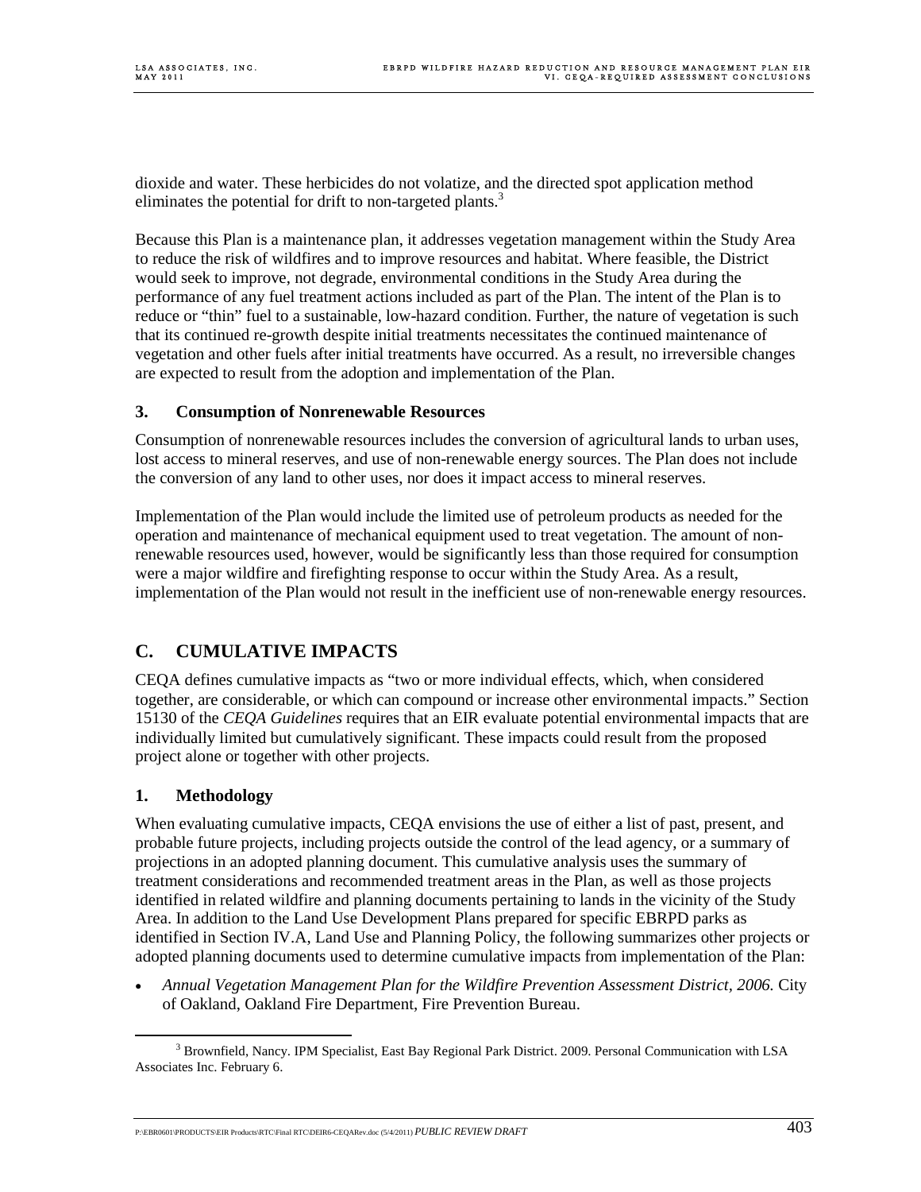dioxide and water. These herbicides do not volatize, and the directed spot application method eliminates the potential for drift to non-targeted plants.[3]

Because this Plan is a maintenance plan, it addresses vegetation management within the Study Area to reduce the risk of wildfires and to improve resources and habitat. Where feasible, the District would seek to improve, not degrade, environmental conditions in the Study Area during the performance of any fuel treatment actions included as part of the Plan. The intent of the Plan is to reduce or "thin" fuel to a sustainable, low-hazard condition. Further, the nature of vegetation is such that its continued re-growth despite initial treatments necessitates the continued maintenance of vegetation and other fuels after initial treatments have occurred. As a result, no irreversible changes are expected to result from the adoption and implementation of the Plan.

### 3. Consumption of Nonrenewable Resources

Consumption of nonrenewable resources includes the conversion of agricultural lands to urban uses, lost access to mineral reserves, and use of non-renewable energy sources. The Plan does not include the conversion of any land to other uses, nor does it impact access to mineral reserves.

Implementation of the Plan would include the limited use of petroleum products as needed for the operation and maintenance of mechanical equipment used to treat vegetation. The amount of non-renewable resources used, however, would be significantly less than those required for consumption were a major wildfire and firefighting response to occur within the Study Area. As a result, implementation of the Plan would not result in the inefficient use of non-renewable energy resources.

## C. CUMULATIVE IMPACTS

CEQA defines cumulative impacts as "two or more individual effects, which, when considered together, are considerable, or which can compound or increase other environmental impacts." Section 15130 of the *CEQA Guidelines* requires that an EIR evaluate potential environmental impacts that are individually limited but cumulatively significant. These impacts could result from the proposed project alone or together with other projects.

### 1. Methodology

When evaluating cumulative impacts, CEQA envisions the use of either a list of past, present, and probable future projects, including projects outside the control of the lead agency, or a summary of projections in an adopted planning document. This cumulative analysis uses the summary of treatment considerations and recommended treatment areas in the Plan, as well as those projects identified in related wildfire and planning documents pertaining to lands in the vicinity of the Study Area. In addition to the Land Use Development Plans prepared for specific EBRPD parks as identified in Section IV.A, Land Use and Planning Policy, the following summarizes other projects or adopted planning documents used to determine cumulative impacts from implementation of the Plan:

- *Annual Vegetation Management Plan for the Wildfire Prevention Assessment District, 2006.* City of Oakland, Oakland Fire Department, Fire Prevention Bureau.

[3] Brownfield, Nancy. IPM Specialist, East Bay Regional Park District. 2009. Personal Communication with LSA Associates Inc. February 6.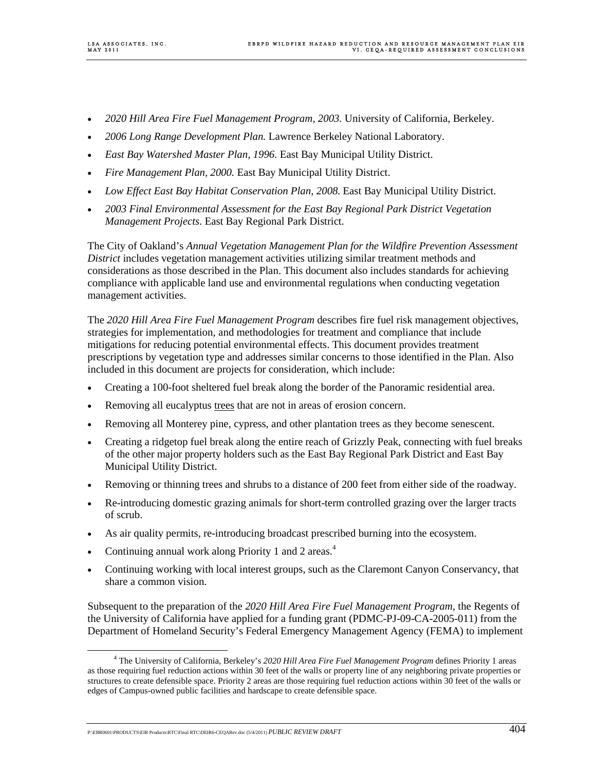- *2020 Hill Area Fire Fuel Management Program, 2003.* University of California, Berkeley.
- *2006 Long Range Development Plan.* Lawrence Berkeley National Laboratory.
- *East Bay Watershed Master Plan, 1996.* East Bay Municipal Utility District.
- *Fire Management Plan, 2000.* East Bay Municipal Utility District.
- *Low Effect East Bay Habitat Conservation Plan, 2008.* East Bay Municipal Utility District.
- *2003 Final Environmental Assessment for the East Bay Regional Park District Vegetation Management Projects*. East Bay Regional Park District.

The City of Oakland's *Annual Vegetation Management Plan for the Wildfire Prevention Assessment District* includes vegetation management activities utilizing similar treatment methods and considerations as those described in the Plan. This document also includes standards for achieving compliance with applicable land use and environmental regulations when conducting vegetation management activities.

The *2020 Hill Area Fire Fuel Management Program* describes fire fuel risk management objectives, strategies for implementation, and methodologies for treatment and compliance that include mitigations for reducing potential environmental effects. This document provides treatment prescriptions by vegetation type and addresses similar concerns to those identified in the Plan. Also included in this document are projects for consideration, which include:

- Creating a 100-foot sheltered fuel break along the border of the Panoramic residential area.
- Removing all eucalyptus <u>trees</u> that are not in areas of erosion concern.
- Removing all Monterey pine, cypress, and other plantation trees as they become senescent.
- Creating a ridgetop fuel break along the entire reach of Grizzly Peak, connecting with fuel breaks of the other major property holders such as the East Bay Regional Park District and East Bay Municipal Utility District.
- Removing or thinning trees and shrubs to a distance of 200 feet from either side of the roadway.
- Re-introducing domestic grazing animals for short-term controlled grazing over the larger tracts of scrub.
- As air quality permits, re-introducing broadcast prescribed burning into the ecosystem.
- Continuing annual work along Priority 1 and 2 areas.[4]
- Continuing working with local interest groups, such as the Claremont Canyon Conservancy, that share a common vision.

Subsequent to the preparation of the *2020 Hill Area Fire Fuel Management Program*, the Regents of the University of California have applied for a funding grant (PDMC-PJ-09-CA-2005-011) from the Department of Homeland Security's Federal Emergency Management Agency (FEMA) to implement

[4] The University of California, Berkeley's *2020 Hill Area Fire Fuel Management Program* defines Priority 1 areas as those requiring fuel reduction actions within 30 feet of the walls or property line of any neighboring private properties or structures to create defensible space. Priority 2 areas are those requiring fuel reduction actions within 30 feet of the walls or edges of Campus-owned public facilities and hardscape to create defensible space.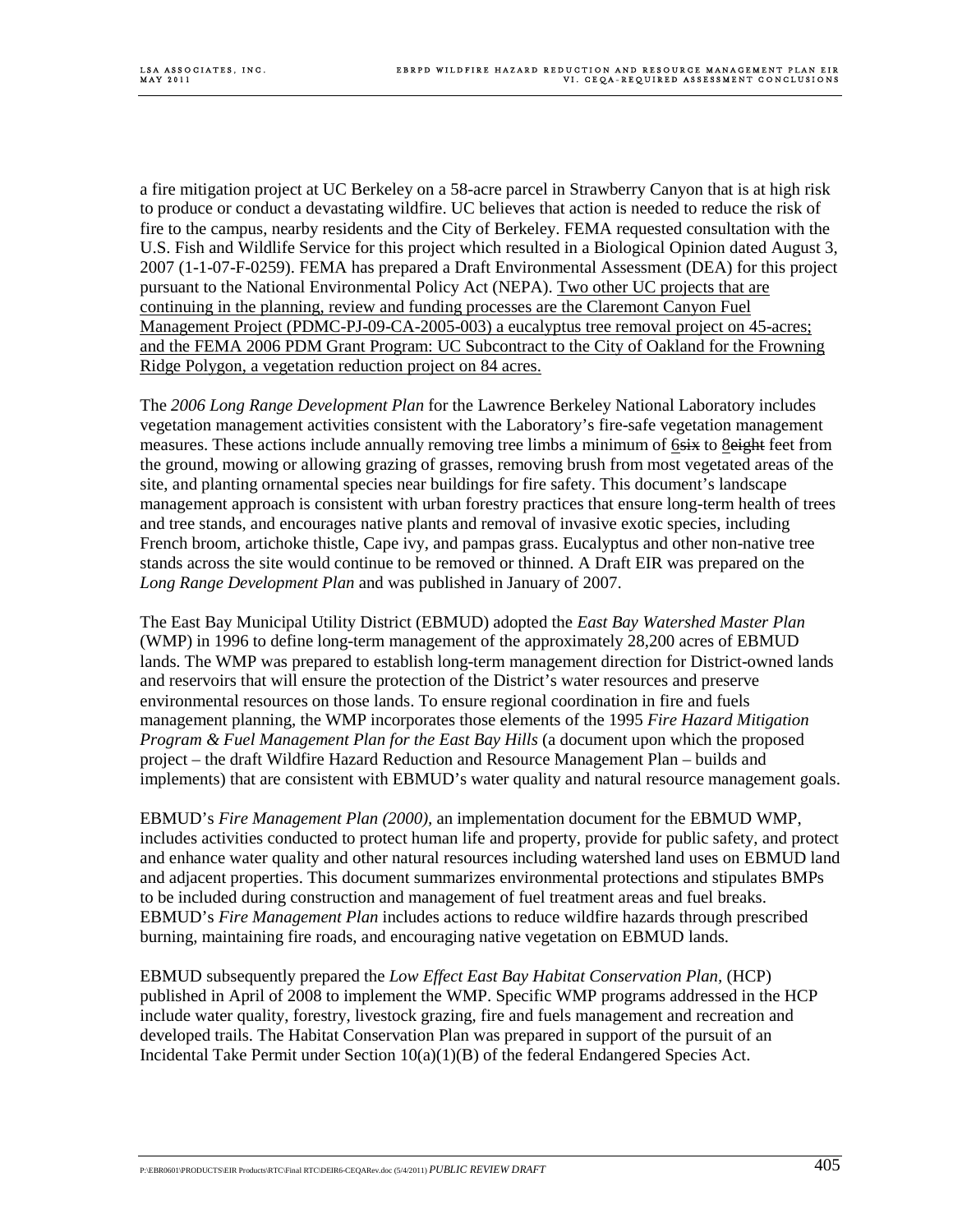a fire mitigation project at UC Berkeley on a 58-acre parcel in Strawberry Canyon that is at high risk to produce or conduct a devastating wildfire. UC believes that action is needed to reduce the risk of fire to the campus, nearby residents and the City of Berkeley. FEMA requested consultation with the U.S. Fish and Wildlife Service for this project which resulted in a Biological Opinion dated August 3, 2007 (1-1-07-F-0259). FEMA has prepared a Draft Environmental Assessment (DEA) for this project pursuant to the National Environmental Policy Act (NEPA). <u>Two other UC projects that are continuing in the planning, review and funding processes are the Claremont Canyon Fuel Management Project (PDMC-PJ-09-CA-2005-003) a eucalyptus tree removal project on 45-acres; and the FEMA 2006 PDM Grant Program: UC Subcontract to the City of Oakland for the Frowning Ridge Polygon, a vegetation reduction project on 84 acres.</u>

The *2006 Long Range Development Plan* for the Lawrence Berkeley National Laboratory includes vegetation management activities consistent with the Laboratory's fire-safe vegetation management measures. These actions include annually removing tree limbs a minimum of <u>6</u>~~six~~ to <u>8</u>~~eight~~ feet from the ground, mowing or allowing grazing of grasses, removing brush from most vegetated areas of the site, and planting ornamental species near buildings for fire safety. This document's landscape management approach is consistent with urban forestry practices that ensure long-term health of trees and tree stands, and encourages native plants and removal of invasive exotic species, including French broom, artichoke thistle, Cape ivy, and pampas grass. Eucalyptus and other non-native tree stands across the site would continue to be removed or thinned. A Draft EIR was prepared on the *Long Range Development Plan* and was published in January of 2007.

The East Bay Municipal Utility District (EBMUD) adopted the *East Bay Watershed Master Plan* (WMP) in 1996 to define long-term management of the approximately 28,200 acres of EBMUD lands. The WMP was prepared to establish long-term management direction for District-owned lands and reservoirs that will ensure the protection of the District's water resources and preserve environmental resources on those lands. To ensure regional coordination in fire and fuels management planning, the WMP incorporates those elements of the 1995 *Fire Hazard Mitigation Program & Fuel Management Plan for the East Bay Hills* (a document upon which the proposed project – the draft Wildfire Hazard Reduction and Resource Management Plan – builds and implements) that are consistent with EBMUD's water quality and natural resource management goals.

EBMUD's *Fire Management Plan (2000),* an implementation document for the EBMUD WMP, includes activities conducted to protect human life and property, provide for public safety, and protect and enhance water quality and other natural resources including watershed land uses on EBMUD land and adjacent properties. This document summarizes environmental protections and stipulates BMPs to be included during construction and management of fuel treatment areas and fuel breaks. EBMUD's *Fire Management Plan* includes actions to reduce wildfire hazards through prescribed burning, maintaining fire roads, and encouraging native vegetation on EBMUD lands.

EBMUD subsequently prepared the *Low Effect East Bay Habitat Conservation Plan,* (HCP) published in April of 2008 to implement the WMP. Specific WMP programs addressed in the HCP include water quality, forestry, livestock grazing, fire and fuels management and recreation and developed trails. The Habitat Conservation Plan was prepared in support of the pursuit of an Incidental Take Permit under Section 10(a)(1)(B) of the federal Endangered Species Act.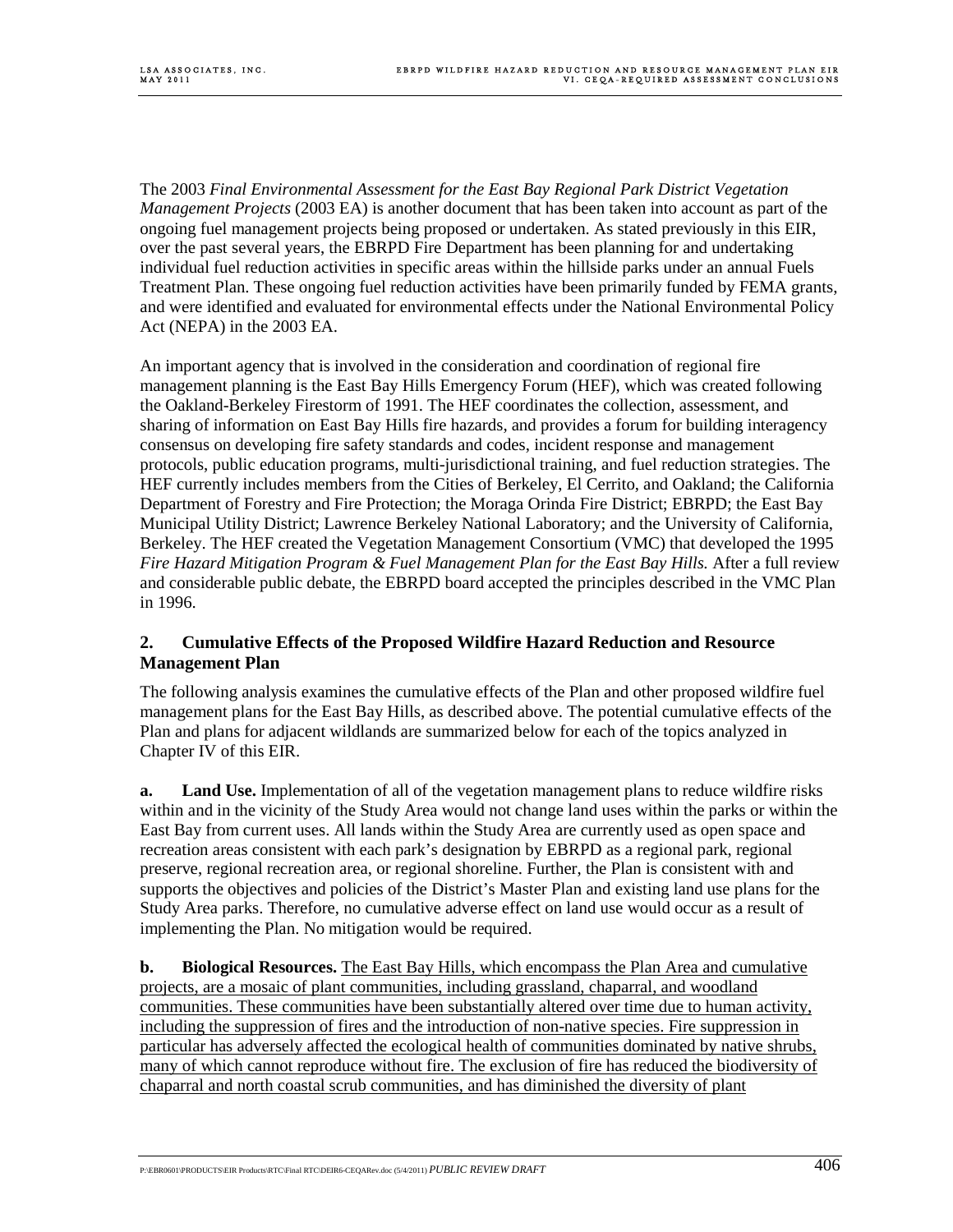The 2003 *Final Environmental Assessment for the East Bay Regional Park District Vegetation Management Projects* (2003 EA) is another document that has been taken into account as part of the ongoing fuel management projects being proposed or undertaken. As stated previously in this EIR, over the past several years, the EBRPD Fire Department has been planning for and undertaking individual fuel reduction activities in specific areas within the hillside parks under an annual Fuels Treatment Plan. These ongoing fuel reduction activities have been primarily funded by FEMA grants, and were identified and evaluated for environmental effects under the National Environmental Policy Act (NEPA) in the 2003 EA.

An important agency that is involved in the consideration and coordination of regional fire management planning is the East Bay Hills Emergency Forum (HEF), which was created following the Oakland-Berkeley Firestorm of 1991. The HEF coordinates the collection, assessment, and sharing of information on East Bay Hills fire hazards, and provides a forum for building interagency consensus on developing fire safety standards and codes, incident response and management protocols, public education programs, multi-jurisdictional training, and fuel reduction strategies. The HEF currently includes members from the Cities of Berkeley, El Cerrito, and Oakland; the California Department of Forestry and Fire Protection; the Moraga Orinda Fire District; EBRPD; the East Bay Municipal Utility District; Lawrence Berkeley National Laboratory; and the University of California, Berkeley. The HEF created the Vegetation Management Consortium (VMC) that developed the 1995 *Fire Hazard Mitigation Program & Fuel Management Plan for the East Bay Hills.* After a full review and considerable public debate, the EBRPD board accepted the principles described in the VMC Plan in 1996.

## 2. Cumulative Effects of the Proposed Wildfire Hazard Reduction and Resource Management Plan

The following analysis examines the cumulative effects of the Plan and other proposed wildfire fuel management plans for the East Bay Hills, as described above. The potential cumulative effects of the Plan and plans for adjacent wildlands are summarized below for each of the topics analyzed in Chapter IV of this EIR.

**a. Land Use.** Implementation of all of the vegetation management plans to reduce wildfire risks within and in the vicinity of the Study Area would not change land uses within the parks or within the East Bay from current uses. All lands within the Study Area are currently used as open space and recreation areas consistent with each park's designation by EBRPD as a regional park, regional preserve, regional recreation area, or regional shoreline. Further, the Plan is consistent with and supports the objectives and policies of the District's Master Plan and existing land use plans for the Study Area parks. Therefore, no cumulative adverse effect on land use would occur as a result of implementing the Plan. No mitigation would be required.

**b. Biological Resources.** The East Bay Hills, which encompass the Plan Area and cumulative projects, are a mosaic of plant communities, including grassland, chaparral, and woodland communities. These communities have been substantially altered over time due to human activity, including the suppression of fires and the introduction of non-native species. Fire suppression in particular has adversely affected the ecological health of communities dominated by native shrubs, many of which cannot reproduce without fire. The exclusion of fire has reduced the biodiversity of chaparral and north coastal scrub communities, and has diminished the diversity of plant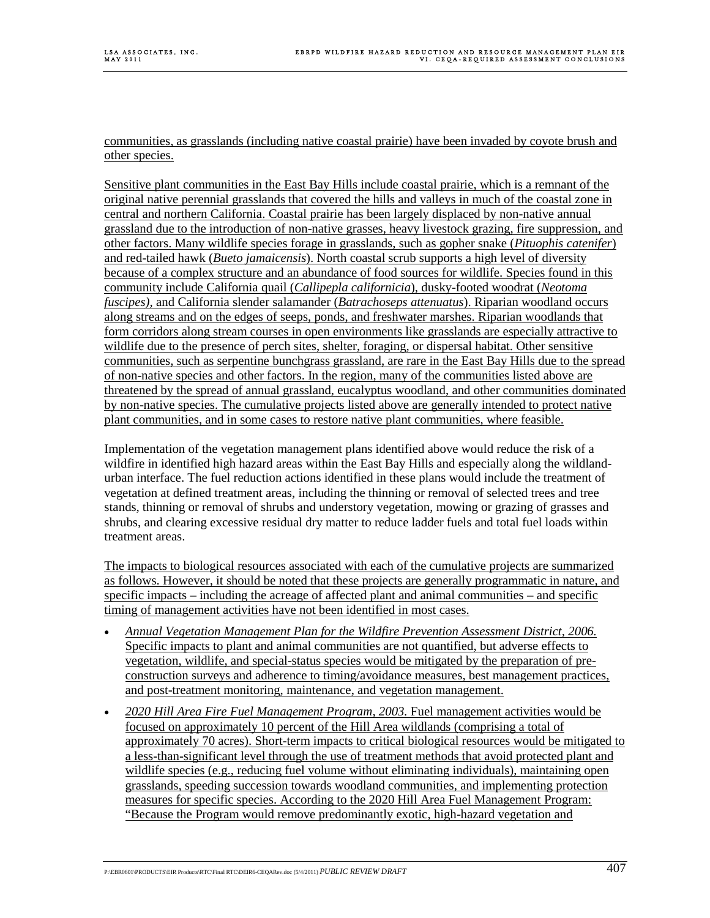communities, as grasslands (including native coastal prairie) have been invaded by coyote brush and other species.

Sensitive plant communities in the East Bay Hills include coastal prairie, which is a remnant of the original native perennial grasslands that covered the hills and valleys in much of the coastal zone in central and northern California. Coastal prairie has been largely displaced by non-native annual grassland due to the introduction of non-native grasses, heavy livestock grazing, fire suppression, and other factors. Many wildlife species forage in grasslands, such as gopher snake (*Pituophis catenifer*) and red-tailed hawk (*Bueto jamaicensis*). North coastal scrub supports a high level of diversity because of a complex structure and an abundance of food sources for wildlife. Species found in this community include California quail (*Callipepla californicia*), dusky-footed woodrat (*Neotoma fuscipes)*, and California slender salamander (*Batrachoseps attenuatus*). Riparian woodland occurs along streams and on the edges of seeps, ponds, and freshwater marshes. Riparian woodlands that form corridors along stream courses in open environments like grasslands are especially attractive to wildlife due to the presence of perch sites, shelter, foraging, or dispersal habitat. Other sensitive communities, such as serpentine bunchgrass grassland, are rare in the East Bay Hills due to the spread of non-native species and other factors. In the region, many of the communities listed above are threatened by the spread of annual grassland, eucalyptus woodland, and other communities dominated by non-native species. The cumulative projects listed above are generally intended to protect native plant communities, and in some cases to restore native plant communities, where feasible.

Implementation of the vegetation management plans identified above would reduce the risk of a wildfire in identified high hazard areas within the East Bay Hills and especially along the wildland-urban interface. The fuel reduction actions identified in these plans would include the treatment of vegetation at defined treatment areas, including the thinning or removal of selected trees and tree stands, thinning or removal of shrubs and understory vegetation, mowing or grazing of grasses and shrubs, and clearing excessive residual dry matter to reduce ladder fuels and total fuel loads within treatment areas.

The impacts to biological resources associated with each of the cumulative projects are summarized as follows. However, it should be noted that these projects are generally programmatic in nature, and specific impacts – including the acreage of affected plant and animal communities – and specific timing of management activities have not been identified in most cases.

- *Annual Vegetation Management Plan for the Wildfire Prevention Assessment District, 2006.* Specific impacts to plant and animal communities are not quantified, but adverse effects to vegetation, wildlife, and special-status species would be mitigated by the preparation of pre-construction surveys and adherence to timing/avoidance measures, best management practices, and post-treatment monitoring, maintenance, and vegetation management.
- *2020 Hill Area Fire Fuel Management Program, 2003.* Fuel management activities would be focused on approximately 10 percent of the Hill Area wildlands (comprising a total of approximately 70 acres). Short-term impacts to critical biological resources would be mitigated to a less-than-significant level through the use of treatment methods that avoid protected plant and wildlife species (e.g., reducing fuel volume without eliminating individuals), maintaining open grasslands, speeding succession towards woodland communities, and implementing protection measures for specific species. According to the 2020 Hill Area Fuel Management Program: "Because the Program would remove predominantly exotic, high-hazard vegetation and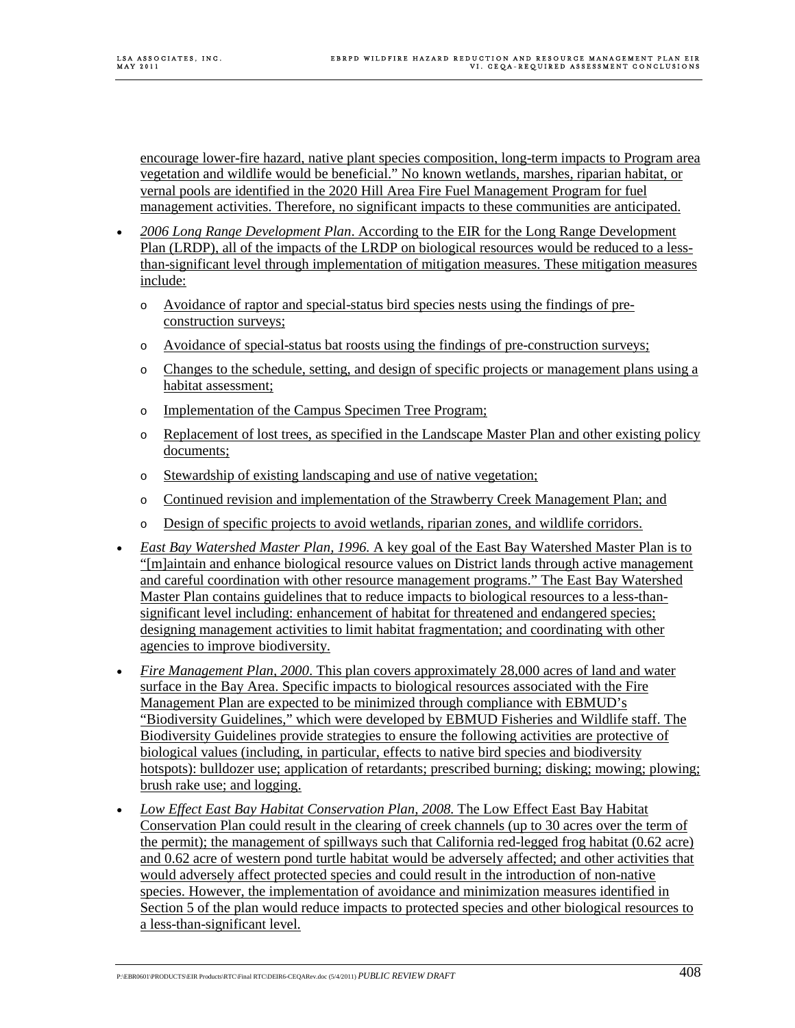encourage lower-fire hazard, native plant species composition, long-term impacts to Program area vegetation and wildlife would be beneficial." No known wetlands, marshes, riparian habitat, or vernal pools are identified in the 2020 Hill Area Fire Fuel Management Program for fuel management activities. Therefore, no significant impacts to these communities are anticipated.

- *2006 Long Range Development Plan*. According to the EIR for the Long Range Development Plan (LRDP), all of the impacts of the LRDP on biological resources would be reduced to a less-than-significant level through implementation of mitigation measures. These mitigation measures include:
  - Avoidance of raptor and special-status bird species nests using the findings of pre-construction surveys;
  - Avoidance of special-status bat roosts using the findings of pre-construction surveys;
  - Changes to the schedule, setting, and design of specific projects or management plans using a habitat assessment;
  - Implementation of the Campus Specimen Tree Program;
  - Replacement of lost trees, as specified in the Landscape Master Plan and other existing policy documents;
  - Stewardship of existing landscaping and use of native vegetation;
  - Continued revision and implementation of the Strawberry Creek Management Plan; and
  - Design of specific projects to avoid wetlands, riparian zones, and wildlife corridors.
- *East Bay Watershed Master Plan, 1996.* A key goal of the East Bay Watershed Master Plan is to "[m]aintain and enhance biological resource values on District lands through active management and careful coordination with other resource management programs." The East Bay Watershed Master Plan contains guidelines that to reduce impacts to biological resources to a less-than-significant level including: enhancement of habitat for threatened and endangered species; designing management activities to limit habitat fragmentation; and coordinating with other agencies to improve biodiversity.
- *Fire Management Plan, 2000*. This plan covers approximately 28,000 acres of land and water surface in the Bay Area. Specific impacts to biological resources associated with the Fire Management Plan are expected to be minimized through compliance with EBMUD's "Biodiversity Guidelines," which were developed by EBMUD Fisheries and Wildlife staff. The Biodiversity Guidelines provide strategies to ensure the following activities are protective of biological values (including, in particular, effects to native bird species and biodiversity hotspots): bulldozer use; application of retardants; prescribed burning; disking; mowing; plowing; brush rake use; and logging.
- *Low Effect East Bay Habitat Conservation Plan, 2008.* The Low Effect East Bay Habitat Conservation Plan could result in the clearing of creek channels (up to 30 acres over the term of the permit); the management of spillways such that California red-legged frog habitat (0.62 acre) and 0.62 acre of western pond turtle habitat would be adversely affected; and other activities that would adversely affect protected species and could result in the introduction of non-native species. However, the implementation of avoidance and minimization measures identified in Section 5 of the plan would reduce impacts to protected species and other biological resources to a less-than-significant level.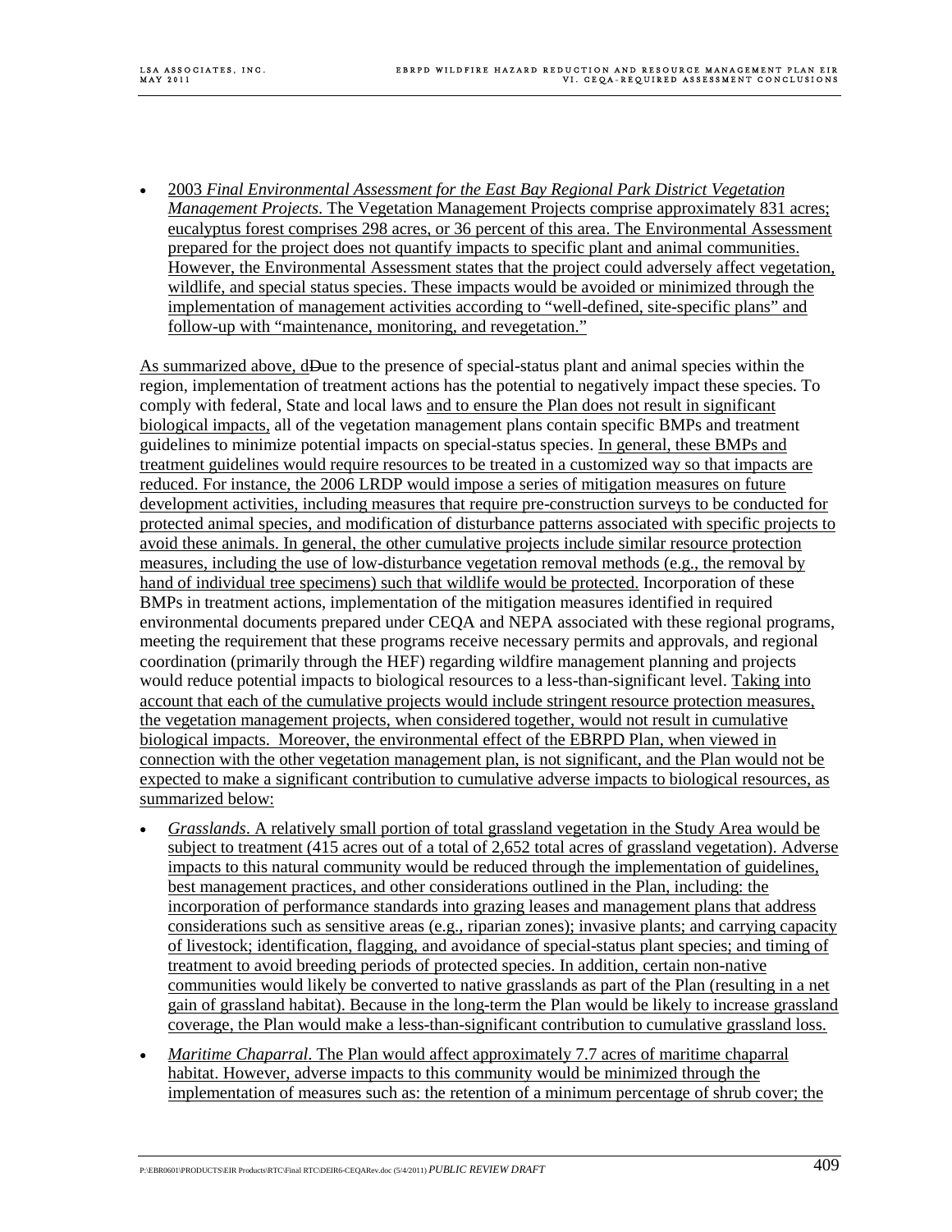- 2003 *Final Environmental Assessment for the East Bay Regional Park District Vegetation Management Projects*. The Vegetation Management Projects comprise approximately 831 acres; eucalyptus forest comprises 298 acres, or 36 percent of this area. The Environmental Assessment prepared for the project does not quantify impacts to specific plant and animal communities. However, the Environmental Assessment states that the project could adversely affect vegetation, wildlife, and special status species. These impacts would be avoided or minimized through the implementation of management activities according to "well-defined, site-specific plans" and follow-up with "maintenance, monitoring, and revegetation."

As summarized above, dDue to the presence of special-status plant and animal species within the region, implementation of treatment actions has the potential to negatively impact these species. To comply with federal, State and local laws and to ensure the Plan does not result in significant biological impacts, all of the vegetation management plans contain specific BMPs and treatment guidelines to minimize potential impacts on special-status species. In general, these BMPs and treatment guidelines would require resources to be treated in a customized way so that impacts are reduced. For instance, the 2006 LRDP would impose a series of mitigation measures on future development activities, including measures that require pre-construction surveys to be conducted for protected animal species, and modification of disturbance patterns associated with specific projects to avoid these animals. In general, the other cumulative projects include similar resource protection measures, including the use of low-disturbance vegetation removal methods (e.g., the removal by hand of individual tree specimens) such that wildlife would be protected. Incorporation of these BMPs in treatment actions, implementation of the mitigation measures identified in required environmental documents prepared under CEQA and NEPA associated with these regional programs, meeting the requirement that these programs receive necessary permits and approvals, and regional coordination (primarily through the HEF) regarding wildfire management planning and projects would reduce potential impacts to biological resources to a less-than-significant level. Taking into account that each of the cumulative projects would include stringent resource protection measures, the vegetation management projects, when considered together, would not result in cumulative biological impacts. Moreover, the environmental effect of the EBRPD Plan, when viewed in connection with the other vegetation management plan, is not significant, and the Plan would not be expected to make a significant contribution to cumulative adverse impacts to biological resources, as summarized below:

- *Grasslands*. A relatively small portion of total grassland vegetation in the Study Area would be subject to treatment (415 acres out of a total of 2,652 total acres of grassland vegetation). Adverse impacts to this natural community would be reduced through the implementation of guidelines, best management practices, and other considerations outlined in the Plan, including: the incorporation of performance standards into grazing leases and management plans that address considerations such as sensitive areas (e.g., riparian zones); invasive plants; and carrying capacity of livestock; identification, flagging, and avoidance of special-status plant species; and timing of treatment to avoid breeding periods of protected species. In addition, certain non-native communities would likely be converted to native grasslands as part of the Plan (resulting in a net gain of grassland habitat). Because in the long-term the Plan would be likely to increase grassland coverage, the Plan would make a less-than-significant contribution to cumulative grassland loss.

- *Maritime Chaparral*. The Plan would affect approximately 7.7 acres of maritime chaparral habitat. However, adverse impacts to this community would be minimized through the implementation of measures such as: the retention of a minimum percentage of shrub cover; the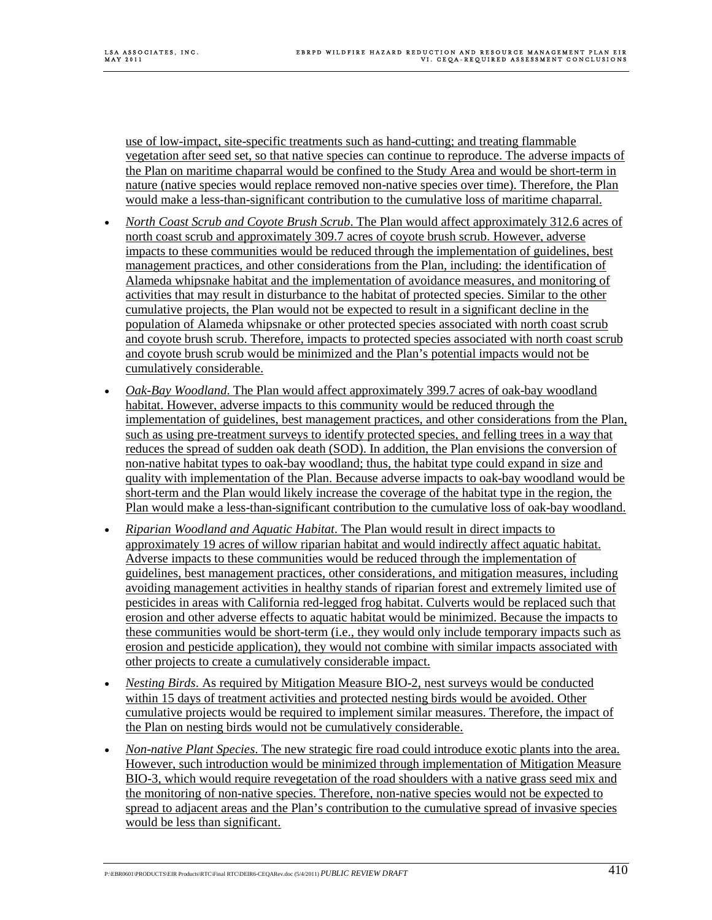use of low-impact, site-specific treatments such as hand-cutting; and treating flammable vegetation after seed set, so that native species can continue to reproduce. The adverse impacts of the Plan on maritime chaparral would be confined to the Study Area and would be short-term in nature (native species would replace removed non-native species over time). Therefore, the Plan would make a less-than-significant contribution to the cumulative loss of maritime chaparral.

- *North Coast Scrub and Coyote Brush Scrub*. The Plan would affect approximately 312.6 acres of north coast scrub and approximately 309.7 acres of coyote brush scrub. However, adverse impacts to these communities would be reduced through the implementation of guidelines, best management practices, and other considerations from the Plan, including: the identification of Alameda whipsnake habitat and the implementation of avoidance measures, and monitoring of activities that may result in disturbance to the habitat of protected species. Similar to the other cumulative projects, the Plan would not be expected to result in a significant decline in the population of Alameda whipsnake or other protected species associated with north coast scrub and coyote brush scrub. Therefore, impacts to protected species associated with north coast scrub and coyote brush scrub would be minimized and the Plan's potential impacts would not be cumulatively considerable.

- *Oak-Bay Woodland*. The Plan would affect approximately 399.7 acres of oak-bay woodland habitat. However, adverse impacts to this community would be reduced through the implementation of guidelines, best management practices, and other considerations from the Plan, such as using pre-treatment surveys to identify protected species, and felling trees in a way that reduces the spread of sudden oak death (SOD). In addition, the Plan envisions the conversion of non-native habitat types to oak-bay woodland; thus, the habitat type could expand in size and quality with implementation of the Plan. Because adverse impacts to oak-bay woodland would be short-term and the Plan would likely increase the coverage of the habitat type in the region, the Plan would make a less-than-significant contribution to the cumulative loss of oak-bay woodland.

- *Riparian Woodland and Aquatic Habitat*. The Plan would result in direct impacts to approximately 19 acres of willow riparian habitat and would indirectly affect aquatic habitat. Adverse impacts to these communities would be reduced through the implementation of guidelines, best management practices, other considerations, and mitigation measures, including avoiding management activities in healthy stands of riparian forest and extremely limited use of pesticides in areas with California red-legged frog habitat. Culverts would be replaced such that erosion and other adverse effects to aquatic habitat would be minimized. Because the impacts to these communities would be short-term (i.e., they would only include temporary impacts such as erosion and pesticide application), they would not combine with similar impacts associated with other projects to create a cumulatively considerable impact.

- *Nesting Birds*. As required by Mitigation Measure BIO-2, nest surveys would be conducted within 15 days of treatment activities and protected nesting birds would be avoided. Other cumulative projects would be required to implement similar measures. Therefore, the impact of the Plan on nesting birds would not be cumulatively considerable.

- *Non-native Plant Species*. The new strategic fire road could introduce exotic plants into the area. However, such introduction would be minimized through implementation of Mitigation Measure BIO-3, which would require revegetation of the road shoulders with a native grass seed mix and the monitoring of non-native species. Therefore, non-native species would not be expected to spread to adjacent areas and the Plan's contribution to the cumulative spread of invasive species would be less than significant.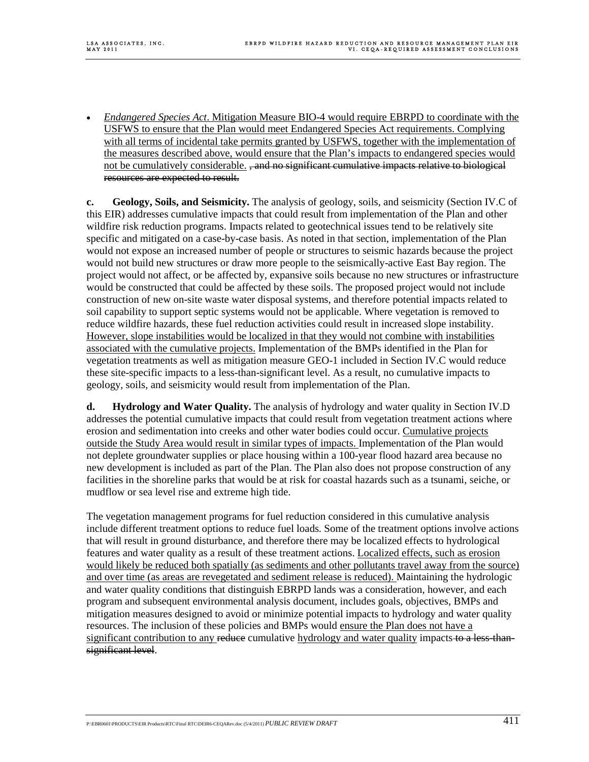- *Endangered Species Act*. Mitigation Measure BIO-4 would require EBRPD to coordinate with the USFWS to ensure that the Plan would meet Endangered Species Act requirements. Complying with all terms of incidental take permits granted by USFWS, together with the implementation of the measures described above, would ensure that the Plan's impacts to endangered species would not be cumulatively considerable. ~~, and no significant cumulative impacts relative to biological resources are expected to result.~~

**c. Geology, Soils, and Seismicity.** The analysis of geology, soils, and seismicity (Section IV.C of this EIR) addresses cumulative impacts that could result from implementation of the Plan and other wildfire risk reduction programs. Impacts related to geotechnical issues tend to be relatively site specific and mitigated on a case-by-case basis. As noted in that section, implementation of the Plan would not expose an increased number of people or structures to seismic hazards because the project would not build new structures or draw more people to the seismically-active East Bay region. The project would not affect, or be affected by, expansive soils because no new structures or infrastructure would be constructed that could be affected by these soils. The proposed project would not include construction of new on-site waste water disposal systems, and therefore potential impacts related to soil capability to support septic systems would not be applicable. Where vegetation is removed to reduce wildfire hazards, these fuel reduction activities could result in increased slope instability. However, slope instabilities would be localized in that they would not combine with instabilities associated with the cumulative projects. Implementation of the BMPs identified in the Plan for vegetation treatments as well as mitigation measure GEO-1 included in Section IV.C would reduce these site-specific impacts to a less-than-significant level. As a result, no cumulative impacts to geology, soils, and seismicity would result from implementation of the Plan.

**d. Hydrology and Water Quality.** The analysis of hydrology and water quality in Section IV.D addresses the potential cumulative impacts that could result from vegetation treatment actions where erosion and sedimentation into creeks and other water bodies could occur. Cumulative projects outside the Study Area would result in similar types of impacts. Implementation of the Plan would not deplete groundwater supplies or place housing within a 100-year flood hazard area because no new development is included as part of the Plan. The Plan also does not propose construction of any facilities in the shoreline parks that would be at risk for coastal hazards such as a tsunami, seiche, or mudflow or sea level rise and extreme high tide.

The vegetation management programs for fuel reduction considered in this cumulative analysis include different treatment options to reduce fuel loads. Some of the treatment options involve actions that will result in ground disturbance, and therefore there may be localized effects to hydrological features and water quality as a result of these treatment actions. Localized effects, such as erosion would likely be reduced both spatially (as sediments and other pollutants travel away from the source) and over time (as areas are revegetated and sediment release is reduced). Maintaining the hydrologic and water quality conditions that distinguish EBRPD lands was a consideration, however, and each program and subsequent environmental analysis document, includes goals, objectives, BMPs and mitigation measures designed to avoid or minimize potential impacts to hydrology and water quality resources. The inclusion of these policies and BMPs would ensure the Plan does not have a significant contribution to any ~~reduce~~ cumulative hydrology and water quality impacts ~~to a less-than-significant level~~.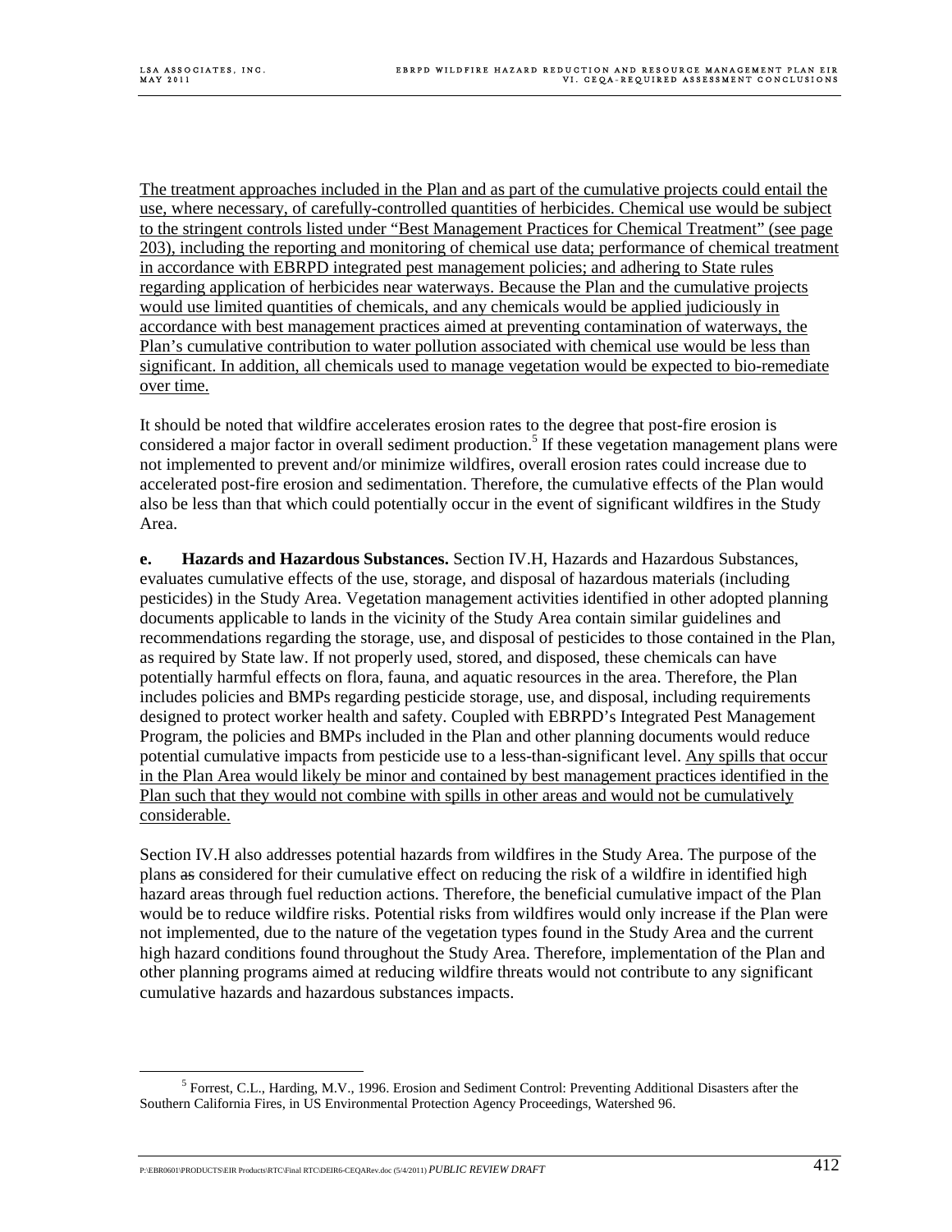The treatment approaches included in the Plan and as part of the cumulative projects could entail the use, where necessary, of carefully-controlled quantities of herbicides. Chemical use would be subject to the stringent controls listed under "Best Management Practices for Chemical Treatment" (see page 203), including the reporting and monitoring of chemical use data; performance of chemical treatment in accordance with EBRPD integrated pest management policies; and adhering to State rules regarding application of herbicides near waterways. Because the Plan and the cumulative projects would use limited quantities of chemicals, and any chemicals would be applied judiciously in accordance with best management practices aimed at preventing contamination of waterways, the Plan's cumulative contribution to water pollution associated with chemical use would be less than significant. In addition, all chemicals used to manage vegetation would be expected to bio-remediate over time.

It should be noted that wildfire accelerates erosion rates to the degree that post-fire erosion is considered a major factor in overall sediment production.[5] If these vegetation management plans were not implemented to prevent and/or minimize wildfires, overall erosion rates could increase due to accelerated post-fire erosion and sedimentation. Therefore, the cumulative effects of the Plan would also be less than that which could potentially occur in the event of significant wildfires in the Study Area.

**e. Hazards and Hazardous Substances.** Section IV.H, Hazards and Hazardous Substances, evaluates cumulative effects of the use, storage, and disposal of hazardous materials (including pesticides) in the Study Area. Vegetation management activities identified in other adopted planning documents applicable to lands in the vicinity of the Study Area contain similar guidelines and recommendations regarding the storage, use, and disposal of pesticides to those contained in the Plan, as required by State law. If not properly used, stored, and disposed, these chemicals can have potentially harmful effects on flora, fauna, and aquatic resources in the area. Therefore, the Plan includes policies and BMPs regarding pesticide storage, use, and disposal, including requirements designed to protect worker health and safety. Coupled with EBRPD's Integrated Pest Management Program, the policies and BMPs included in the Plan and other planning documents would reduce potential cumulative impacts from pesticide use to a less-than-significant level. Any spills that occur in the Plan Area would likely be minor and contained by best management practices identified in the Plan such that they would not combine with spills in other areas and would not be cumulatively considerable.

Section IV.H also addresses potential hazards from wildfires in the Study Area. The purpose of the plans ~~as~~ considered for their cumulative effect on reducing the risk of a wildfire in identified high hazard areas through fuel reduction actions. Therefore, the beneficial cumulative impact of the Plan would be to reduce wildfire risks. Potential risks from wildfires would only increase if the Plan were not implemented, due to the nature of the vegetation types found in the Study Area and the current high hazard conditions found throughout the Study Area. Therefore, implementation of the Plan and other planning programs aimed at reducing wildfire threats would not contribute to any significant cumulative hazards and hazardous substances impacts.

[5] Forrest, C.L., Harding, M.V., 1996. Erosion and Sediment Control: Preventing Additional Disasters after the Southern California Fires, in US Environmental Protection Agency Proceedings, Watershed 96.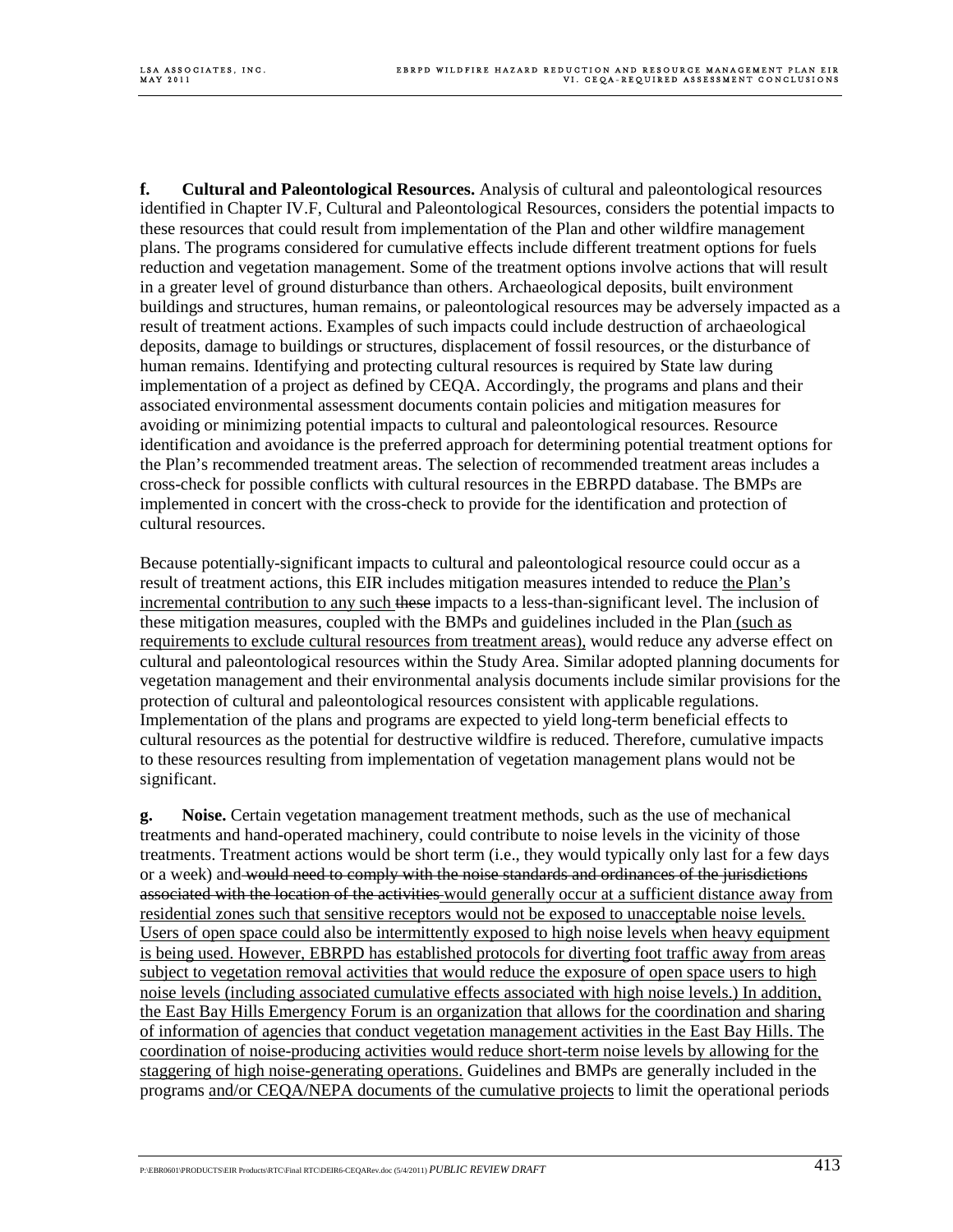**f. Cultural and Paleontological Resources.** Analysis of cultural and paleontological resources identified in Chapter IV.F, Cultural and Paleontological Resources, considers the potential impacts to these resources that could result from implementation of the Plan and other wildfire management plans. The programs considered for cumulative effects include different treatment options for fuels reduction and vegetation management. Some of the treatment options involve actions that will result in a greater level of ground disturbance than others. Archaeological deposits, built environment buildings and structures, human remains, or paleontological resources may be adversely impacted as a result of treatment actions. Examples of such impacts could include destruction of archaeological deposits, damage to buildings or structures, displacement of fossil resources, or the disturbance of human remains. Identifying and protecting cultural resources is required by State law during implementation of a project as defined by CEQA. Accordingly, the programs and plans and their associated environmental assessment documents contain policies and mitigation measures for avoiding or minimizing potential impacts to cultural and paleontological resources. Resource identification and avoidance is the preferred approach for determining potential treatment options for the Plan's recommended treatment areas. The selection of recommended treatment areas includes a cross-check for possible conflicts with cultural resources in the EBRPD database. The BMPs are implemented in concert with the cross-check to provide for the identification and protection of cultural resources.

Because potentially-significant impacts to cultural and paleontological resource could occur as a result of treatment actions, this EIR includes mitigation measures intended to reduce <u>the Plan's incremental contribution to any such</u> ~~these~~ impacts to a less-than-significant level. The inclusion of these mitigation measures, coupled with the BMPs and guidelines included in the Plan <u>(such as requirements to exclude cultural resources from treatment areas),</u> would reduce any adverse effect on cultural and paleontological resources within the Study Area. Similar adopted planning documents for vegetation management and their environmental analysis documents include similar provisions for the protection of cultural and paleontological resources consistent with applicable regulations. Implementation of the plans and programs are expected to yield long-term beneficial effects to cultural resources as the potential for destructive wildfire is reduced. Therefore, cumulative impacts to these resources resulting from implementation of vegetation management plans would not be significant.

**g. Noise.** Certain vegetation management treatment methods, such as the use of mechanical treatments and hand-operated machinery, could contribute to noise levels in the vicinity of those treatments. Treatment actions would be short term (i.e., they would typically only last for a few days or a week) and ~~would need to comply with the noise standards and ordinances of the jurisdictions associated with the location of the activities~~ <u>would generally occur at a sufficient distance away from residential zones such that sensitive receptors would not be exposed to unacceptable noise levels. Users of open space could also be intermittently exposed to high noise levels when heavy equipment is being used. However, EBRPD has established protocols for diverting foot traffic away from areas subject to vegetation removal activities that would reduce the exposure of open space users to high noise levels (including associated cumulative effects associated with high noise levels.) In addition, the East Bay Hills Emergency Forum is an organization that allows for the coordination and sharing of information of agencies that conduct vegetation management activities in the East Bay Hills. The coordination of noise-producing activities would reduce short-term noise levels by allowing for the staggering of high noise-generating operations.</u> Guidelines and BMPs are generally included in the programs <u>and/or CEQA/NEPA documents of the cumulative projects</u> to limit the operational periods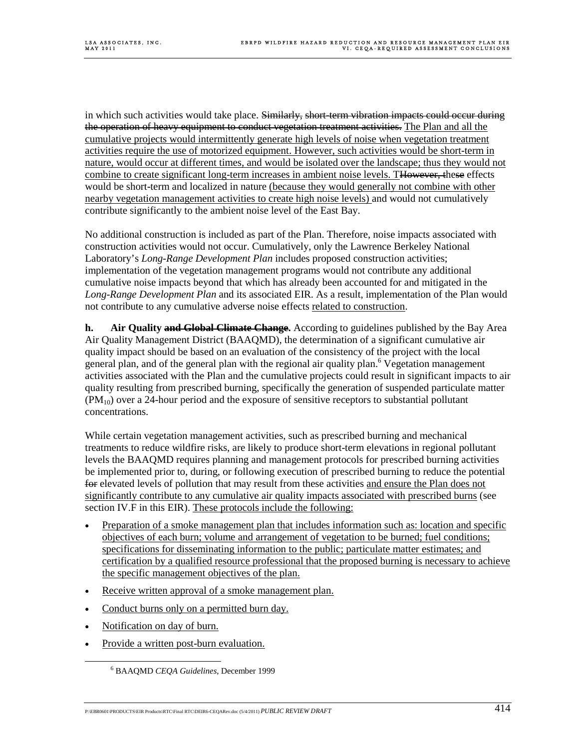in which such activities would take place. ~~Similarly, short-term vibration impacts could occur during the operation of heavy equipment to conduct vegetation treatment activities.~~ The Plan and all the cumulative projects would intermittently generate high levels of noise when vegetation treatment activities require the use of motorized equipment. However, such activities would be short-term in nature, would occur at different times, and would be isolated over the landscape; thus they would not combine to create significant long-term increases in ambient noise levels. T~~However, t~~hes~~e~~ effects would be short-term and localized in nature (because they would generally not combine with other nearby vegetation management activities to create high noise levels) and would not cumulatively contribute significantly to the ambient noise level of the East Bay.

No additional construction is included as part of the Plan. Therefore, noise impacts associated with construction activities would not occur. Cumulatively, only the Lawrence Berkeley National Laboratory's *Long-Range Development Plan* includes proposed construction activities; implementation of the vegetation management programs would not contribute any additional cumulative noise impacts beyond that which has already been accounted for and mitigated in the *Long-Range Development Plan* and its associated EIR. As a result, implementation of the Plan would not contribute to any cumulative adverse noise effects related to construction.

**h. Air Quality ~~and Global Climate Change~~.** According to guidelines published by the Bay Area Air Quality Management District (BAAQMD), the determination of a significant cumulative air quality impact should be based on an evaluation of the consistency of the project with the local general plan, and of the general plan with the regional air quality plan.[6] Vegetation management activities associated with the Plan and the cumulative projects could result in significant impacts to air quality resulting from prescribed burning, specifically the generation of suspended particulate matter ($PM_{10}$) over a 24-hour period and the exposure of sensitive receptors to substantial pollutant concentrations.

While certain vegetation management activities, such as prescribed burning and mechanical treatments to reduce wildfire risks, are likely to produce short-term elevations in regional pollutant levels the BAAQMD requires planning and management protocols for prescribed burning activities be implemented prior to, during, or following execution of prescribed burning to reduce the potential ~~for~~ elevated levels of pollution that may result from these activities and ensure the Plan does not significantly contribute to any cumulative air quality impacts associated with prescribed burns (see section IV.F in this EIR). These protocols include the following:

- Preparation of a smoke management plan that includes information such as: location and specific objectives of each burn; volume and arrangement of vegetation to be burned; fuel conditions; specifications for disseminating information to the public; particulate matter estimates; and certification by a qualified resource professional that the proposed burning is necessary to achieve the specific management objectives of the plan.
- Receive written approval of a smoke management plan.
- Conduct burns only on a permitted burn day.
- Notification on day of burn.
- Provide a written post-burn evaluation.

[6] BAAQMD *CEQA Guidelines*, December 1999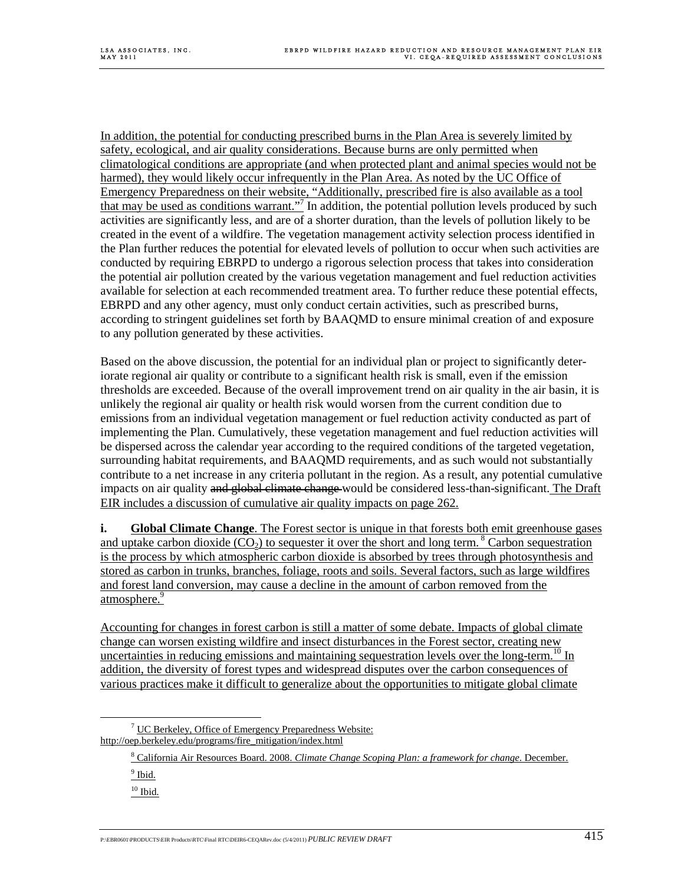In addition, the potential for conducting prescribed burns in the Plan Area is severely limited by safety, ecological, and air quality considerations. Because burns are only permitted when climatological conditions are appropriate (and when protected plant and animal species would not be harmed), they would likely occur infrequently in the Plan Area. As noted by the UC Office of Emergency Preparedness on their website, "Additionally, prescribed fire is also available as a tool that may be used as conditions warrant."[7] In addition, the potential pollution levels produced by such activities are significantly less, and are of a shorter duration, than the levels of pollution likely to be created in the event of a wildfire. The vegetation management activity selection process identified in the Plan further reduces the potential for elevated levels of pollution to occur when such activities are conducted by requiring EBRPD to undergo a rigorous selection process that takes into consideration the potential air pollution created by the various vegetation management and fuel reduction activities available for selection at each recommended treatment area. To further reduce these potential effects, EBRPD and any other agency, must only conduct certain activities, such as prescribed burns, according to stringent guidelines set forth by BAAQMD to ensure minimal creation of and exposure to any pollution generated by these activities.

Based on the above discussion, the potential for an individual plan or project to significantly deteriorate regional air quality or contribute to a significant health risk is small, even if the emission thresholds are exceeded. Because of the overall improvement trend on air quality in the air basin, it is unlikely the regional air quality or health risk would worsen from the current condition due to emissions from an individual vegetation management or fuel reduction activity conducted as part of implementing the Plan. Cumulatively, these vegetation management and fuel reduction activities will be dispersed across the calendar year according to the required conditions of the targeted vegetation, surrounding habitat requirements, and BAAQMD requirements, and as such would not substantially contribute to a net increase in any criteria pollutant in the region. As a result, any potential cumulative impacts on air quality ~~and global climate change~~ would be considered less-than-significant. The Draft EIR includes a discussion of cumulative air quality impacts on page 262.

**i. Global Climate Change**. The Forest sector is unique in that forests both emit greenhouse gases and uptake carbon dioxide ($CO_2$) to sequester it over the short and long term.[8] Carbon sequestration is the process by which atmospheric carbon dioxide is absorbed by trees through photosynthesis and stored as carbon in trunks, branches, foliage, roots and soils. Several factors, such as large wildfires and forest land conversion, may cause a decline in the amount of carbon removed from the atmosphere.[9]

Accounting for changes in forest carbon is still a matter of some debate. Impacts of global climate change can worsen existing wildfire and insect disturbances in the Forest sector, creating new uncertainties in reducing emissions and maintaining sequestration levels over the long-term.[10] In addition, the diversity of forest types and widespread disputes over the carbon consequences of various practices make it difficult to generalize about the opportunities to mitigate global climate

---

[7] UC Berkeley, Office of Emergency Preparedness Website: http://oep.berkeley.edu/programs/fire_mitigation/index.html

[8] California Air Resources Board. 2008. *Climate Change Scoping Plan: a framework for change*. December.

[9] Ibid.

[10] Ibid.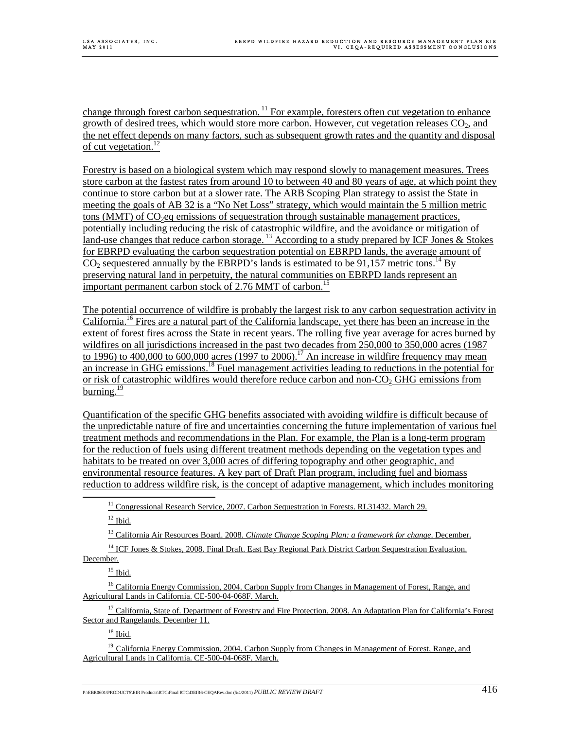change through forest carbon sequestration.[11] For example, foresters often cut vegetation to enhance growth of desired trees, which would store more carbon. However, cut vegetation releases $CO_2$, and the net effect depends on many factors, such as subsequent growth rates and the quantity and disposal of cut vegetation.[12]

Forestry is based on a biological system which may respond slowly to management measures. Trees store carbon at the fastest rates from around 10 to between 40 and 80 years of age, at which point they continue to store carbon but at a slower rate. The ARB Scoping Plan strategy to assist the State in meeting the goals of AB 32 is a "No Net Loss" strategy, which would maintain the 5 million metric tons (MMT) of $CO_2$eq emissions of sequestration through sustainable management practices, potentially including reducing the risk of catastrophic wildfire, and the avoidance or mitigation of land-use changes that reduce carbon storage.[13] According to a study prepared by ICF Jones & Stokes for EBRPD evaluating the carbon sequestration potential on EBRPD lands, the average amount of $CO_2$ sequestered annually by the EBRPD's lands is estimated to be 91,157 metric tons.[14] By preserving natural land in perpetuity, the natural communities on EBRPD lands represent an important permanent carbon stock of 2.76 MMT of carbon.[15]

The potential occurrence of wildfire is probably the largest risk to any carbon sequestration activity in California.[16] Fires are a natural part of the California landscape, yet there has been an increase in the extent of forest fires across the State in recent years. The rolling five year average for acres burned by wildfires on all jurisdictions increased in the past two decades from 250,000 to 350,000 acres (1987 to 1996) to 400,000 to 600,000 acres (1997 to 2006).[17] An increase in wildfire frequency may mean an increase in GHG emissions.[18] Fuel management activities leading to reductions in the potential for or risk of catastrophic wildfires would therefore reduce carbon and non-$CO_2$ GHG emissions from burning.[19]

Quantification of the specific GHG benefits associated with avoiding wildfire is difficult because of the unpredictable nature of fire and uncertainties concerning the future implementation of various fuel treatment methods and recommendations in the Plan. For example, the Plan is a long-term program for the reduction of fuels using different treatment methods depending on the vegetation types and habitats to be treated on over 3,000 acres of differing topography and other geographic, and environmental resource features. A key part of Draft Plan program, including fuel and biomass reduction to address wildfire risk, is the concept of adaptive management, which includes monitoring

---

[11] Congressional Research Service, 2007. Carbon Sequestration in Forests. RL31432. March 29.

[12] Ibid.

[13] California Air Resources Board. 2008. *Climate Change Scoping Plan: a framework for change*. December.

[14] ICF Jones & Stokes, 2008. Final Draft. East Bay Regional Park District Carbon Sequestration Evaluation. December.

[15] Ibid.

[16] California Energy Commission, 2004. Carbon Supply from Changes in Management of Forest, Range, and Agricultural Lands in California. CE-500-04-068F. March.

[17] California, State of. Department of Forestry and Fire Protection. 2008. An Adaptation Plan for California's Forest Sector and Rangelands. December 11.

[18] Ibid.

[19] California Energy Commission, 2004. Carbon Supply from Changes in Management of Forest, Range, and Agricultural Lands in California. CE-500-04-068F. March.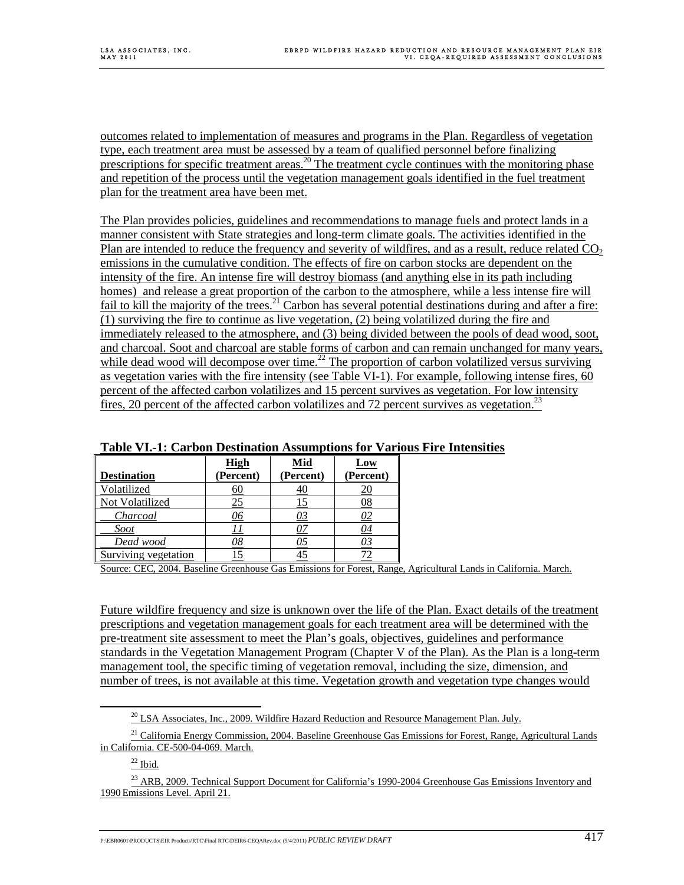outcomes related to implementation of measures and programs in the Plan. Regardless of vegetation type, each treatment area must be assessed by a team of qualified personnel before finalizing prescriptions for specific treatment areas.[20] The treatment cycle continues with the monitoring phase and repetition of the process until the vegetation management goals identified in the fuel treatment plan for the treatment area have been met.

The Plan provides policies, guidelines and recommendations to manage fuels and protect lands in a manner consistent with State strategies and long-term climate goals. The activities identified in the Plan are intended to reduce the frequency and severity of wildfires, and as a result, reduce related $CO_2$ emissions in the cumulative condition. The effects of fire on carbon stocks are dependent on the intensity of the fire. An intense fire will destroy biomass (and anything else in its path including homes) and release a great proportion of the carbon to the atmosphere, while a less intense fire will fail to kill the majority of the trees.[21] Carbon has several potential destinations during and after a fire: (1) surviving the fire to continue as live vegetation, (2) being volatilized during the fire and immediately released to the atmosphere, and (3) being divided between the pools of dead wood, soot, and charcoal. Soot and charcoal are stable forms of carbon and can remain unchanged for many years, while dead wood will decompose over time.[22] The proportion of carbon volatilized versus surviving as vegetation varies with the fire intensity (see Table VI-1). For example, following intense fires, 60 percent of the affected carbon volatilizes and 15 percent survives as vegetation. For low intensity fires, 20 percent of the affected carbon volatilizes and 72 percent survives as vegetation.[23]

**Table VI.-1: Carbon Destination Assumptions for Various Fire Intensities**

| Destination | High (Percent) | Mid (Percent) | Low (Percent) |
|---|---|---|---|
| Volatilized | 60 | 40 | 20 |
| Not Volatilized | 25 | 15 | 08 |
| *Charcoal* | *06* | *03* | *02* |
| *Soot* | *11* | *07* | *04* |
| *Dead wood* | *08* | *05* | *03* |
| Surviving vegetation | 15 | 45 | 72 |

Source: CEC, 2004. Baseline Greenhouse Gas Emissions for Forest, Range, Agricultural Lands in California. March.

Future wildfire frequency and size is unknown over the life of the Plan. Exact details of the treatment prescriptions and vegetation management goals for each treatment area will be determined with the pre-treatment site assessment to meet the Plan's goals, objectives, guidelines and performance standards in the Vegetation Management Program (Chapter V of the Plan). As the Plan is a long-term management tool, the specific timing of vegetation removal, including the size, dimension, and number of trees, is not available at this time. Vegetation growth and vegetation type changes would

[20] LSA Associates, Inc., 2009. Wildfire Hazard Reduction and Resource Management Plan. July.

[21] California Energy Commission, 2004. Baseline Greenhouse Gas Emissions for Forest, Range, Agricultural Lands in California. CE-500-04-069. March.

[22] Ibid.

[23] ARB, 2009. Technical Support Document for California's 1990-2004 Greenhouse Gas Emissions Inventory and 1990 Emissions Level. April 21.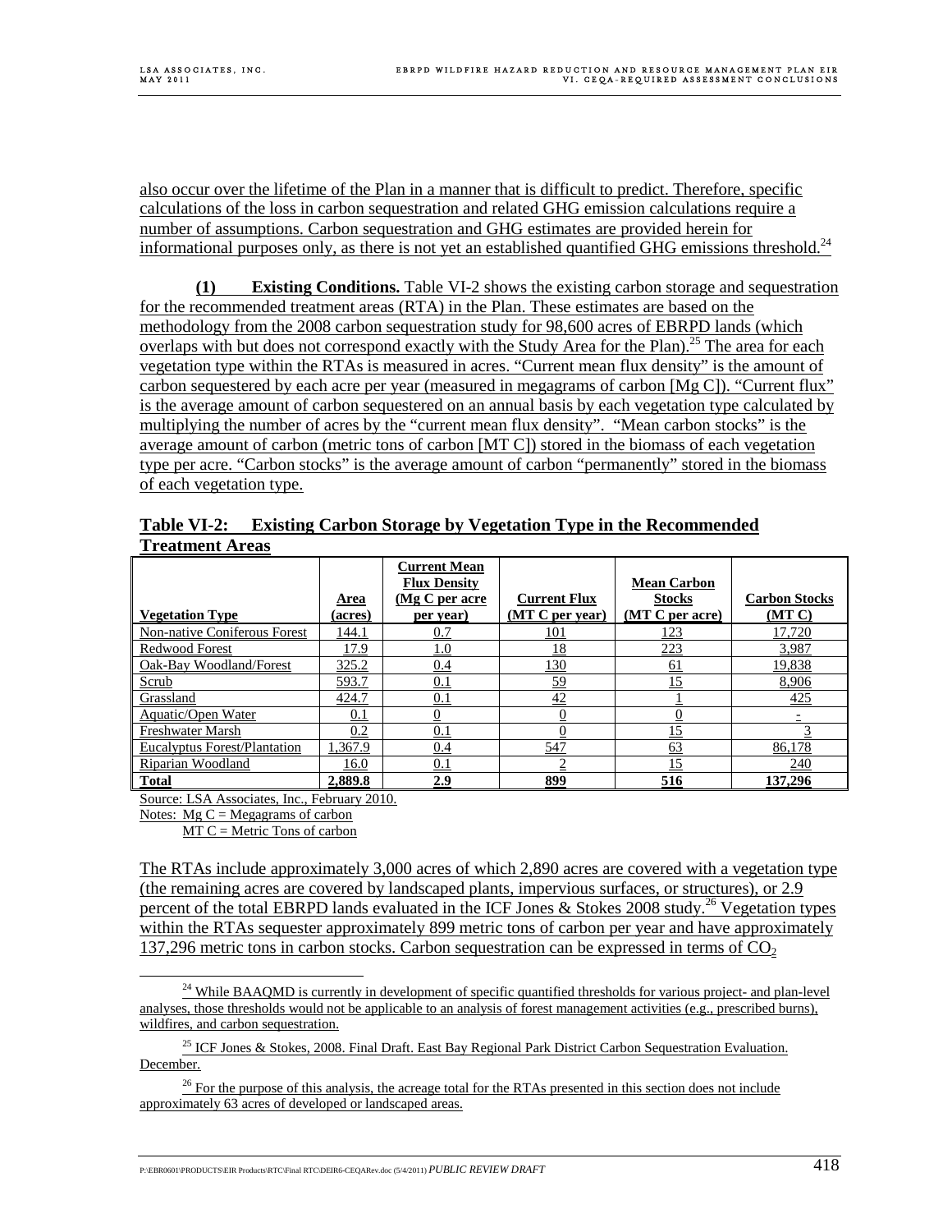also occur over the lifetime of the Plan in a manner that is difficult to predict. Therefore, specific calculations of the loss in carbon sequestration and related GHG emission calculations require a number of assumptions. Carbon sequestration and GHG estimates are provided herein for informational purposes only, as there is not yet an established quantified GHG emissions threshold.[24]

**(1) Existing Conditions.** Table VI-2 shows the existing carbon storage and sequestration for the recommended treatment areas (RTA) in the Plan. These estimates are based on the methodology from the 2008 carbon sequestration study for 98,600 acres of EBRPD lands (which overlaps with but does not correspond exactly with the Study Area for the Plan).[25] The area for each vegetation type within the RTAs is measured in acres. "Current mean flux density" is the amount of carbon sequestered by each acre per year (measured in megagrams of carbon [Mg C]). "Current flux" is the average amount of carbon sequestered on an annual basis by each vegetation type calculated by multiplying the number of acres by the "current mean flux density". "Mean carbon stocks" is the average amount of carbon (metric tons of carbon [MT C]) stored in the biomass of each vegetation type per acre. "Carbon stocks" is the average amount of carbon "permanently" stored in the biomass of each vegetation type.

**Table VI-2: Existing Carbon Storage by Vegetation Type in the Recommended Treatment Areas**

| Vegetation Type | Area (acres) | Current Mean Flux Density (Mg C per acre per year) | Current Flux (MT C per year) | Mean Carbon Stocks (MT C per acre) | Carbon Stocks (MT C) |
|---|---|---|---|---|---|
| Non-native Coniferous Forest | 144.1 | 0.7 | 101 | 123 | 17,720 |
| Redwood Forest | 17.9 | 1.0 | 18 | 223 | 3,987 |
| Oak-Bay Woodland/Forest | 325.2 | 0.4 | 130 | 61 | 19,838 |
| Scrub | 593.7 | 0.1 | 59 | 15 | 8,906 |
| Grassland | 424.7 | 0.1 | 42 | 1 | 425 |
| Aquatic/Open Water | 0.1 | 0 | 0 | 0 | - |
| Freshwater Marsh | 0.2 | 0.1 | 0 | 15 | 3 |
| Eucalyptus Forest/Plantation | 1,367.9 | 0.4 | 547 | 63 | 86,178 |
| Riparian Woodland | 16.0 | 0.1 | 2 | 15 | 240 |
| **Total** | **2,889.8** | **2.9** | **899** | **516** | **137,296** |

Source: LSA Associates, Inc., February 2010.
Notes: Mg C = Megagrams of carbon
MT C = Metric Tons of carbon

The RTAs include approximately 3,000 acres of which 2,890 acres are covered with a vegetation type (the remaining acres are covered by landscaped plants, impervious surfaces, or structures), or 2.9 percent of the total EBRPD lands evaluated in the ICF Jones & Stokes 2008 study.[26] Vegetation types within the RTAs sequester approximately 899 metric tons of carbon per year and have approximately 137,296 metric tons in carbon stocks. Carbon sequestration can be expressed in terms of $CO_2$

[24] While BAAQMD is currently in development of specific quantified thresholds for various project- and plan-level analyses, those thresholds would not be applicable to an analysis of forest management activities (e.g., prescribed burns), wildfires, and carbon sequestration.

[25] ICF Jones & Stokes, 2008. Final Draft. East Bay Regional Park District Carbon Sequestration Evaluation. December.

[26] For the purpose of this analysis, the acreage total for the RTAs presented in this section does not include approximately 63 acres of developed or landscaped areas.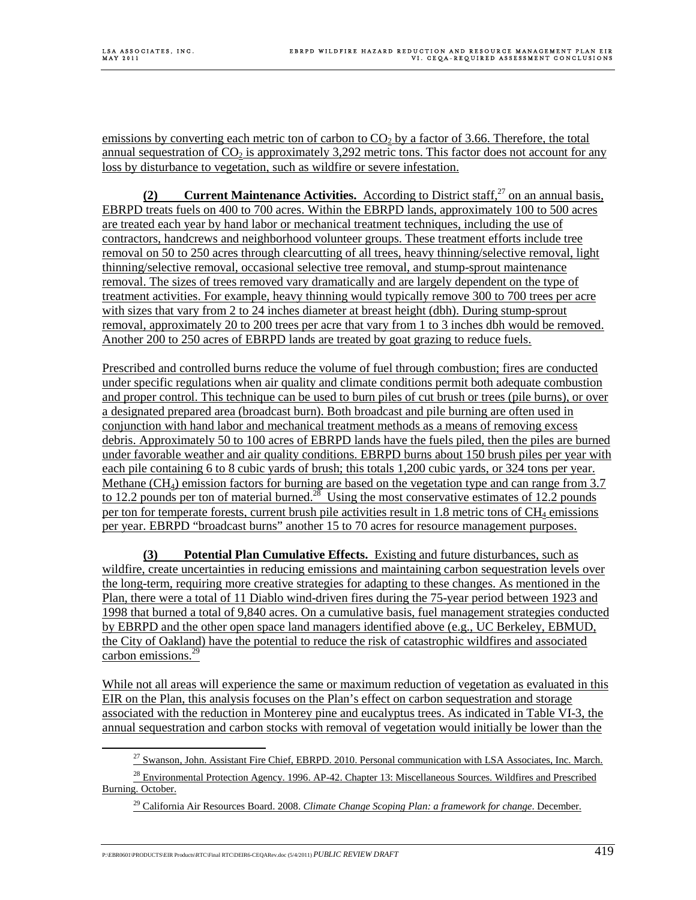emissions by converting each metric ton of carbon to $CO_2$ by a factor of 3.66. Therefore, the total annual sequestration of $CO_2$ is approximately 3,292 metric tons. This factor does not account for any loss by disturbance to vegetation, such as wildfire or severe infestation.

**(2) Current Maintenance Activities.** According to District staff,[27] on an annual basis, EBRPD treats fuels on 400 to 700 acres. Within the EBRPD lands, approximately 100 to 500 acres are treated each year by hand labor or mechanical treatment techniques, including the use of contractors, handcrews and neighborhood volunteer groups. These treatment efforts include tree removal on 50 to 250 acres through clearcutting of all trees, heavy thinning/selective removal, light thinning/selective removal, occasional selective tree removal, and stump-sprout maintenance removal. The sizes of trees removed vary dramatically and are largely dependent on the type of treatment activities. For example, heavy thinning would typically remove 300 to 700 trees per acre with sizes that vary from 2 to 24 inches diameter at breast height (dbh). During stump-sprout removal, approximately 20 to 200 trees per acre that vary from 1 to 3 inches dbh would be removed. Another 200 to 250 acres of EBRPD lands are treated by goat grazing to reduce fuels.

Prescribed and controlled burns reduce the volume of fuel through combustion; fires are conducted under specific regulations when air quality and climate conditions permit both adequate combustion and proper control. This technique can be used to burn piles of cut brush or trees (pile burns), or over a designated prepared area (broadcast burn). Both broadcast and pile burning are often used in conjunction with hand labor and mechanical treatment methods as a means of removing excess debris. Approximately 50 to 100 acres of EBRPD lands have the fuels piled, then the piles are burned under favorable weather and air quality conditions. EBRPD burns about 150 brush piles per year with each pile containing 6 to 8 cubic yards of brush; this totals 1,200 cubic yards, or 324 tons per year. Methane ($CH_4$) emission factors for burning are based on the vegetation type and can range from 3.7 to 12.2 pounds per ton of material burned.[28] Using the most conservative estimates of 12.2 pounds per ton for temperate forests, current brush pile activities result in 1.8 metric tons of $CH_4$ emissions per year. EBRPD "broadcast burns" another 15 to 70 acres for resource management purposes.

**(3) Potential Plan Cumulative Effects.** Existing and future disturbances, such as wildfire, create uncertainties in reducing emissions and maintaining carbon sequestration levels over the long-term, requiring more creative strategies for adapting to these changes. As mentioned in the Plan, there were a total of 11 Diablo wind-driven fires during the 75-year period between 1923 and 1998 that burned a total of 9,840 acres. On a cumulative basis, fuel management strategies conducted by EBRPD and the other open space land managers identified above (e.g., UC Berkeley, EBMUD, the City of Oakland) have the potential to reduce the risk of catastrophic wildfires and associated carbon emissions.[29]

While not all areas will experience the same or maximum reduction of vegetation as evaluated in this EIR on the Plan, this analysis focuses on the Plan's effect on carbon sequestration and storage associated with the reduction in Monterey pine and eucalyptus trees. As indicated in Table VI-3, the annual sequestration and carbon stocks with removal of vegetation would initially be lower than the

---

[27] Swanson, John. Assistant Fire Chief, EBRPD. 2010. Personal communication with LSA Associates, Inc. March.

[28] Environmental Protection Agency. 1996. AP-42. Chapter 13: Miscellaneous Sources. Wildfires and Prescribed Burning. October.

[29] California Air Resources Board. 2008. *Climate Change Scoping Plan: a framework for change*. December.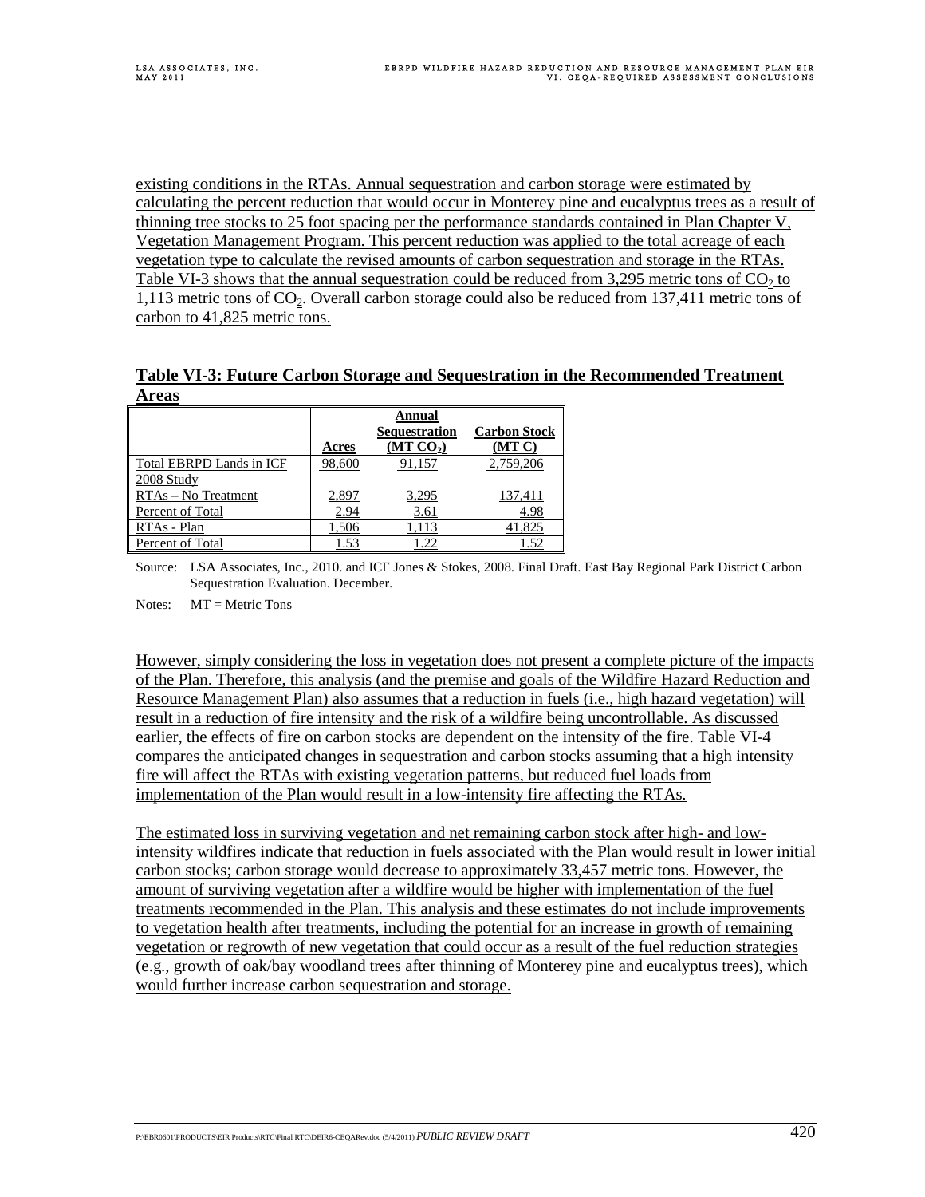existing conditions in the RTAs. Annual sequestration and carbon storage were estimated by calculating the percent reduction that would occur in Monterey pine and eucalyptus trees as a result of thinning tree stocks to 25 foot spacing per the performance standards contained in Plan Chapter V, Vegetation Management Program. This percent reduction was applied to the total acreage of each vegetation type to calculate the revised amounts of carbon sequestration and storage in the RTAs. Table VI-3 shows that the annual sequestration could be reduced from 3,295 metric tons of $CO_2$ to 1,113 metric tons of $CO_2$. Overall carbon storage could also be reduced from 137,411 metric tons of carbon to 41,825 metric tons.

**Table VI-3: Future Carbon Storage and Sequestration in the Recommended Treatment Areas**

| | Acres | Annual Sequestration (MT $CO_2$) | Carbon Stock (MT C) |
|---|---|---|---|
| Total EBRPD Lands in ICF 2008 Study | 98,600 | 91,157 | 2,759,206 |
| RTAs – No Treatment | 2,897 | 3,295 | 137,411 |
| Percent of Total | 2.94 | 3.61 | 4.98 |
| RTAs - Plan | 1,506 | 1,113 | 41,825 |
| Percent of Total | 1.53 | 1.22 | 1.52 |

Source: LSA Associates, Inc., 2010. and ICF Jones & Stokes, 2008. Final Draft. East Bay Regional Park District Carbon Sequestration Evaluation. December.

Notes: MT = Metric Tons

However, simply considering the loss in vegetation does not present a complete picture of the impacts of the Plan. Therefore, this analysis (and the premise and goals of the Wildfire Hazard Reduction and Resource Management Plan) also assumes that a reduction in fuels (i.e., high hazard vegetation) will result in a reduction of fire intensity and the risk of a wildfire being uncontrollable. As discussed earlier, the effects of fire on carbon stocks are dependent on the intensity of the fire. Table VI-4 compares the anticipated changes in sequestration and carbon stocks assuming that a high intensity fire will affect the RTAs with existing vegetation patterns, but reduced fuel loads from implementation of the Plan would result in a low-intensity fire affecting the RTAs.

The estimated loss in surviving vegetation and net remaining carbon stock after high- and low-intensity wildfires indicate that reduction in fuels associated with the Plan would result in lower initial carbon stocks; carbon storage would decrease to approximately 33,457 metric tons. However, the amount of surviving vegetation after a wildfire would be higher with implementation of the fuel treatments recommended in the Plan. This analysis and these estimates do not include improvements to vegetation health after treatments, including the potential for an increase in growth of remaining vegetation or regrowth of new vegetation that could occur as a result of the fuel reduction strategies (e.g., growth of oak/bay woodland trees after thinning of Monterey pine and eucalyptus trees), which would further increase carbon sequestration and storage.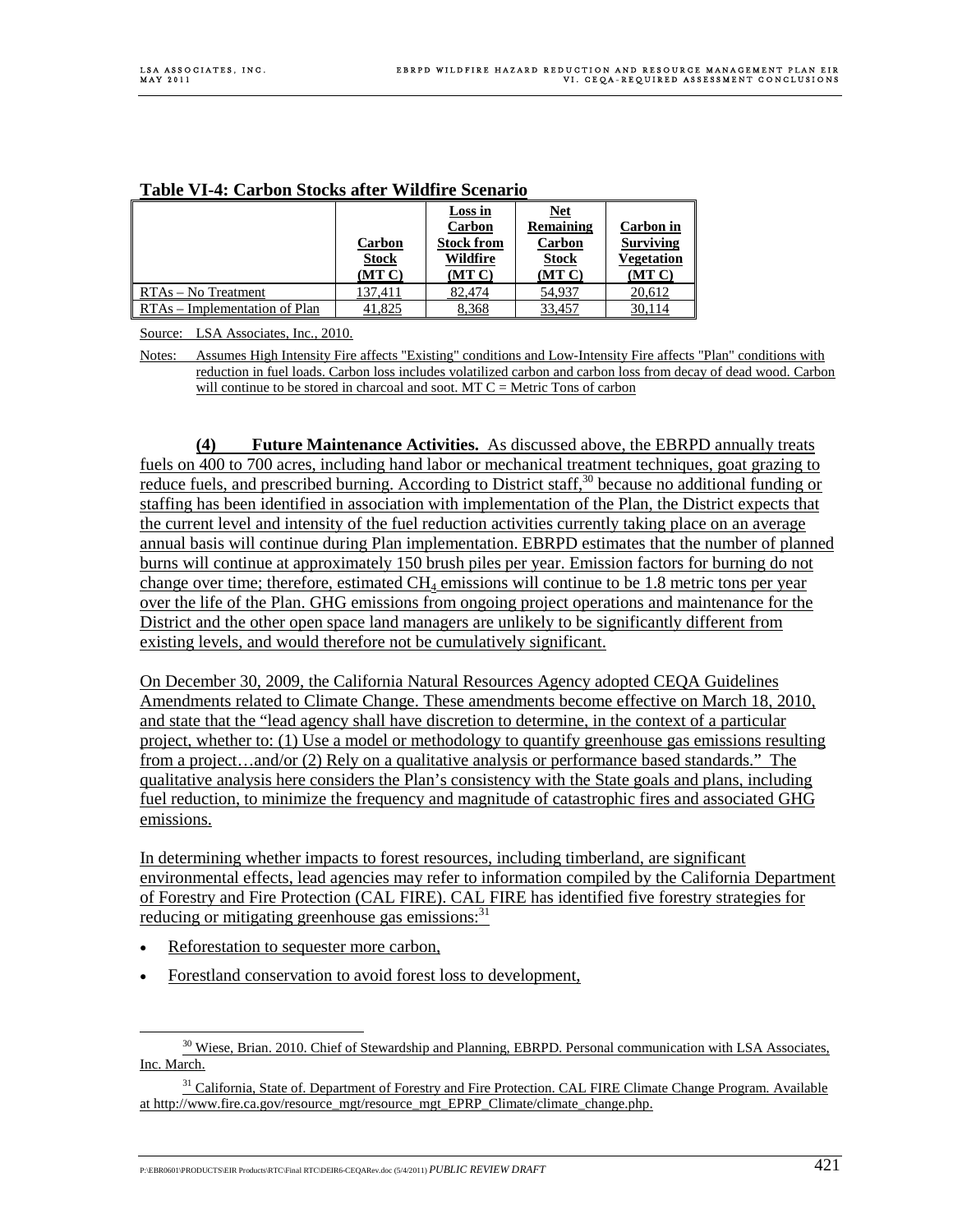**Table VI-4: Carbon Stocks after Wildfire Scenario**

| | Carbon Stock (MT C) | Loss in Carbon Stock from Wildfire (MT C) | Net Remaining Carbon Stock (MT C) | Carbon in Surviving Vegetation (MT C) |
|---|---|---|---|---|
| RTAs – No Treatment | 137,411 | 82,474 | 54,937 | 20,612 |
| RTAs – Implementation of Plan | 41,825 | 8,368 | 33,457 | 30,114 |

Source: LSA Associates, Inc., 2010.

Notes: Assumes High Intensity Fire affects "Existing" conditions and Low-Intensity Fire affects "Plan" conditions with reduction in fuel loads. Carbon loss includes volatilized carbon and carbon loss from decay of dead wood. Carbon will continue to be stored in charcoal and soot. MT C = Metric Tons of carbon

**(4) Future Maintenance Activities.** As discussed above, the EBRPD annually treats fuels on 400 to 700 acres, including hand labor or mechanical treatment techniques, goat grazing to reduce fuels, and prescribed burning. According to District staff,[30] because no additional funding or staffing has been identified in association with implementation of the Plan, the District expects that the current level and intensity of the fuel reduction activities currently taking place on an average annual basis will continue during Plan implementation. EBRPD estimates that the number of planned burns will continue at approximately 150 brush piles per year. Emission factors for burning do not change over time; therefore, estimated $CH_4$ emissions will continue to be 1.8 metric tons per year over the life of the Plan. GHG emissions from ongoing project operations and maintenance for the District and the other open space land managers are unlikely to be significantly different from existing levels, and would therefore not be cumulatively significant.

On December 30, 2009, the California Natural Resources Agency adopted CEQA Guidelines Amendments related to Climate Change. These amendments become effective on March 18, 2010, and state that the "lead agency shall have discretion to determine, in the context of a particular project, whether to: (1) Use a model or methodology to quantify greenhouse gas emissions resulting from a project…and/or (2) Rely on a qualitative analysis or performance based standards." The qualitative analysis here considers the Plan's consistency with the State goals and plans, including fuel reduction, to minimize the frequency and magnitude of catastrophic fires and associated GHG emissions.

In determining whether impacts to forest resources, including timberland, are significant environmental effects, lead agencies may refer to information compiled by the California Department of Forestry and Fire Protection (CAL FIRE). CAL FIRE has identified five forestry strategies for reducing or mitigating greenhouse gas emissions:[31]

- Reforestation to sequester more carbon,
- Forestland conservation to avoid forest loss to development,

[30] Wiese, Brian. 2010. Chief of Stewardship and Planning, EBRPD. Personal communication with LSA Associates, Inc. March.

[31] California, State of. Department of Forestry and Fire Protection. CAL FIRE Climate Change Program. Available at http://www.fire.ca.gov/resource_mgt/resource_mgt_EPRP_Climate/climate_change.php.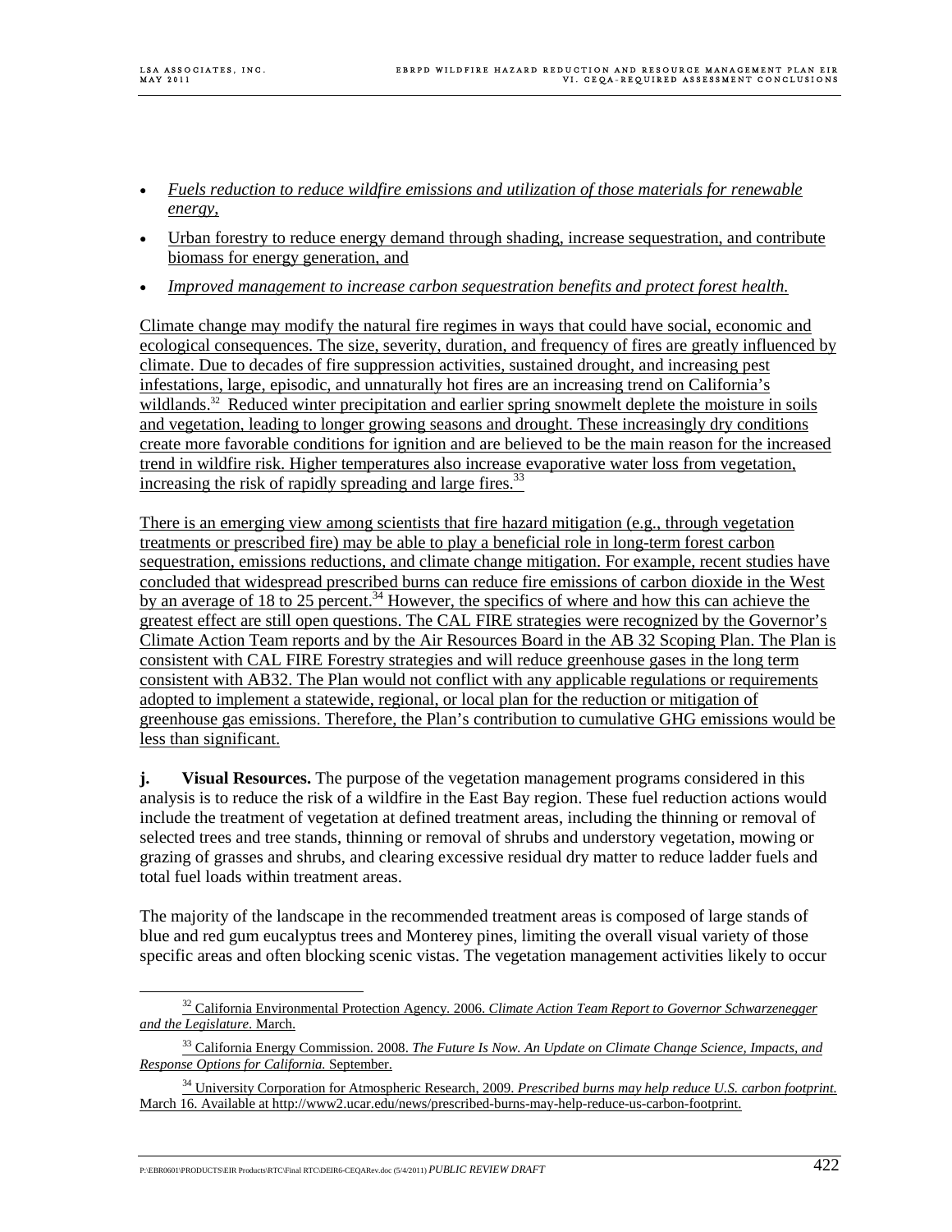- *Fuels reduction to reduce wildfire emissions and utilization of those materials for renewable energy,*
- Urban forestry to reduce energy demand through shading, increase sequestration, and contribute biomass for energy generation, and
- *Improved management to increase carbon sequestration benefits and protect forest health.*

Climate change may modify the natural fire regimes in ways that could have social, economic and ecological consequences. The size, severity, duration, and frequency of fires are greatly influenced by climate. Due to decades of fire suppression activities, sustained drought, and increasing pest infestations, large, episodic, and unnaturally hot fires are an increasing trend on California's wildlands.[32] Reduced winter precipitation and earlier spring snowmelt deplete the moisture in soils and vegetation, leading to longer growing seasons and drought. These increasingly dry conditions create more favorable conditions for ignition and are believed to be the main reason for the increased trend in wildfire risk. Higher temperatures also increase evaporative water loss from vegetation, increasing the risk of rapidly spreading and large fires.[33]

There is an emerging view among scientists that fire hazard mitigation (e.g., through vegetation treatments or prescribed fire) may be able to play a beneficial role in long-term forest carbon sequestration, emissions reductions, and climate change mitigation. For example, recent studies have concluded that widespread prescribed burns can reduce fire emissions of carbon dioxide in the West by an average of 18 to 25 percent.[34] However, the specifics of where and how this can achieve the greatest effect are still open questions. The CAL FIRE strategies were recognized by the Governor's Climate Action Team reports and by the Air Resources Board in the AB 32 Scoping Plan. The Plan is consistent with CAL FIRE Forestry strategies and will reduce greenhouse gases in the long term consistent with AB32. The Plan would not conflict with any applicable regulations or requirements adopted to implement a statewide, regional, or local plan for the reduction or mitigation of greenhouse gas emissions. Therefore, the Plan's contribution to cumulative GHG emissions would be less than significant.

**j. Visual Resources.** The purpose of the vegetation management programs considered in this analysis is to reduce the risk of a wildfire in the East Bay region. These fuel reduction actions would include the treatment of vegetation at defined treatment areas, including the thinning or removal of selected trees and tree stands, thinning or removal of shrubs and understory vegetation, mowing or grazing of grasses and shrubs, and clearing excessive residual dry matter to reduce ladder fuels and total fuel loads within treatment areas.

The majority of the landscape in the recommended treatment areas is composed of large stands of blue and red gum eucalyptus trees and Monterey pines, limiting the overall visual variety of those specific areas and often blocking scenic vistas. The vegetation management activities likely to occur

[32] California Environmental Protection Agency. 2006. *Climate Action Team Report to Governor Schwarzenegger and the Legislature*. March.

[33] California Energy Commission. 2008. *The Future Is Now. An Update on Climate Change Science, Impacts, and Response Options for California.* September.

[34] University Corporation for Atmospheric Research, 2009. *Prescribed burns may help reduce U.S. carbon footprint.* March 16. Available at http://www2.ucar.edu/news/prescribed-burns-may-help-reduce-us-carbon-footprint.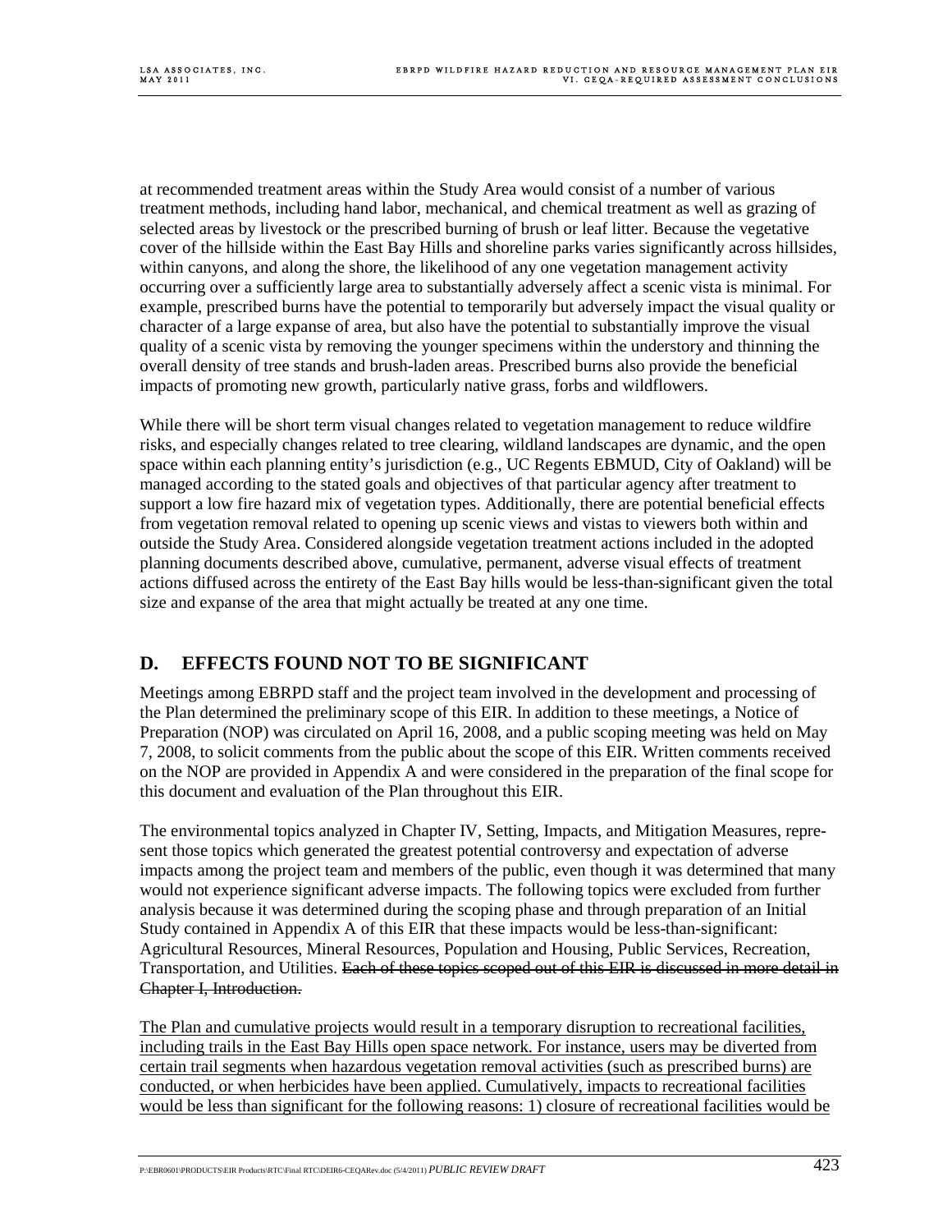at recommended treatment areas within the Study Area would consist of a number of various treatment methods, including hand labor, mechanical, and chemical treatment as well as grazing of selected areas by livestock or the prescribed burning of brush or leaf litter. Because the vegetative cover of the hillside within the East Bay Hills and shoreline parks varies significantly across hillsides, within canyons, and along the shore, the likelihood of any one vegetation management activity occurring over a sufficiently large area to substantially adversely affect a scenic vista is minimal. For example, prescribed burns have the potential to temporarily but adversely impact the visual quality or character of a large expanse of area, but also have the potential to substantially improve the visual quality of a scenic vista by removing the younger specimens within the understory and thinning the overall density of tree stands and brush-laden areas. Prescribed burns also provide the beneficial impacts of promoting new growth, particularly native grass, forbs and wildflowers.

While there will be short term visual changes related to vegetation management to reduce wildfire risks, and especially changes related to tree clearing, wildland landscapes are dynamic, and the open space within each planning entity's jurisdiction (e.g., UC Regents EBMUD, City of Oakland) will be managed according to the stated goals and objectives of that particular agency after treatment to support a low fire hazard mix of vegetation types. Additionally, there are potential beneficial effects from vegetation removal related to opening up scenic views and vistas to viewers both within and outside the Study Area. Considered alongside vegetation treatment actions included in the adopted planning documents described above, cumulative, permanent, adverse visual effects of treatment actions diffused across the entirety of the East Bay hills would be less-than-significant given the total size and expanse of the area that might actually be treated at any one time.

## D. EFFECTS FOUND NOT TO BE SIGNIFICANT

Meetings among EBRPD staff and the project team involved in the development and processing of the Plan determined the preliminary scope of this EIR. In addition to these meetings, a Notice of Preparation (NOP) was circulated on April 16, 2008, and a public scoping meeting was held on May 7, 2008, to solicit comments from the public about the scope of this EIR. Written comments received on the NOP are provided in Appendix A and were considered in the preparation of the final scope for this document and evaluation of the Plan throughout this EIR.

The environmental topics analyzed in Chapter IV, Setting, Impacts, and Mitigation Measures, represent those topics which generated the greatest potential controversy and expectation of adverse impacts among the project team and members of the public, even though it was determined that many would not experience significant adverse impacts. The following topics were excluded from further analysis because it was determined during the scoping phase and through preparation of an Initial Study contained in Appendix A of this EIR that these impacts would be less-than-significant: Agricultural Resources, Mineral Resources, Population and Housing, Public Services, Recreation, Transportation, and Utilities. ~~Each of these topics scoped out of this EIR is discussed in more detail in Chapter I, Introduction.~~

<u>The Plan and cumulative projects would result in a temporary disruption to recreational facilities, including trails in the East Bay Hills open space network. For instance, users may be diverted from certain trail segments when hazardous vegetation removal activities (such as prescribed burns) are conducted, or when herbicides have been applied. Cumulatively, impacts to recreational facilities would be less than significant for the following reasons: 1) closure of recreational facilities would be</u>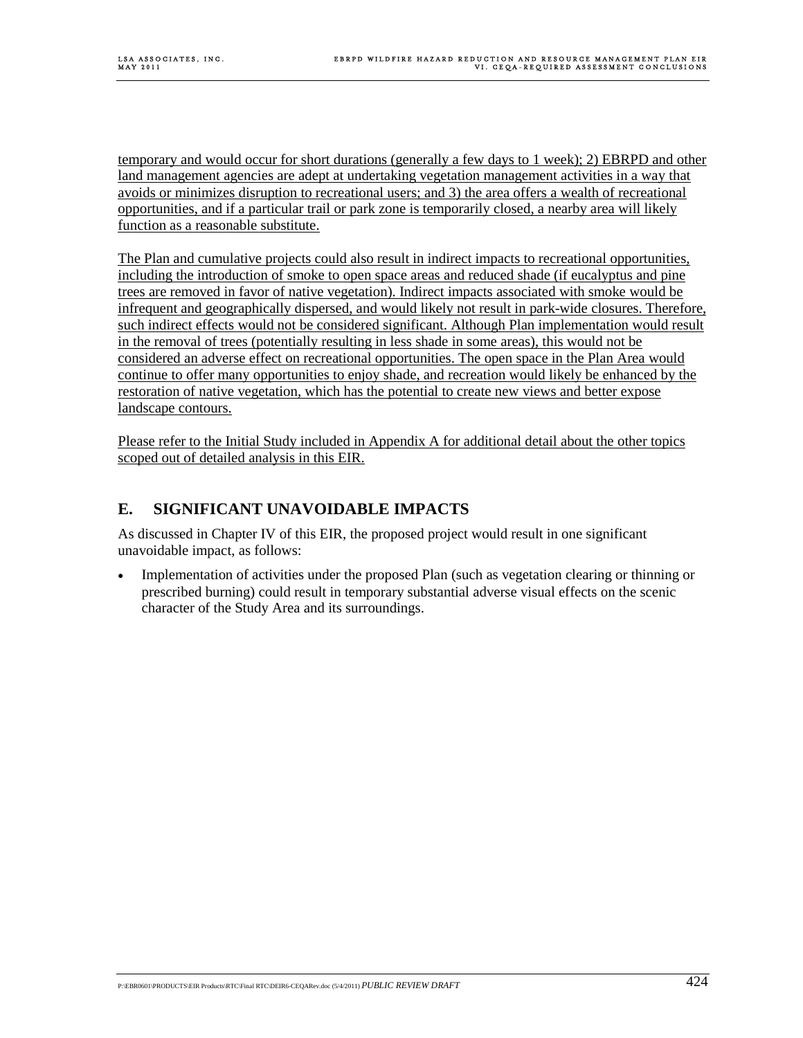temporary and would occur for short durations (generally a few days to 1 week); 2) EBRPD and other land management agencies are adept at undertaking vegetation management activities in a way that avoids or minimizes disruption to recreational users; and 3) the area offers a wealth of recreational opportunities, and if a particular trail or park zone is temporarily closed, a nearby area will likely function as a reasonable substitute.

The Plan and cumulative projects could also result in indirect impacts to recreational opportunities, including the introduction of smoke to open space areas and reduced shade (if eucalyptus and pine trees are removed in favor of native vegetation). Indirect impacts associated with smoke would be infrequent and geographically dispersed, and would likely not result in park-wide closures. Therefore, such indirect effects would not be considered significant. Although Plan implementation would result in the removal of trees (potentially resulting in less shade in some areas), this would not be considered an adverse effect on recreational opportunities. The open space in the Plan Area would continue to offer many opportunities to enjoy shade, and recreation would likely be enhanced by the restoration of native vegetation, which has the potential to create new views and better expose landscape contours.

Please refer to the Initial Study included in Appendix A for additional detail about the other topics scoped out of detailed analysis in this EIR.

## E. SIGNIFICANT UNAVOIDABLE IMPACTS

As discussed in Chapter IV of this EIR, the proposed project would result in one significant unavoidable impact, as follows:

- Implementation of activities under the proposed Plan (such as vegetation clearing or thinning or prescribed burning) could result in temporary substantial adverse visual effects on the scenic character of the Study Area and its surroundings.